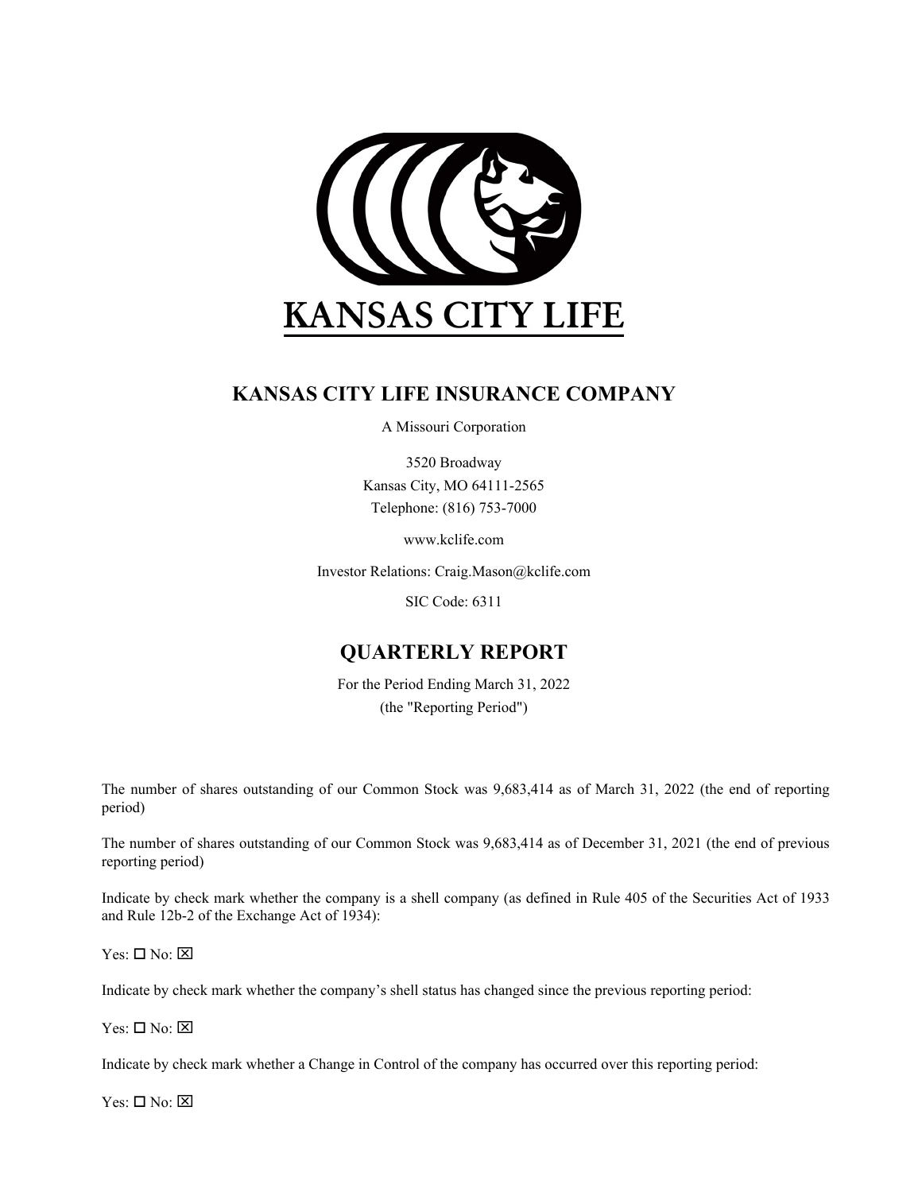KANSAS CITY LIFE

# KANSAS CITY LIFE INSURANCE COMPANY

A Missouri Corporation

3520 Broadway
Kansas City, MO 64111-2565
Telephone: (816) 753-7000

www.kclife.com

Investor Relations: Craig.Mason@kclife.com

SIC Code: 6311

# QUARTERLY REPORT

For the Period Ending March 31, 2022
(the "Reporting Period")

The number of shares outstanding of our Common Stock was 9,683,414 as of March 31, 2022 (the end of reporting period)

The number of shares outstanding of our Common Stock was 9,683,414 as of December 31, 2021 (the end of previous reporting period)

Indicate by check mark whether the company is a shell company (as defined in Rule 405 of the Securities Act of 1933 and Rule 12b-2 of the Exchange Act of 1934):

Yes: ☐ No: ☒

Indicate by check mark whether the company's shell status has changed since the previous reporting period:

Yes: ☐ No: ☒

Indicate by check mark whether a Change in Control of the company has occurred over this reporting period:

Yes: ☐ No: ☒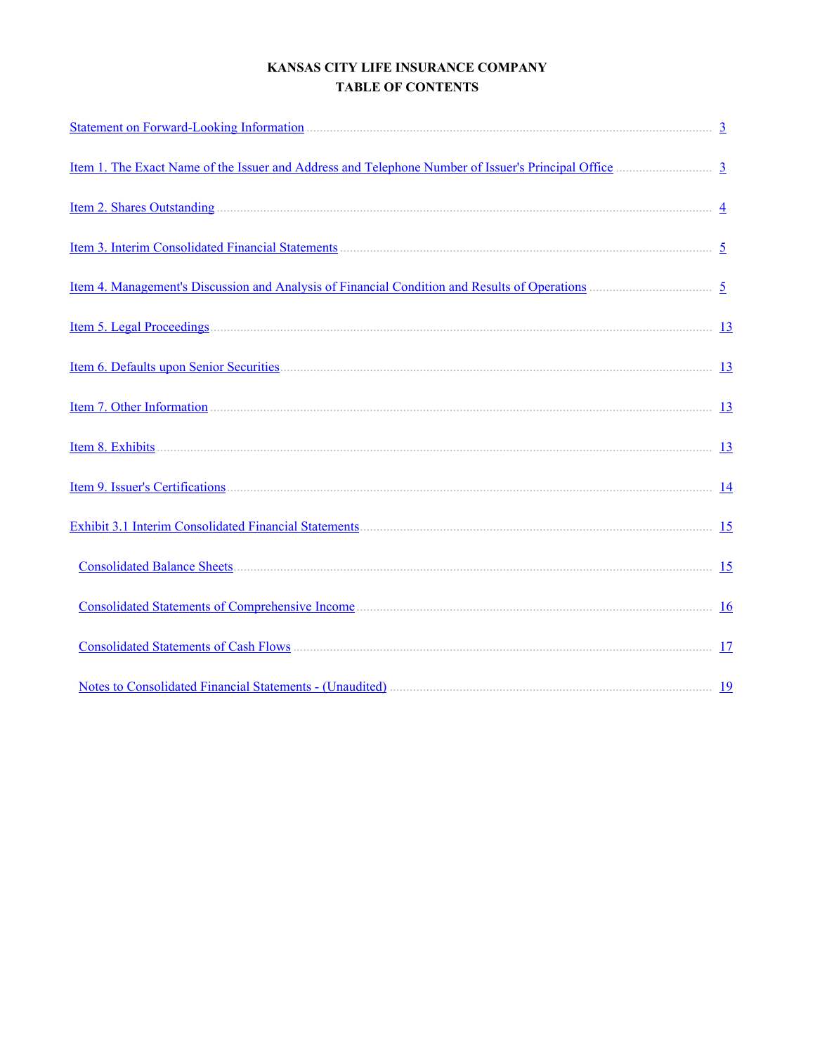# KANSAS CITY LIFE INSURANCE COMPANY
## TABLE OF CONTENTS

| | |
|---|---|
| Statement on Forward-Looking Information | 3 |
| Item 1. The Exact Name of the Issuer and Address and Telephone Number of Issuer's Principal Office | 3 |
| Item 2. Shares Outstanding | 4 |
| Item 3. Interim Consolidated Financial Statements | 5 |
| Item 4. Management's Discussion and Analysis of Financial Condition and Results of Operations | 5 |
| Item 5. Legal Proceedings | 13 |
| Item 6. Defaults upon Senior Securities | 13 |
| Item 7. Other Information | 13 |
| Item 8. Exhibits | 13 |
| Item 9. Issuer's Certifications | 14 |
| Exhibit 3.1 Interim Consolidated Financial Statements | 15 |
| Consolidated Balance Sheets | 15 |
| Consolidated Statements of Comprehensive Income | 16 |
| Consolidated Statements of Cash Flows | 17 |
| Notes to Consolidated Financial Statements - (Unaudited) | 19 |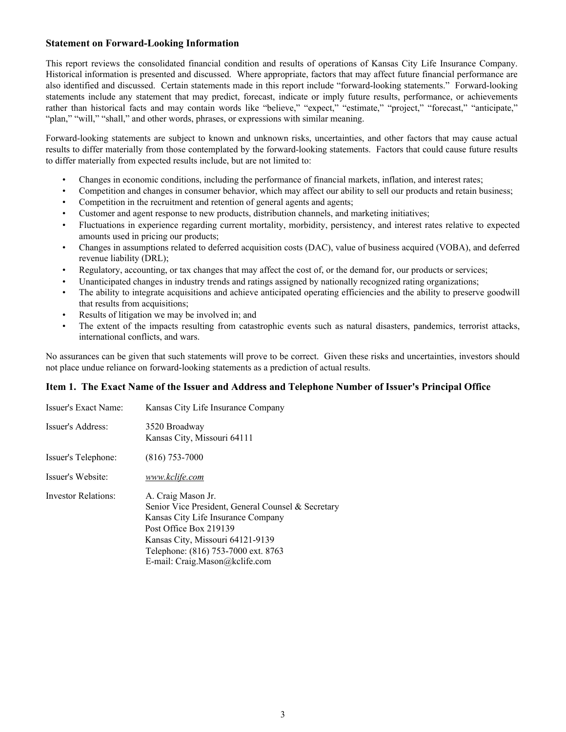### Statement on Forward-Looking Information

This report reviews the consolidated financial condition and results of operations of Kansas City Life Insurance Company. Historical information is presented and discussed. Where appropriate, factors that may affect future financial performance are also identified and discussed. Certain statements made in this report include "forward-looking statements." Forward-looking statements include any statement that may predict, forecast, indicate or imply future results, performance, or achievements rather than historical facts and may contain words like "believe," "expect," "estimate," "project," "forecast," "anticipate," "plan," "will," "shall," and other words, phrases, or expressions with similar meaning.

Forward-looking statements are subject to known and unknown risks, uncertainties, and other factors that may cause actual results to differ materially from those contemplated by the forward-looking statements. Factors that could cause future results to differ materially from expected results include, but are not limited to:

- Changes in economic conditions, including the performance of financial markets, inflation, and interest rates;
- Competition and changes in consumer behavior, which may affect our ability to sell our products and retain business;
- Competition in the recruitment and retention of general agents and agents;
- Customer and agent response to new products, distribution channels, and marketing initiatives;
- Fluctuations in experience regarding current mortality, morbidity, persistency, and interest rates relative to expected amounts used in pricing our products;
- Changes in assumptions related to deferred acquisition costs (DAC), value of business acquired (VOBA), and deferred revenue liability (DRL);
- Regulatory, accounting, or tax changes that may affect the cost of, or the demand for, our products or services;
- Unanticipated changes in industry trends and ratings assigned by nationally recognized rating organizations;
- The ability to integrate acquisitions and achieve anticipated operating efficiencies and the ability to preserve goodwill that results from acquisitions;
- Results of litigation we may be involved in; and
- The extent of the impacts resulting from catastrophic events such as natural disasters, pandemics, terrorist attacks, international conflicts, and wars.

No assurances can be given that such statements will prove to be correct. Given these risks and uncertainties, investors should not place undue reliance on forward-looking statements as a prediction of actual results.

### Item 1. The Exact Name of the Issuer and Address and Telephone Number of Issuer's Principal Office

| | |
|---|---|
| Issuer's Exact Name: | Kansas City Life Insurance Company |
| Issuer's Address: | 3520 Broadway<br>Kansas City, Missouri 64111 |
| Issuer's Telephone: | (816) 753-7000 |
| Issuer's Website: | *www.kclife.com* |
| Investor Relations: | A. Craig Mason Jr.<br>Senior Vice President, General Counsel & Secretary<br>Kansas City Life Insurance Company<br>Post Office Box 219139<br>Kansas City, Missouri 64121-9139<br>Telephone: (816) 753-7000 ext. 8763<br>E-mail: Craig.Mason@kclife.com |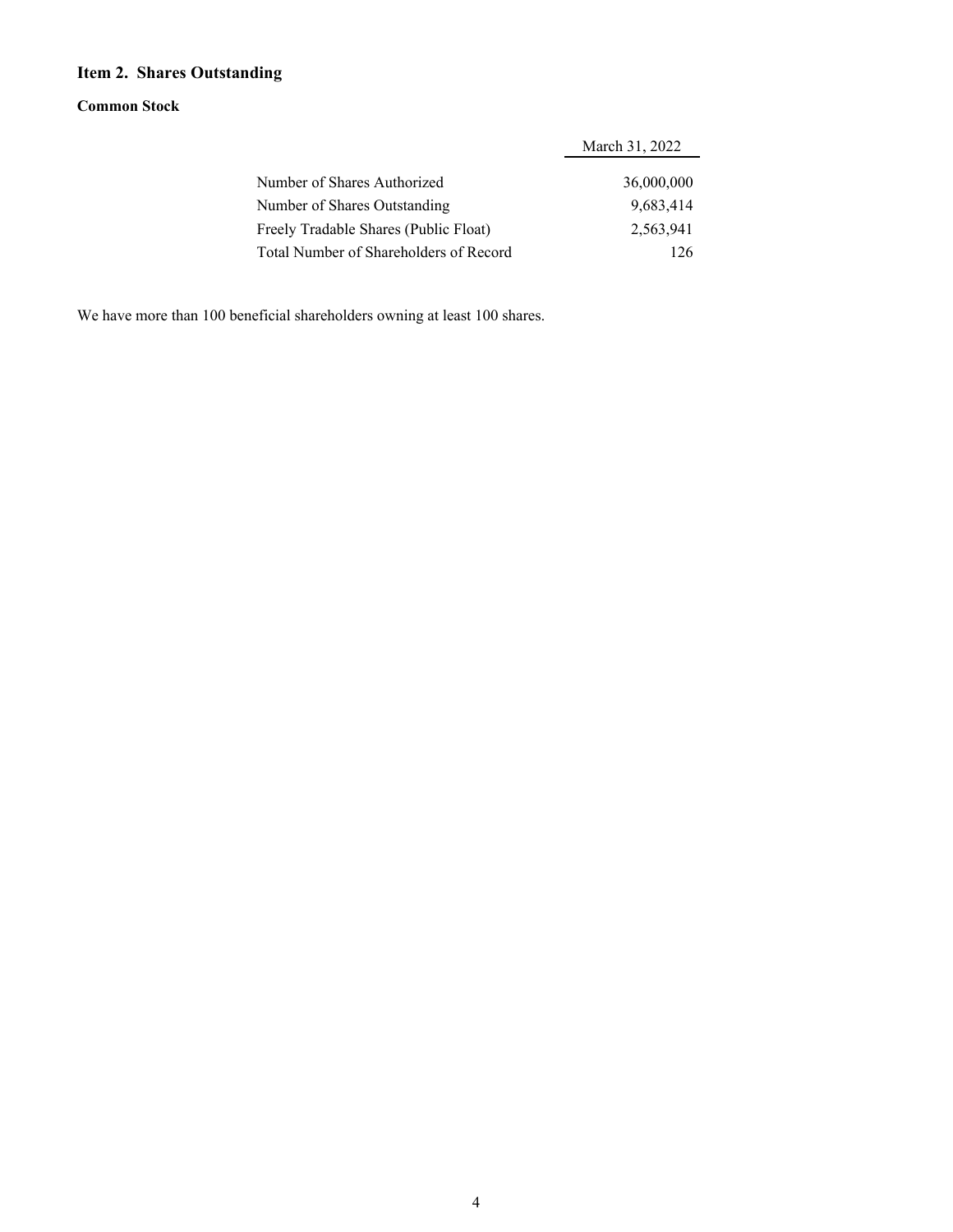## Item 2. Shares Outstanding

### Common Stock

| | March 31, 2022 |
|---|---|
| Number of Shares Authorized | 36,000,000 |
| Number of Shares Outstanding | 9,683,414 |
| Freely Tradable Shares (Public Float) | 2,563,941 |
| Total Number of Shareholders of Record | 126 |

We have more than 100 beneficial shareholders owning at least 100 shares.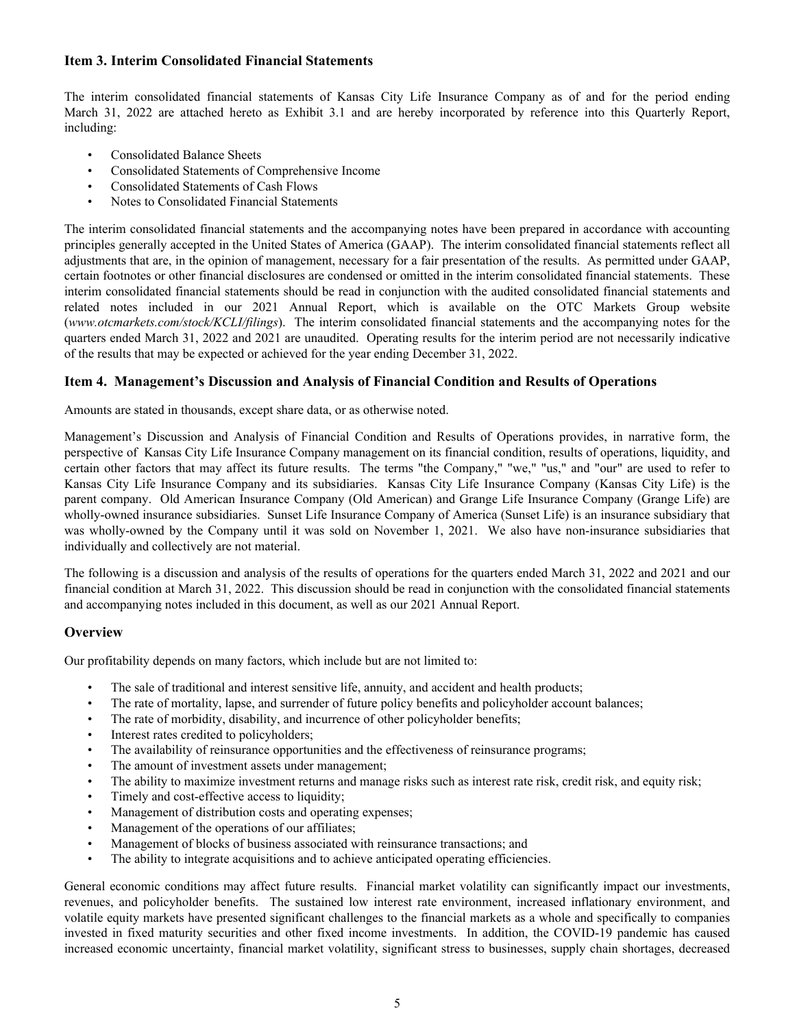### Item 3. Interim Consolidated Financial Statements

The interim consolidated financial statements of Kansas City Life Insurance Company as of and for the period ending March 31, 2022 are attached hereto as Exhibit 3.1 and are hereby incorporated by reference into this Quarterly Report, including:

- Consolidated Balance Sheets
- Consolidated Statements of Comprehensive Income
- Consolidated Statements of Cash Flows
- Notes to Consolidated Financial Statements

The interim consolidated financial statements and the accompanying notes have been prepared in accordance with accounting principles generally accepted in the United States of America (GAAP). The interim consolidated financial statements reflect all adjustments that are, in the opinion of management, necessary for a fair presentation of the results. As permitted under GAAP, certain footnotes or other financial disclosures are condensed or omitted in the interim consolidated financial statements. These interim consolidated financial statements should be read in conjunction with the audited consolidated financial statements and related notes included in our 2021 Annual Report, which is available on the OTC Markets Group website (*www.otcmarkets.com/stock/KCLI/filings*). The interim consolidated financial statements and the accompanying notes for the quarters ended March 31, 2022 and 2021 are unaudited. Operating results for the interim period are not necessarily indicative of the results that may be expected or achieved for the year ending December 31, 2022.

### Item 4. Management's Discussion and Analysis of Financial Condition and Results of Operations

Amounts are stated in thousands, except share data, or as otherwise noted.

Management's Discussion and Analysis of Financial Condition and Results of Operations provides, in narrative form, the perspective of Kansas City Life Insurance Company management on its financial condition, results of operations, liquidity, and certain other factors that may affect its future results. The terms "the Company," "we," "us," and "our" are used to refer to Kansas City Life Insurance Company and its subsidiaries. Kansas City Life Insurance Company (Kansas City Life) is the parent company. Old American Insurance Company (Old American) and Grange Life Insurance Company (Grange Life) are wholly-owned insurance subsidiaries. Sunset Life Insurance Company of America (Sunset Life) is an insurance subsidiary that was wholly-owned by the Company until it was sold on November 1, 2021. We also have non-insurance subsidiaries that individually and collectively are not material.

The following is a discussion and analysis of the results of operations for the quarters ended March 31, 2022 and 2021 and our financial condition at March 31, 2022. This discussion should be read in conjunction with the consolidated financial statements and accompanying notes included in this document, as well as our 2021 Annual Report.

## Overview

Our profitability depends on many factors, which include but are not limited to:

- The sale of traditional and interest sensitive life, annuity, and accident and health products;
- The rate of mortality, lapse, and surrender of future policy benefits and policyholder account balances;
- The rate of morbidity, disability, and incurrence of other policyholder benefits;
- Interest rates credited to policyholders;
- The availability of reinsurance opportunities and the effectiveness of reinsurance programs;
- The amount of investment assets under management;
- The ability to maximize investment returns and manage risks such as interest rate risk, credit risk, and equity risk;
- Timely and cost-effective access to liquidity;
- Management of distribution costs and operating expenses;
- Management of the operations of our affiliates;
- Management of blocks of business associated with reinsurance transactions; and
- The ability to integrate acquisitions and to achieve anticipated operating efficiencies.

General economic conditions may affect future results. Financial market volatility can significantly impact our investments, revenues, and policyholder benefits. The sustained low interest rate environment, increased inflationary environment, and volatile equity markets have presented significant challenges to the financial markets as a whole and specifically to companies invested in fixed maturity securities and other fixed income investments. In addition, the COVID-19 pandemic has caused increased economic uncertainty, financial market volatility, significant stress to businesses, supply chain shortages, decreased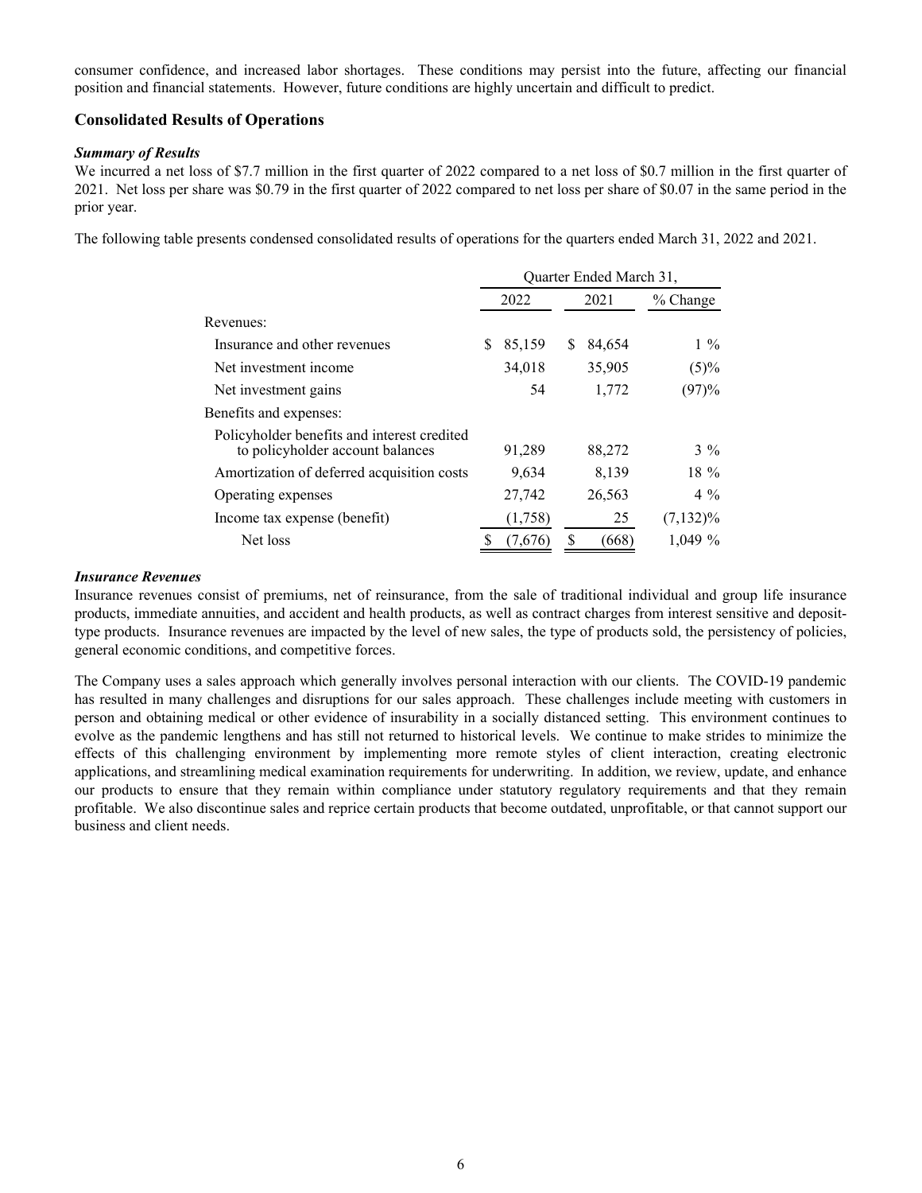consumer confidence, and increased labor shortages. These conditions may persist into the future, affecting our financial position and financial statements. However, future conditions are highly uncertain and difficult to predict.

## Consolidated Results of Operations

***Summary of Results***

We incurred a net loss of $7.7 million in the first quarter of 2022 compared to a net loss of $0.7 million in the first quarter of 2021. Net loss per share was $0.79 in the first quarter of 2022 compared to net loss per share of $0.07 in the same period in the prior year.

The following table presents condensed consolidated results of operations for the quarters ended March 31, 2022 and 2021.

| | Quarter Ended March 31, | | |
|---|---|---|---|
| | 2022 | 2021 | % Change |
| Revenues: | | | |
| Insurance and other revenues | $ 85,159 | $ 84,654 | 1 % |
| Net investment income | 34,018 | 35,905 | (5)% |
| Net investment gains | 54 | 1,772 | (97)% |
| Benefits and expenses: | | | |
| Policyholder benefits and interest credited to policyholder account balances | 91,289 | 88,272 | 3 % |
| Amortization of deferred acquisition costs | 9,634 | 8,139 | 18 % |
| Operating expenses | 27,742 | 26,563 | 4 % |
| Income tax expense (benefit) | (1,758) | 25 | (7,132)% |
| Net loss | $ (7,676) | $ (668) | 1,049 % |

***Insurance Revenues***

Insurance revenues consist of premiums, net of reinsurance, from the sale of traditional individual and group life insurance products, immediate annuities, and accident and health products, as well as contract charges from interest sensitive and deposit-type products. Insurance revenues are impacted by the level of new sales, the type of products sold, the persistency of policies, general economic conditions, and competitive forces.

The Company uses a sales approach which generally involves personal interaction with our clients. The COVID-19 pandemic has resulted in many challenges and disruptions for our sales approach. These challenges include meeting with customers in person and obtaining medical or other evidence of insurability in a socially distanced setting. This environment continues to evolve as the pandemic lengthens and has still not returned to historical levels. We continue to make strides to minimize the effects of this challenging environment by implementing more remote styles of client interaction, creating electronic applications, and streamlining medical examination requirements for underwriting. In addition, we review, update, and enhance our products to ensure that they remain within compliance under statutory regulatory requirements and that they remain profitable. We also discontinue sales and reprice certain products that become outdated, unprofitable, or that cannot support our business and client needs.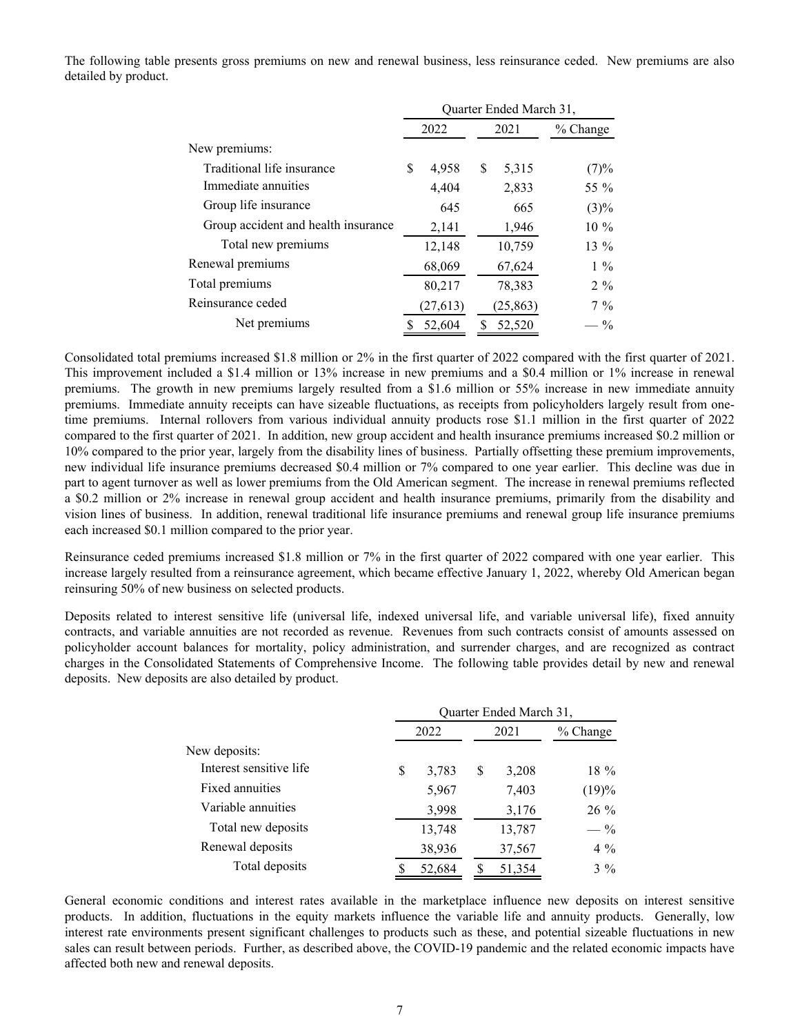The following table presents gross premiums on new and renewal business, less reinsurance ceded. New premiums are also detailed by product.

| | Quarter Ended March 31, | | |
|---|---|---|---|
| | 2022 | 2021 | % Change |
| New premiums: | | | |
| Traditional life insurance | $ 4,958 | $ 5,315 | (7)% |
| Immediate annuities | 4,404 | 2,833 | 55 % |
| Group life insurance | 645 | 665 | (3)% |
| Group accident and health insurance | 2,141 | 1,946 | 10 % |
| Total new premiums | 12,148 | 10,759 | 13 % |
| Renewal premiums | 68,069 | 67,624 | 1 % |
| Total premiums | 80,217 | 78,383 | 2 % |
| Reinsurance ceded | (27,613) | (25,863) | 7 % |
| Net premiums | $ 52,604 | $ 52,520 | — % |

Consolidated total premiums increased $1.8 million or 2% in the first quarter of 2022 compared with the first quarter of 2021. This improvement included a $1.4 million or 13% increase in new premiums and a $0.4 million or 1% increase in renewal premiums. The growth in new premiums largely resulted from a $1.6 million or 55% increase in new immediate annuity premiums. Immediate annuity receipts can have sizeable fluctuations, as receipts from policyholders largely result from one-time premiums. Internal rollovers from various individual annuity products rose $1.1 million in the first quarter of 2022 compared to the first quarter of 2021. In addition, new group accident and health insurance premiums increased $0.2 million or 10% compared to the prior year, largely from the disability lines of business. Partially offsetting these premium improvements, new individual life insurance premiums decreased $0.4 million or 7% compared to one year earlier. This decline was due in part to agent turnover as well as lower premiums from the Old American segment. The increase in renewal premiums reflected a $0.2 million or 2% increase in renewal group accident and health insurance premiums, primarily from the disability and vision lines of business. In addition, renewal traditional life insurance premiums and renewal group life insurance premiums each increased $0.1 million compared to the prior year.

Reinsurance ceded premiums increased $1.8 million or 7% in the first quarter of 2022 compared with one year earlier. This increase largely resulted from a reinsurance agreement, which became effective January 1, 2022, whereby Old American began reinsuring 50% of new business on selected products.

Deposits related to interest sensitive life (universal life, indexed universal life, and variable universal life), fixed annuity contracts, and variable annuities are not recorded as revenue. Revenues from such contracts consist of amounts assessed on policyholder account balances for mortality, policy administration, and surrender charges, and are recognized as contract charges in the Consolidated Statements of Comprehensive Income. The following table provides detail by new and renewal deposits. New deposits are also detailed by product.

| | Quarter Ended March 31, | | |
|---|---|---|---|
| | 2022 | 2021 | % Change |
| New deposits: | | | |
| Interest sensitive life | $ 3,783 | $ 3,208 | 18 % |
| Fixed annuities | 5,967 | 7,403 | (19)% |
| Variable annuities | 3,998 | 3,176 | 26 % |
| Total new deposits | 13,748 | 13,787 | — % |
| Renewal deposits | 38,936 | 37,567 | 4 % |
| Total deposits | $ 52,684 | $ 51,354 | 3 % |

General economic conditions and interest rates available in the marketplace influence new deposits on interest sensitive products. In addition, fluctuations in the equity markets influence the variable life and annuity products. Generally, low interest rate environments present significant challenges to products such as these, and potential sizeable fluctuations in new sales can result between periods. Further, as described above, the COVID-19 pandemic and the related economic impacts have affected both new and renewal deposits.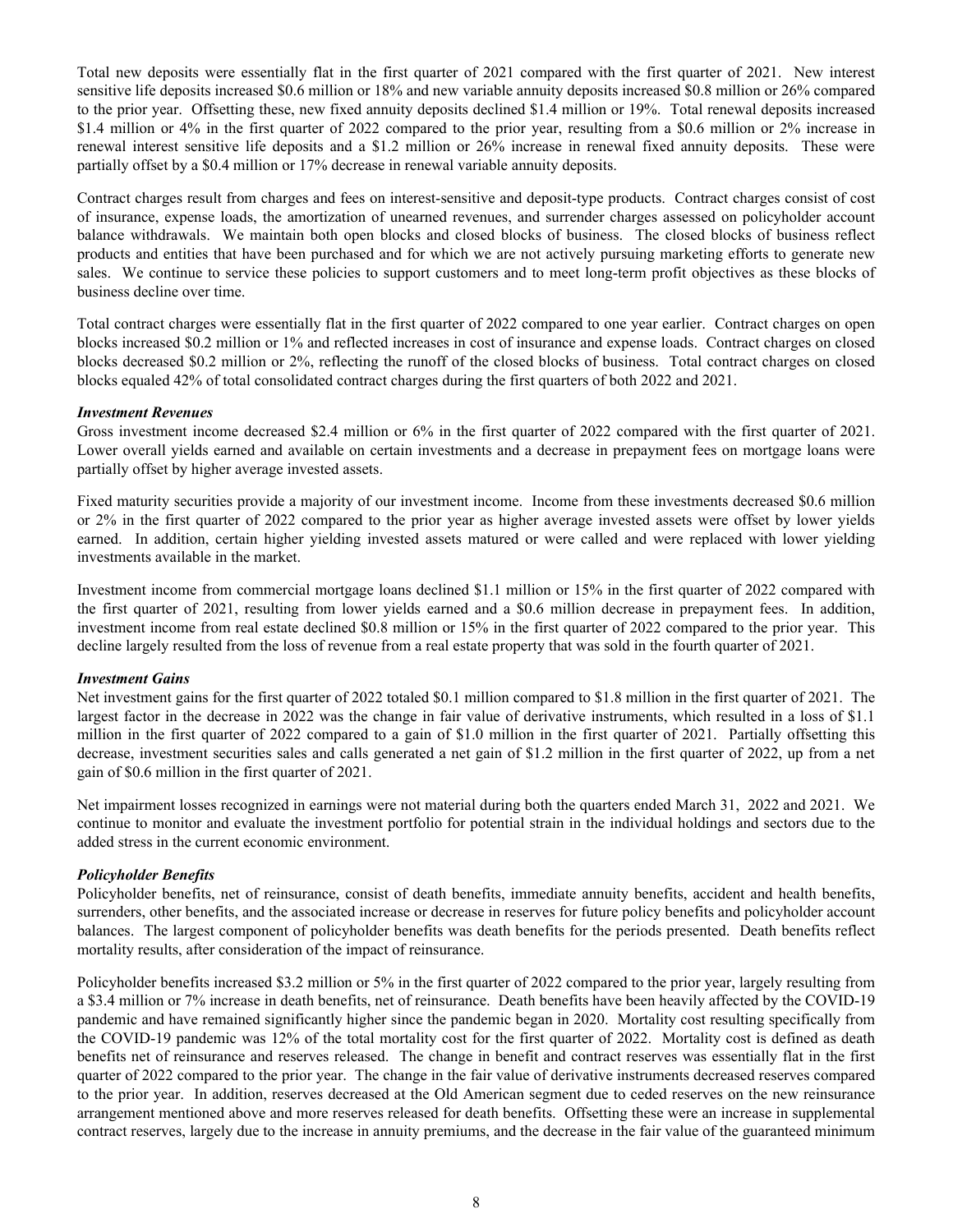Total new deposits were essentially flat in the first quarter of 2021 compared with the first quarter of 2021. New interest sensitive life deposits increased $0.6 million or 18% and new variable annuity deposits increased $0.8 million or 26% compared to the prior year. Offsetting these, new fixed annuity deposits declined $1.4 million or 19%. Total renewal deposits increased $1.4 million or 4% in the first quarter of 2022 compared to the prior year, resulting from a $0.6 million or 2% increase in renewal interest sensitive life deposits and a $1.2 million or 26% increase in renewal fixed annuity deposits. These were partially offset by a $0.4 million or 17% decrease in renewal variable annuity deposits.

Contract charges result from charges and fees on interest-sensitive and deposit-type products. Contract charges consist of cost of insurance, expense loads, the amortization of unearned revenues, and surrender charges assessed on policyholder account balance withdrawals. We maintain both open blocks and closed blocks of business. The closed blocks of business reflect products and entities that have been purchased and for which we are not actively pursuing marketing efforts to generate new sales. We continue to service these policies to support customers and to meet long-term profit objectives as these blocks of business decline over time.

Total contract charges were essentially flat in the first quarter of 2022 compared to one year earlier. Contract charges on open blocks increased $0.2 million or 1% and reflected increases in cost of insurance and expense loads. Contract charges on closed blocks decreased $0.2 million or 2%, reflecting the runoff of the closed blocks of business. Total contract charges on closed blocks equaled 42% of total consolidated contract charges during the first quarters of both 2022 and 2021.

***Investment Revenues***

Gross investment income decreased $2.4 million or 6% in the first quarter of 2022 compared with the first quarter of 2021. Lower overall yields earned and available on certain investments and a decrease in prepayment fees on mortgage loans were partially offset by higher average invested assets.

Fixed maturity securities provide a majority of our investment income. Income from these investments decreased $0.6 million or 2% in the first quarter of 2022 compared to the prior year as higher average invested assets were offset by lower yields earned. In addition, certain higher yielding invested assets matured or were called and were replaced with lower yielding investments available in the market.

Investment income from commercial mortgage loans declined $1.1 million or 15% in the first quarter of 2022 compared with the first quarter of 2021, resulting from lower yields earned and a $0.6 million decrease in prepayment fees. In addition, investment income from real estate declined $0.8 million or 15% in the first quarter of 2022 compared to the prior year. This decline largely resulted from the loss of revenue from a real estate property that was sold in the fourth quarter of 2021.

***Investment Gains***

Net investment gains for the first quarter of 2022 totaled $0.1 million compared to $1.8 million in the first quarter of 2021. The largest factor in the decrease in 2022 was the change in fair value of derivative instruments, which resulted in a loss of $1.1 million in the first quarter of 2022 compared to a gain of $1.0 million in the first quarter of 2021. Partially offsetting this decrease, investment securities sales and calls generated a net gain of $1.2 million in the first quarter of 2022, up from a net gain of $0.6 million in the first quarter of 2021.

Net impairment losses recognized in earnings were not material during both the quarters ended March 31, 2022 and 2021. We continue to monitor and evaluate the investment portfolio for potential strain in the individual holdings and sectors due to the added stress in the current economic environment.

***Policyholder Benefits***

Policyholder benefits, net of reinsurance, consist of death benefits, immediate annuity benefits, accident and health benefits, surrenders, other benefits, and the associated increase or decrease in reserves for future policy benefits and policyholder account balances. The largest component of policyholder benefits was death benefits for the periods presented. Death benefits reflect mortality results, after consideration of the impact of reinsurance.

Policyholder benefits increased $3.2 million or 5% in the first quarter of 2022 compared to the prior year, largely resulting from a $3.4 million or 7% increase in death benefits, net of reinsurance. Death benefits have been heavily affected by the COVID-19 pandemic and have remained significantly higher since the pandemic began in 2020. Mortality cost resulting specifically from the COVID-19 pandemic was 12% of the total mortality cost for the first quarter of 2022. Mortality cost is defined as death benefits net of reinsurance and reserves released. The change in benefit and contract reserves was essentially flat in the first quarter of 2022 compared to the prior year. The change in the fair value of derivative instruments decreased reserves compared to the prior year. In addition, reserves decreased at the Old American segment due to ceded reserves on the new reinsurance arrangement mentioned above and more reserves released for death benefits. Offsetting these were an increase in supplemental contract reserves, largely due to the increase in annuity premiums, and the decrease in the fair value of the guaranteed minimum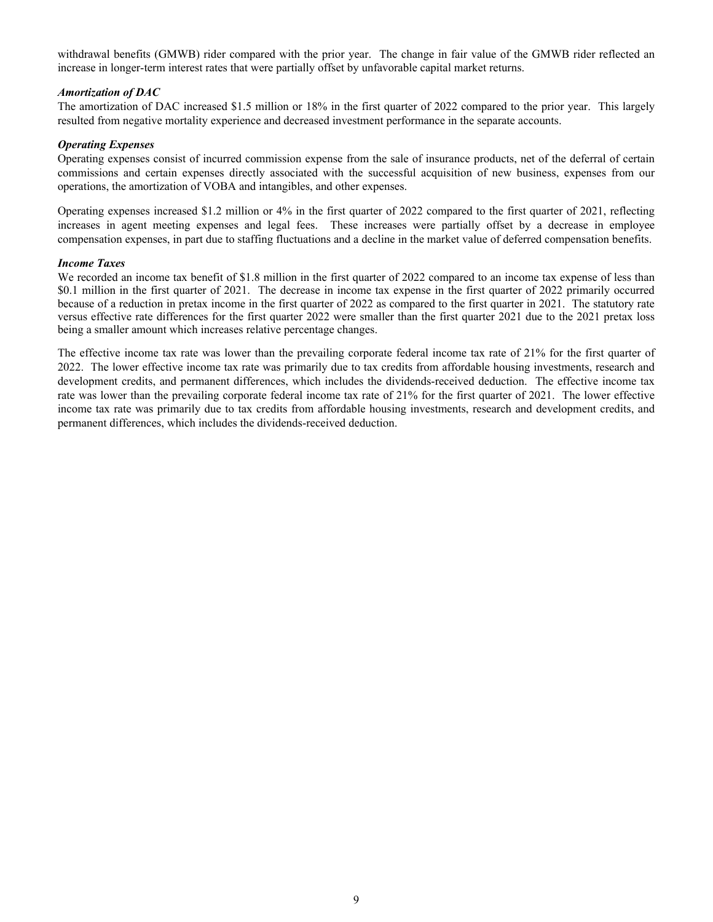withdrawal benefits (GMWB) rider compared with the prior year. The change in fair value of the GMWB rider reflected an increase in longer-term interest rates that were partially offset by unfavorable capital market returns.

***Amortization of DAC***

The amortization of DAC increased \$1.5 million or 18% in the first quarter of 2022 compared to the prior year. This largely resulted from negative mortality experience and decreased investment performance in the separate accounts.

***Operating Expenses***

Operating expenses consist of incurred commission expense from the sale of insurance products, net of the deferral of certain commissions and certain expenses directly associated with the successful acquisition of new business, expenses from our operations, the amortization of VOBA and intangibles, and other expenses.

Operating expenses increased \$1.2 million or 4% in the first quarter of 2022 compared to the first quarter of 2021, reflecting increases in agent meeting expenses and legal fees. These increases were partially offset by a decrease in employee compensation expenses, in part due to staffing fluctuations and a decline in the market value of deferred compensation benefits.

***Income Taxes***

We recorded an income tax benefit of \$1.8 million in the first quarter of 2022 compared to an income tax expense of less than \$0.1 million in the first quarter of 2021. The decrease in income tax expense in the first quarter of 2022 primarily occurred because of a reduction in pretax income in the first quarter of 2022 as compared to the first quarter in 2021. The statutory rate versus effective rate differences for the first quarter 2022 were smaller than the first quarter 2021 due to the 2021 pretax loss being a smaller amount which increases relative percentage changes.

The effective income tax rate was lower than the prevailing corporate federal income tax rate of 21% for the first quarter of 2022. The lower effective income tax rate was primarily due to tax credits from affordable housing investments, research and development credits, and permanent differences, which includes the dividends-received deduction. The effective income tax rate was lower than the prevailing corporate federal income tax rate of 21% for the first quarter of 2021. The lower effective income tax rate was primarily due to tax credits from affordable housing investments, research and development credits, and permanent differences, which includes the dividends-received deduction.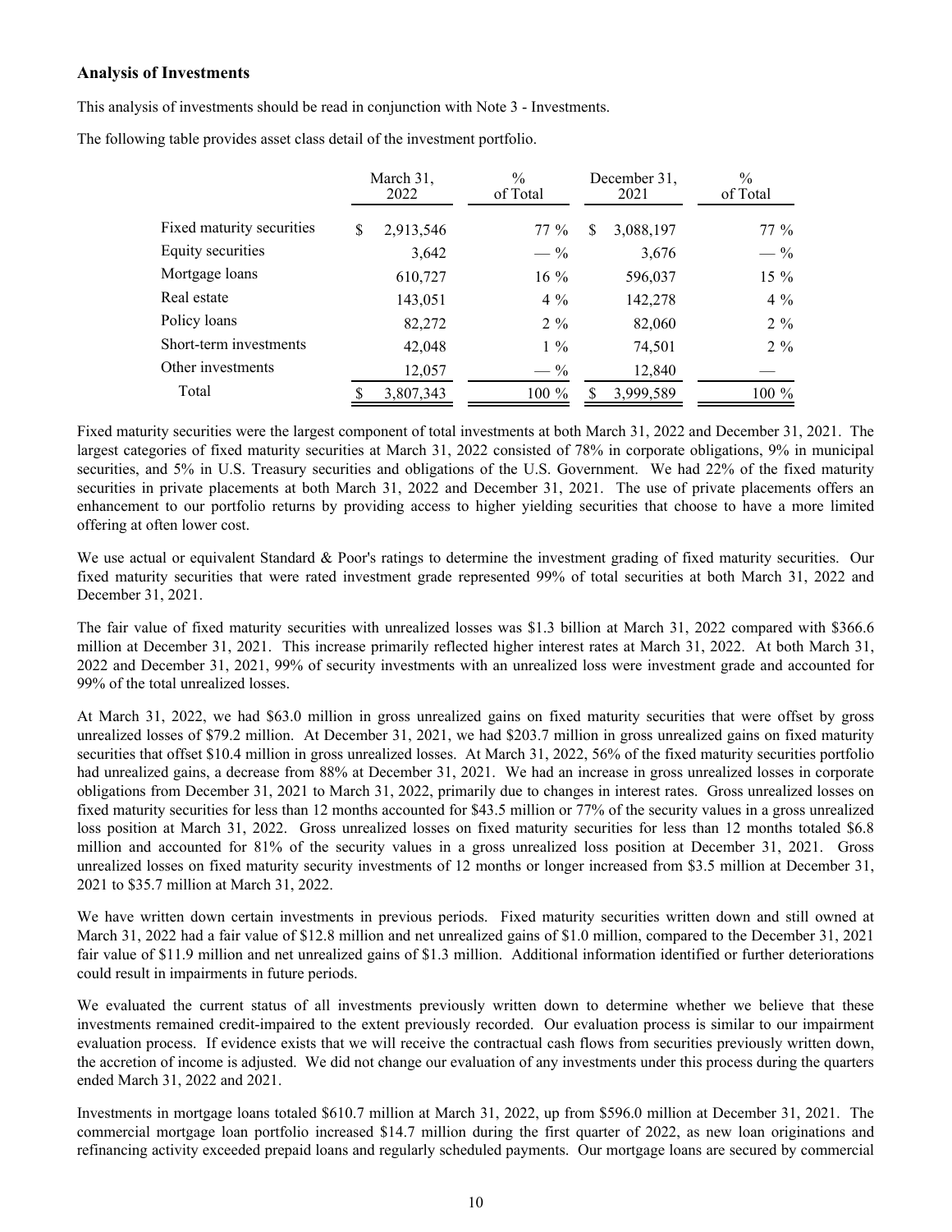## Analysis of Investments

This analysis of investments should be read in conjunction with Note 3 - Investments.

The following table provides asset class detail of the investment portfolio.

| | March 31, 2022 | % of Total | December 31, 2021 | % of Total |
|---|---|---|---|---|
| Fixed maturity securities | $ 2,913,546 | 77 % | $ 3,088,197 | 77 % |
| Equity securities | 3,642 | — % | 3,676 | — % |
| Mortgage loans | 610,727 | 16 % | 596,037 | 15 % |
| Real estate | 143,051 | 4 % | 142,278 | 4 % |
| Policy loans | 82,272 | 2 % | 82,060 | 2 % |
| Short-term investments | 42,048 | 1 % | 74,501 | 2 % |
| Other investments | 12,057 | — % | 12,840 | — |
| Total | $ 3,807,343 | 100 % | $ 3,999,589 | 100 % |

Fixed maturity securities were the largest component of total investments at both March 31, 2022 and December 31, 2021. The largest categories of fixed maturity securities at March 31, 2022 consisted of 78% in corporate obligations, 9% in municipal securities, and 5% in U.S. Treasury securities and obligations of the U.S. Government. We had 22% of the fixed maturity securities in private placements at both March 31, 2022 and December 31, 2021. The use of private placements offers an enhancement to our portfolio returns by providing access to higher yielding securities that choose to have a more limited offering at often lower cost.

We use actual or equivalent Standard & Poor's ratings to determine the investment grading of fixed maturity securities. Our fixed maturity securities that were rated investment grade represented 99% of total securities at both March 31, 2022 and December 31, 2021.

The fair value of fixed maturity securities with unrealized losses was $1.3 billion at March 31, 2022 compared with $366.6 million at December 31, 2021. This increase primarily reflected higher interest rates at March 31, 2022. At both March 31, 2022 and December 31, 2021, 99% of security investments with an unrealized loss were investment grade and accounted for 99% of the total unrealized losses.

At March 31, 2022, we had $63.0 million in gross unrealized gains on fixed maturity securities that were offset by gross unrealized losses of $79.2 million. At December 31, 2021, we had $203.7 million in gross unrealized gains on fixed maturity securities that offset $10.4 million in gross unrealized losses. At March 31, 2022, 56% of the fixed maturity securities portfolio had unrealized gains, a decrease from 88% at December 31, 2021. We had an increase in gross unrealized losses in corporate obligations from December 31, 2021 to March 31, 2022, primarily due to changes in interest rates. Gross unrealized losses on fixed maturity securities for less than 12 months accounted for $43.5 million or 77% of the security values in a gross unrealized loss position at March 31, 2022. Gross unrealized losses on fixed maturity securities for less than 12 months totaled $6.8 million and accounted for 81% of the security values in a gross unrealized loss position at December 31, 2021. Gross unrealized losses on fixed maturity security investments of 12 months or longer increased from $3.5 million at December 31, 2021 to $35.7 million at March 31, 2022.

We have written down certain investments in previous periods. Fixed maturity securities written down and still owned at March 31, 2022 had a fair value of $12.8 million and net unrealized gains of $1.0 million, compared to the December 31, 2021 fair value of $11.9 million and net unrealized gains of $1.3 million. Additional information identified or further deteriorations could result in impairments in future periods.

We evaluated the current status of all investments previously written down to determine whether we believe that these investments remained credit-impaired to the extent previously recorded. Our evaluation process is similar to our impairment evaluation process. If evidence exists that we will receive the contractual cash flows from securities previously written down, the accretion of income is adjusted. We did not change our evaluation of any investments under this process during the quarters ended March 31, 2022 and 2021.

Investments in mortgage loans totaled $610.7 million at March 31, 2022, up from $596.0 million at December 31, 2021. The commercial mortgage loan portfolio increased $14.7 million during the first quarter of 2022, as new loan originations and refinancing activity exceeded prepaid loans and regularly scheduled payments. Our mortgage loans are secured by commercial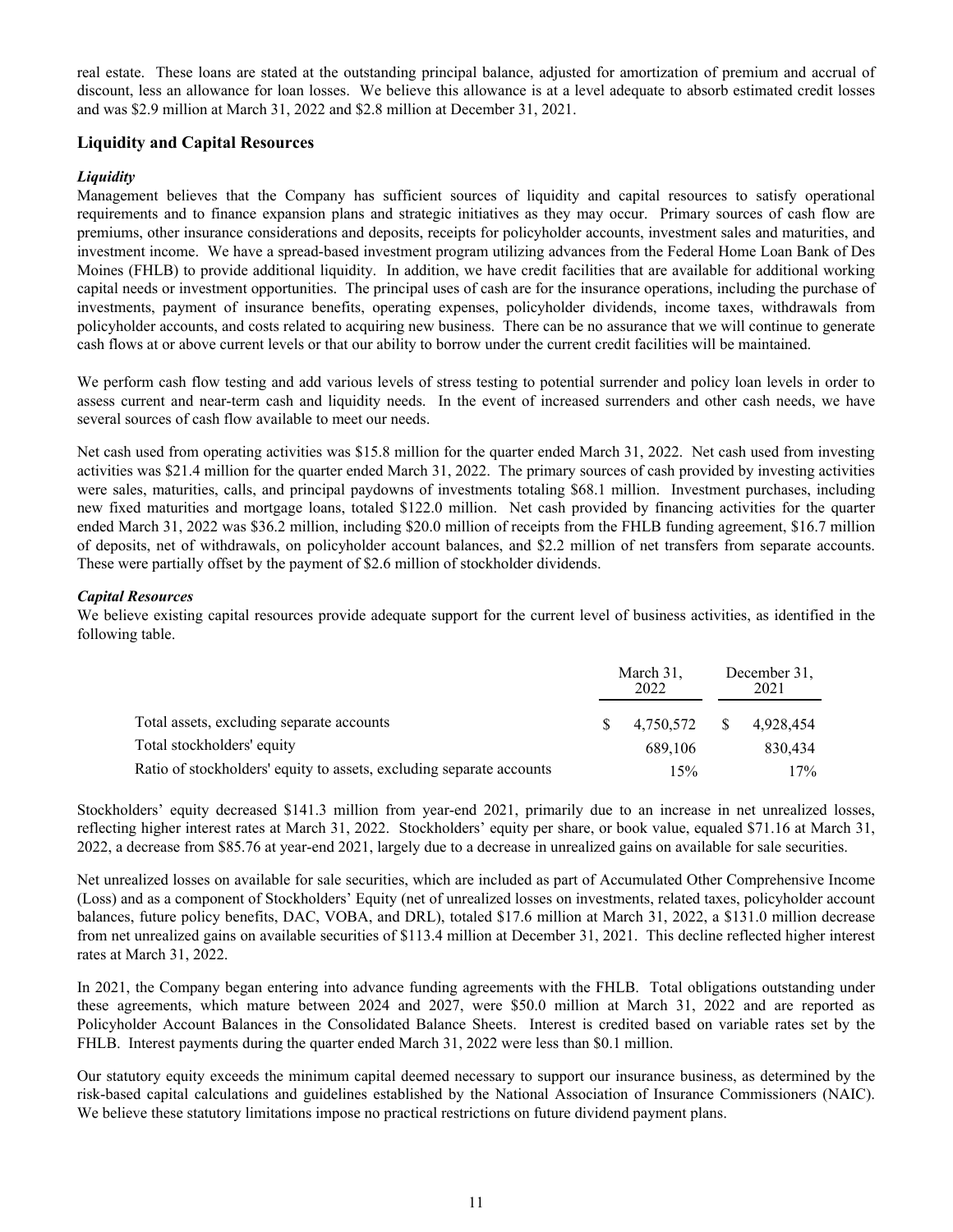real estate. These loans are stated at the outstanding principal balance, adjusted for amortization of premium and accrual of discount, less an allowance for loan losses. We believe this allowance is at a level adequate to absorb estimated credit losses and was $2.9 million at March 31, 2022 and $2.8 million at December 31, 2021.

## Liquidity and Capital Resources

***Liquidity***

Management believes that the Company has sufficient sources of liquidity and capital resources to satisfy operational requirements and to finance expansion plans and strategic initiatives as they may occur. Primary sources of cash flow are premiums, other insurance considerations and deposits, receipts for policyholder accounts, investment sales and maturities, and investment income. We have a spread-based investment program utilizing advances from the Federal Home Loan Bank of Des Moines (FHLB) to provide additional liquidity. In addition, we have credit facilities that are available for additional working capital needs or investment opportunities. The principal uses of cash are for the insurance operations, including the purchase of investments, payment of insurance benefits, operating expenses, policyholder dividends, income taxes, withdrawals from policyholder accounts, and costs related to acquiring new business. There can be no assurance that we will continue to generate cash flows at or above current levels or that our ability to borrow under the current credit facilities will be maintained.

We perform cash flow testing and add various levels of stress testing to potential surrender and policy loan levels in order to assess current and near-term cash and liquidity needs. In the event of increased surrenders and other cash needs, we have several sources of cash flow available to meet our needs.

Net cash used from operating activities was $15.8 million for the quarter ended March 31, 2022. Net cash used from investing activities was $21.4 million for the quarter ended March 31, 2022. The primary sources of cash provided by investing activities were sales, maturities, calls, and principal paydowns of investments totaling $68.1 million. Investment purchases, including new fixed maturities and mortgage loans, totaled $122.0 million. Net cash provided by financing activities for the quarter ended March 31, 2022 was $36.2 million, including $20.0 million of receipts from the FHLB funding agreement, $16.7 million of deposits, net of withdrawals, on policyholder account balances, and $2.2 million of net transfers from separate accounts. These were partially offset by the payment of $2.6 million of stockholder dividends.

***Capital Resources***

We believe existing capital resources provide adequate support for the current level of business activities, as identified in the following table.

| | March 31, 2022 | December 31, 2021 |
|---|---|---|
| Total assets, excluding separate accounts | $ 4,750,572 | $ 4,928,454 |
| Total stockholders' equity | 689,106 | 830,434 |
| Ratio of stockholders' equity to assets, excluding separate accounts | 15% | 17% |

Stockholders' equity decreased $141.3 million from year-end 2021, primarily due to an increase in net unrealized losses, reflecting higher interest rates at March 31, 2022. Stockholders' equity per share, or book value, equaled $71.16 at March 31, 2022, a decrease from $85.76 at year-end 2021, largely due to a decrease in unrealized gains on available for sale securities.

Net unrealized losses on available for sale securities, which are included as part of Accumulated Other Comprehensive Income (Loss) and as a component of Stockholders' Equity (net of unrealized losses on investments, related taxes, policyholder account balances, future policy benefits, DAC, VOBA, and DRL), totaled $17.6 million at March 31, 2022, a $131.0 million decrease from net unrealized gains on available securities of $113.4 million at December 31, 2021. This decline reflected higher interest rates at March 31, 2022.

In 2021, the Company began entering into advance funding agreements with the FHLB. Total obligations outstanding under these agreements, which mature between 2024 and 2027, were $50.0 million at March 31, 2022 and are reported as Policyholder Account Balances in the Consolidated Balance Sheets. Interest is credited based on variable rates set by the FHLB. Interest payments during the quarter ended March 31, 2022 were less than $0.1 million.

Our statutory equity exceeds the minimum capital deemed necessary to support our insurance business, as determined by the risk-based capital calculations and guidelines established by the National Association of Insurance Commissioners (NAIC). We believe these statutory limitations impose no practical restrictions on future dividend payment plans.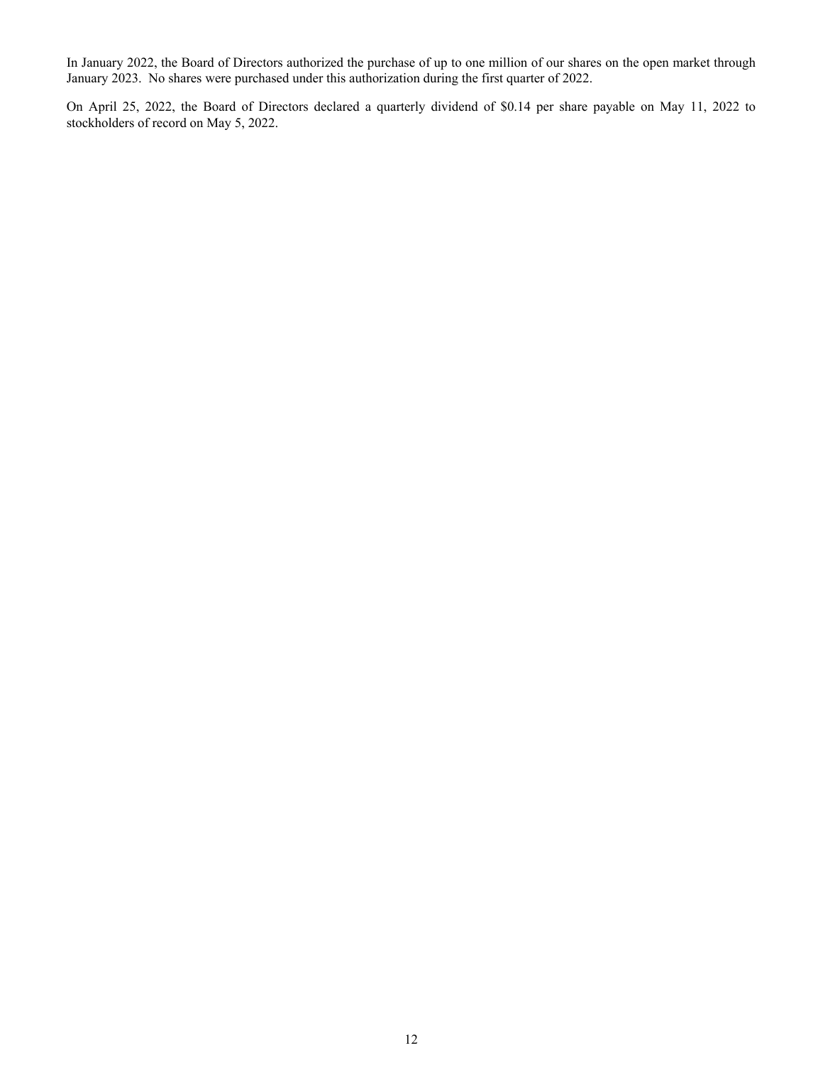In January 2022, the Board of Directors authorized the purchase of up to one million of our shares on the open market through January 2023. No shares were purchased under this authorization during the first quarter of 2022.

On April 25, 2022, the Board of Directors declared a quarterly dividend of $0.14 per share payable on May 11, 2022 to stockholders of record on May 5, 2022.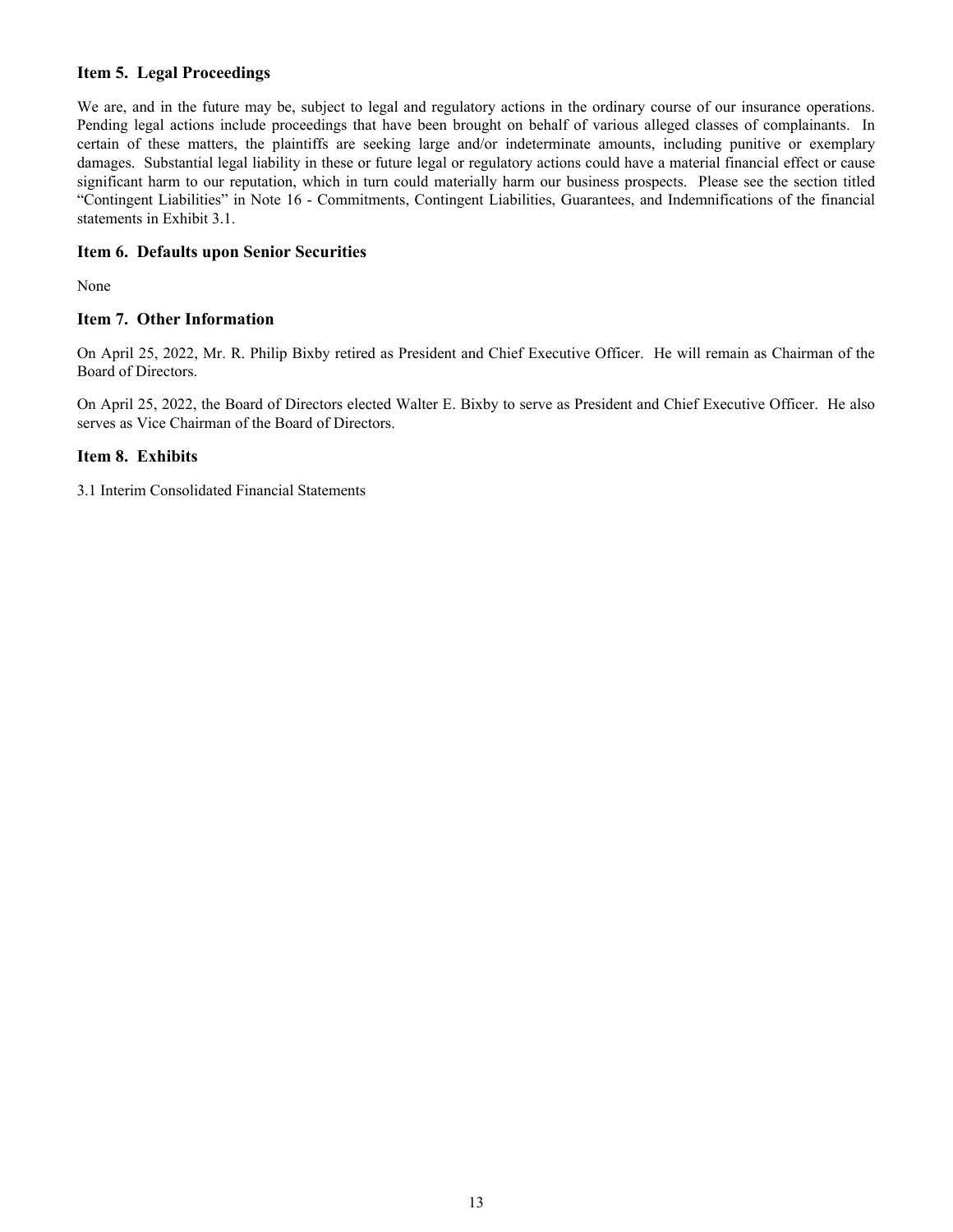### Item 5. Legal Proceedings

We are, and in the future may be, subject to legal and regulatory actions in the ordinary course of our insurance operations. Pending legal actions include proceedings that have been brought on behalf of various alleged classes of complainants. In certain of these matters, the plaintiffs are seeking large and/or indeterminate amounts, including punitive or exemplary damages. Substantial legal liability in these or future legal or regulatory actions could have a material financial effect or cause significant harm to our reputation, which in turn could materially harm our business prospects. Please see the section titled "Contingent Liabilities" in Note 16 - Commitments, Contingent Liabilities, Guarantees, and Indemnifications of the financial statements in Exhibit 3.1.

### Item 6. Defaults upon Senior Securities

None

### Item 7. Other Information

On April 25, 2022, Mr. R. Philip Bixby retired as President and Chief Executive Officer. He will remain as Chairman of the Board of Directors.

On April 25, 2022, the Board of Directors elected Walter E. Bixby to serve as President and Chief Executive Officer. He also serves as Vice Chairman of the Board of Directors.

### Item 8. Exhibits

3.1 Interim Consolidated Financial Statements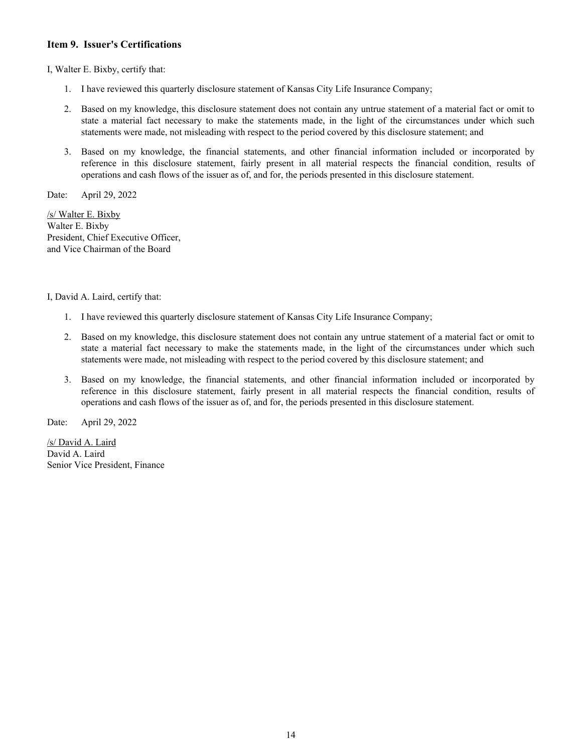### Item 9. Issuer's Certifications

I, Walter E. Bixby, certify that:

1. I have reviewed this quarterly disclosure statement of Kansas City Life Insurance Company;
2. Based on my knowledge, this disclosure statement does not contain any untrue statement of a material fact or omit to state a material fact necessary to make the statements made, in the light of the circumstances under which such statements were made, not misleading with respect to the period covered by this disclosure statement; and
3. Based on my knowledge, the financial statements, and other financial information included or incorporated by reference in this disclosure statement, fairly present in all material respects the financial condition, results of operations and cash flows of the issuer as of, and for, the periods presented in this disclosure statement.

Date: April 29, 2022

/s/ Walter E. Bixby
Walter E. Bixby
President, Chief Executive Officer,
and Vice Chairman of the Board

I, David A. Laird, certify that:

1. I have reviewed this quarterly disclosure statement of Kansas City Life Insurance Company;
2. Based on my knowledge, this disclosure statement does not contain any untrue statement of a material fact or omit to state a material fact necessary to make the statements made, in the light of the circumstances under which such statements were made, not misleading with respect to the period covered by this disclosure statement; and
3. Based on my knowledge, the financial statements, and other financial information included or incorporated by reference in this disclosure statement, fairly present in all material respects the financial condition, results of operations and cash flows of the issuer as of, and for, the periods presented in this disclosure statement.

Date: April 29, 2022

/s/ David A. Laird
David A. Laird
Senior Vice President, Finance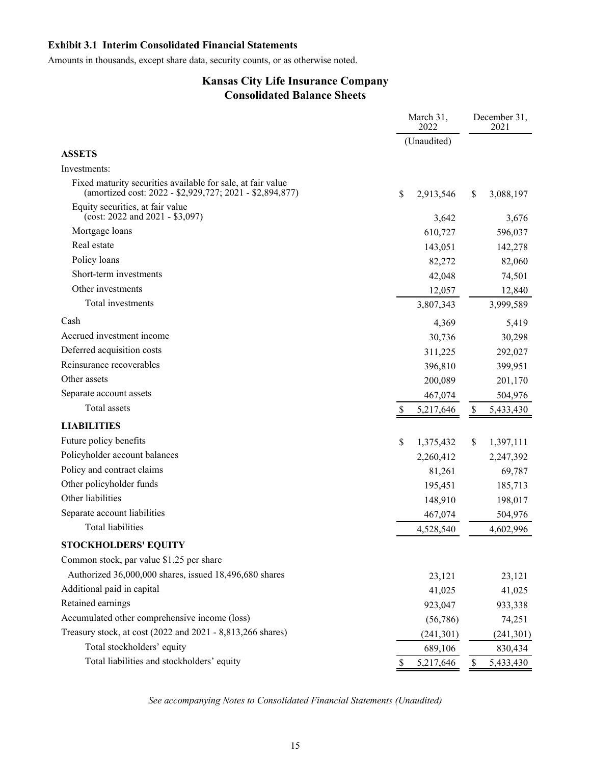**Exhibit 3.1 Interim Consolidated Financial Statements**

Amounts in thousands, except share data, security counts, or as otherwise noted.

## Kansas City Life Insurance Company
## Consolidated Balance Sheets

| | March 31, 2022 | December 31, 2021 |
|---|---|---|
| | (Unaudited) | |
| **ASSETS** | | |
| Investments: | | |
| Fixed maturity securities available for sale, at fair value (amortized cost: 2022 - $2,929,727; 2021 - $2,894,877) | $ 2,913,546 | $ 3,088,197 |
| Equity securities, at fair value (cost: 2022 and 2021 - $3,097) | 3,642 | 3,676 |
| Mortgage loans | 610,727 | 596,037 |
| Real estate | 143,051 | 142,278 |
| Policy loans | 82,272 | 82,060 |
| Short-term investments | 42,048 | 74,501 |
| Other investments | 12,057 | 12,840 |
| Total investments | 3,807,343 | 3,999,589 |
| Cash | 4,369 | 5,419 |
| Accrued investment income | 30,736 | 30,298 |
| Deferred acquisition costs | 311,225 | 292,027 |
| Reinsurance recoverables | 396,810 | 399,951 |
| Other assets | 200,089 | 201,170 |
| Separate account assets | 467,074 | 504,976 |
| Total assets | $ 5,217,646 | $ 5,433,430 |
| **LIABILITIES** | | |
| Future policy benefits | $ 1,375,432 | $ 1,397,111 |
| Policyholder account balances | 2,260,412 | 2,247,392 |
| Policy and contract claims | 81,261 | 69,787 |
| Other policyholder funds | 195,451 | 185,713 |
| Other liabilities | 148,910 | 198,017 |
| Separate account liabilities | 467,074 | 504,976 |
| Total liabilities | 4,528,540 | 4,602,996 |
| **STOCKHOLDERS' EQUITY** | | |
| Common stock, par value $1.25 per share | | |
| Authorized 36,000,000 shares, issued 18,496,680 shares | 23,121 | 23,121 |
| Additional paid in capital | 41,025 | 41,025 |
| Retained earnings | 923,047 | 933,338 |
| Accumulated other comprehensive income (loss) | (56,786) | 74,251 |
| Treasury stock, at cost (2022 and 2021 - 8,813,266 shares) | (241,301) | (241,301) |
| Total stockholders' equity | 689,106 | 830,434 |
| Total liabilities and stockholders' equity | $ 5,217,646 | $ 5,433,430 |

*See accompanying Notes to Consolidated Financial Statements (Unaudited)*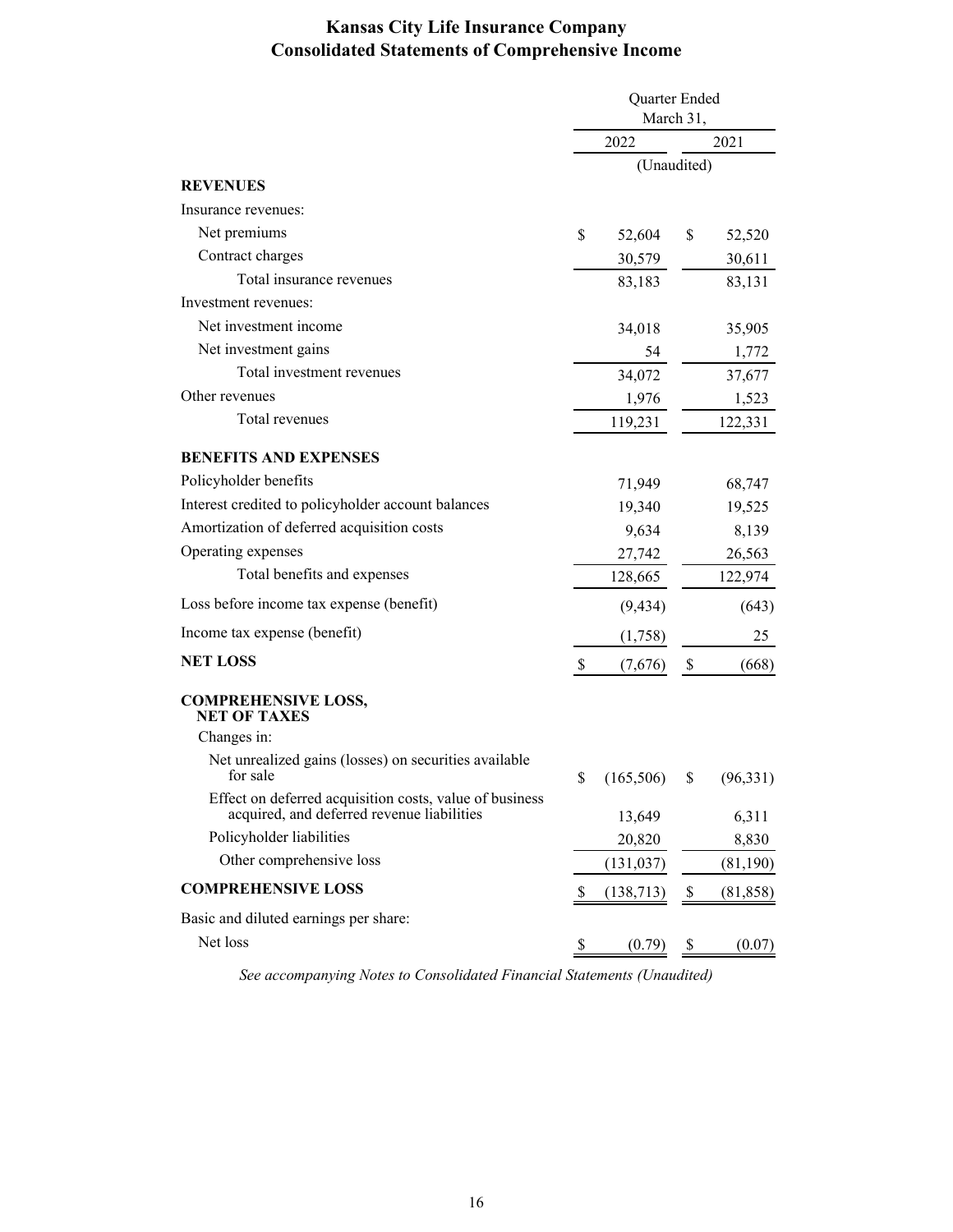# Kansas City Life Insurance Company
## Consolidated Statements of Comprehensive Income

| | Quarter Ended March 31, | |
|---|---|---|
| | 2022 | 2021 |
| | (Unaudited) | |
| **REVENUES** | | |
| Insurance revenues: | | |
| Net premiums | $ 52,604 | $ 52,520 |
| Contract charges | 30,579 | 30,611 |
| Total insurance revenues | 83,183 | 83,131 |
| Investment revenues: | | |
| Net investment income | 34,018 | 35,905 |
| Net investment gains | 54 | 1,772 |
| Total investment revenues | 34,072 | 37,677 |
| Other revenues | 1,976 | 1,523 |
| Total revenues | 119,231 | 122,331 |
| **BENEFITS AND EXPENSES** | | |
| Policyholder benefits | 71,949 | 68,747 |
| Interest credited to policyholder account balances | 19,340 | 19,525 |
| Amortization of deferred acquisition costs | 9,634 | 8,139 |
| Operating expenses | 27,742 | 26,563 |
| Total benefits and expenses | 128,665 | 122,974 |
| Loss before income tax expense (benefit) | (9,434) | (643) |
| Income tax expense (benefit) | (1,758) | 25 |
| **NET LOSS** | $ (7,676) | $ (668) |
| **COMPREHENSIVE LOSS, NET OF TAXES** | | |
| Changes in: | | |
| Net unrealized gains (losses) on securities available for sale | $ (165,506) | $ (96,331) |
| Effect on deferred acquisition costs, value of business acquired, and deferred revenue liabilities | 13,649 | 6,311 |
| Policyholder liabilities | 20,820 | 8,830 |
| Other comprehensive loss | (131,037) | (81,190) |
| **COMPREHENSIVE LOSS** | $ (138,713) | $ (81,858) |
| Basic and diluted earnings per share: | | |
| Net loss | $ (0.79) | $ (0.07) |

*See accompanying Notes to Consolidated Financial Statements (Unaudited)*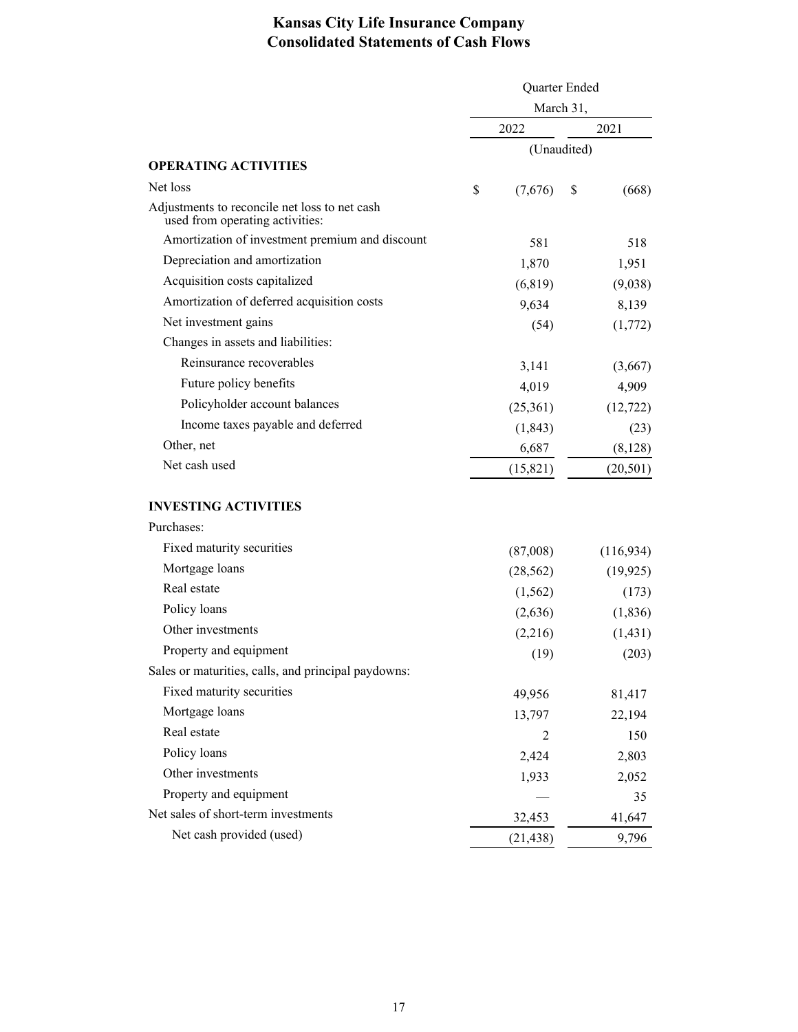# Kansas City Life Insurance Company
## Consolidated Statements of Cash Flows

| | Quarter Ended March 31, | |
|---|---|---|
| | 2022 | 2021 |
| | (Unaudited) | |
| **OPERATING ACTIVITIES** | | |
| Net loss | $ (7,676) | $ (668) |
| Adjustments to reconcile net loss to net cash used from operating activities: | | |
| Amortization of investment premium and discount | 581 | 518 |
| Depreciation and amortization | 1,870 | 1,951 |
| Acquisition costs capitalized | (6,819) | (9,038) |
| Amortization of deferred acquisition costs | 9,634 | 8,139 |
| Net investment gains | (54) | (1,772) |
| Changes in assets and liabilities: | | |
| Reinsurance recoverables | 3,141 | (3,667) |
| Future policy benefits | 4,019 | 4,909 |
| Policyholder account balances | (25,361) | (12,722) |
| Income taxes payable and deferred | (1,843) | (23) |
| Other, net | 6,687 | (8,128) |
| Net cash used | (15,821) | (20,501) |
| | | |
| **INVESTING ACTIVITIES** | | |
| Purchases: | | |
| Fixed maturity securities | (87,008) | (116,934) |
| Mortgage loans | (28,562) | (19,925) |
| Real estate | (1,562) | (173) |
| Policy loans | (2,636) | (1,836) |
| Other investments | (2,216) | (1,431) |
| Property and equipment | (19) | (203) |
| Sales or maturities, calls, and principal paydowns: | | |
| Fixed maturity securities | 49,956 | 81,417 |
| Mortgage loans | 13,797 | 22,194 |
| Real estate | 2 | 150 |
| Policy loans | 2,424 | 2,803 |
| Other investments | 1,933 | 2,052 |
| Property and equipment | — | 35 |
| Net sales of short-term investments | 32,453 | 41,647 |
| Net cash provided (used) | (21,438) | 9,796 |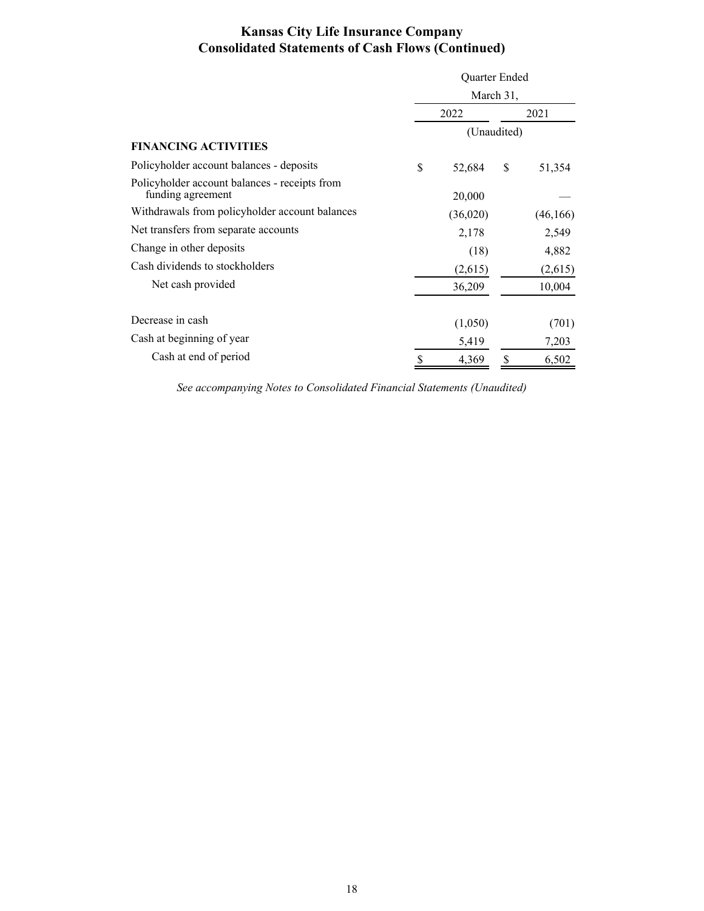# Kansas City Life Insurance Company
## Consolidated Statements of Cash Flows (Continued)

| | Quarter Ended March 31, | |
|---|---|---|
| | 2022 | 2021 |
| | (Unaudited) | |
| **FINANCING ACTIVITIES** | | |
| Policyholder account balances - deposits | $ 52,684 | $ 51,354 |
| Policyholder account balances - receipts from funding agreement | 20,000 | — |
| Withdrawals from policyholder account balances | (36,020) | (46,166) |
| Net transfers from separate accounts | 2,178 | 2,549 |
| Change in other deposits | (18) | 4,882 |
| Cash dividends to stockholders | (2,615) | (2,615) |
| Net cash provided | 36,209 | 10,004 |
| | | |
| Decrease in cash | (1,050) | (701) |
| Cash at beginning of year | 5,419 | 7,203 |
| Cash at end of period | $ 4,369 | $ 6,502 |

*See accompanying Notes to Consolidated Financial Statements (Unaudited)*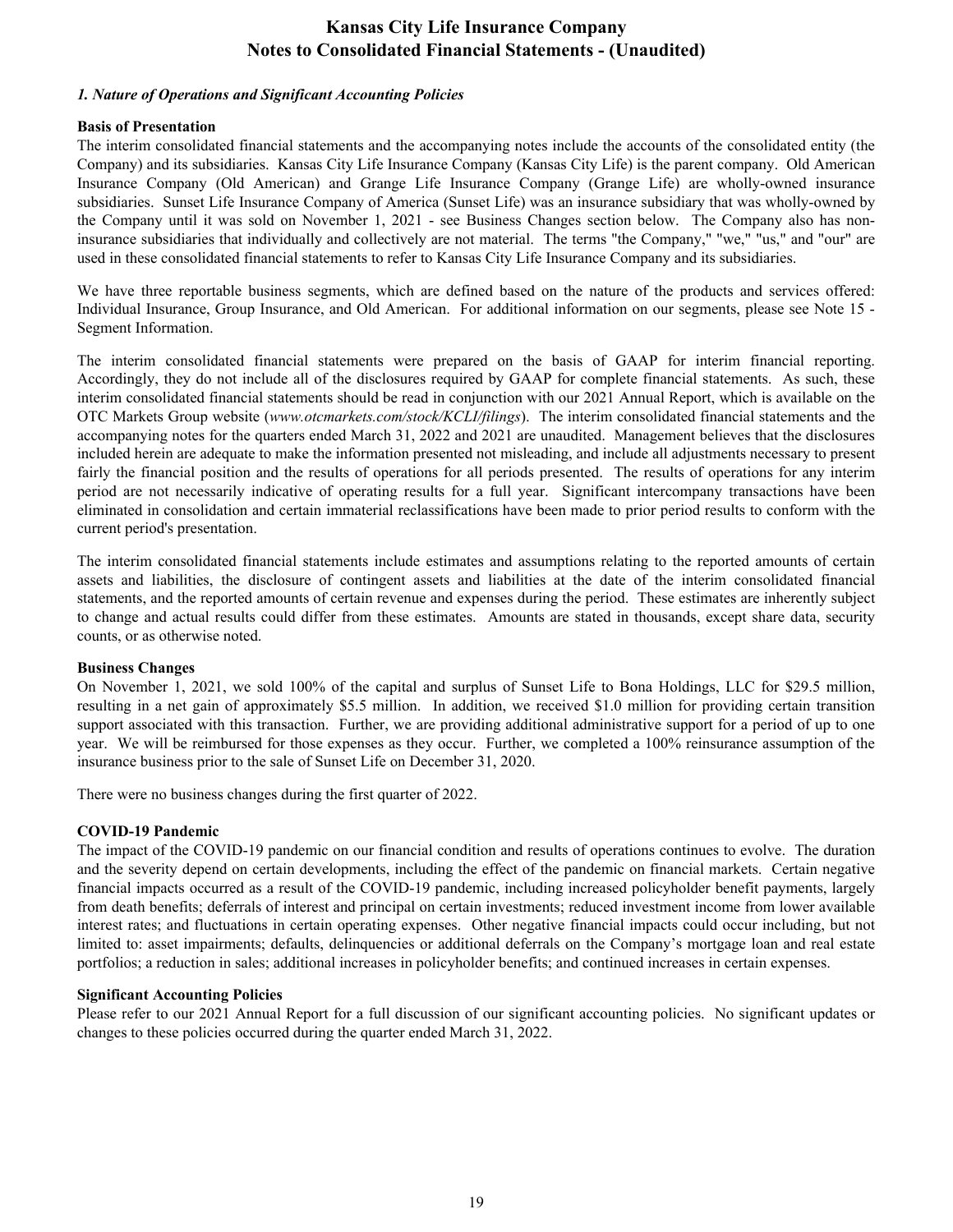# Kansas City Life Insurance Company
# Notes to Consolidated Financial Statements - (Unaudited)

## *1. Nature of Operations and Significant Accounting Policies*

### Basis of Presentation

The interim consolidated financial statements and the accompanying notes include the accounts of the consolidated entity (the Company) and its subsidiaries. Kansas City Life Insurance Company (Kansas City Life) is the parent company. Old American Insurance Company (Old American) and Grange Life Insurance Company (Grange Life) are wholly-owned insurance subsidiaries. Sunset Life Insurance Company of America (Sunset Life) was an insurance subsidiary that was wholly-owned by the Company until it was sold on November 1, 2021 - see Business Changes section below. The Company also has non-insurance subsidiaries that individually and collectively are not material. The terms "the Company," "we," "us," and "our" are used in these consolidated financial statements to refer to Kansas City Life Insurance Company and its subsidiaries.

We have three reportable business segments, which are defined based on the nature of the products and services offered: Individual Insurance, Group Insurance, and Old American. For additional information on our segments, please see Note 15 - Segment Information.

The interim consolidated financial statements were prepared on the basis of GAAP for interim financial reporting. Accordingly, they do not include all of the disclosures required by GAAP for complete financial statements. As such, these interim consolidated financial statements should be read in conjunction with our 2021 Annual Report, which is available on the OTC Markets Group website (*www.otcmarkets.com/stock/KCLI/filings*). The interim consolidated financial statements and the accompanying notes for the quarters ended March 31, 2022 and 2021 are unaudited. Management believes that the disclosures included herein are adequate to make the information presented not misleading, and include all adjustments necessary to present fairly the financial position and the results of operations for all periods presented. The results of operations for any interim period are not necessarily indicative of operating results for a full year. Significant intercompany transactions have been eliminated in consolidation and certain immaterial reclassifications have been made to prior period results to conform with the current period's presentation.

The interim consolidated financial statements include estimates and assumptions relating to the reported amounts of certain assets and liabilities, the disclosure of contingent assets and liabilities at the date of the interim consolidated financial statements, and the reported amounts of certain revenue and expenses during the period. These estimates are inherently subject to change and actual results could differ from these estimates. Amounts are stated in thousands, except share data, security counts, or as otherwise noted.

### Business Changes

On November 1, 2021, we sold 100% of the capital and surplus of Sunset Life to Bona Holdings, LLC for $29.5 million, resulting in a net gain of approximately $5.5 million. In addition, we received $1.0 million for providing certain transition support associated with this transaction. Further, we are providing additional administrative support for a period of up to one year. We will be reimbursed for those expenses as they occur. Further, we completed a 100% reinsurance assumption of the insurance business prior to the sale of Sunset Life on December 31, 2020.

There were no business changes during the first quarter of 2022.

### COVID-19 Pandemic

The impact of the COVID-19 pandemic on our financial condition and results of operations continues to evolve. The duration and the severity depend on certain developments, including the effect of the pandemic on financial markets. Certain negative financial impacts occurred as a result of the COVID-19 pandemic, including increased policyholder benefit payments, largely from death benefits; deferrals of interest and principal on certain investments; reduced investment income from lower available interest rates; and fluctuations in certain operating expenses. Other negative financial impacts could occur including, but not limited to: asset impairments; defaults, delinquencies or additional deferrals on the Company's mortgage loan and real estate portfolios; a reduction in sales; additional increases in policyholder benefits; and continued increases in certain expenses.

### Significant Accounting Policies

Please refer to our 2021 Annual Report for a full discussion of our significant accounting policies. No significant updates or changes to these policies occurred during the quarter ended March 31, 2022.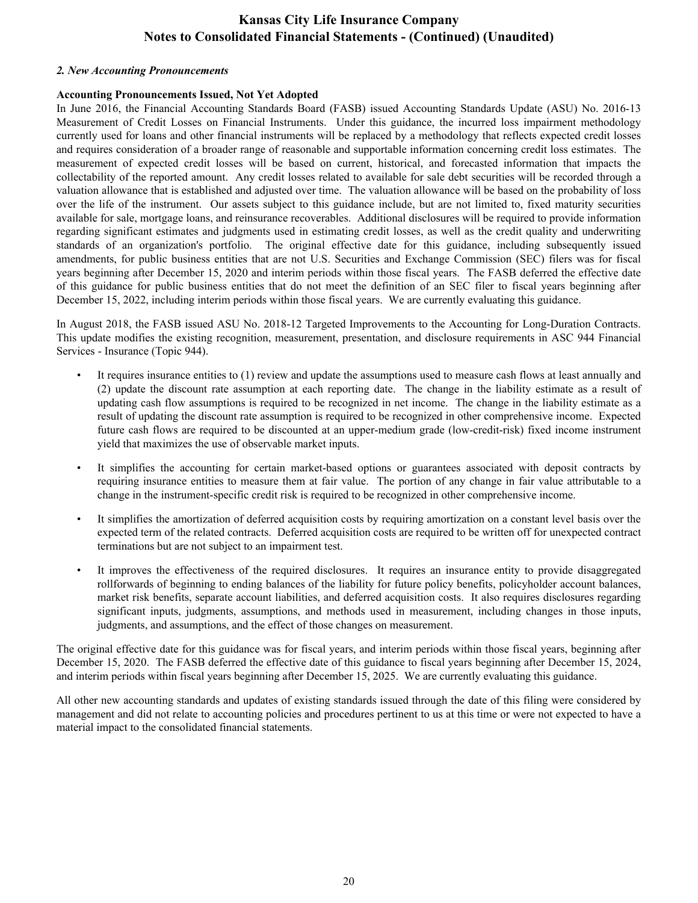*2. New Accounting Pronouncements*

**Accounting Pronouncements Issued, Not Yet Adopted**

In June 2016, the Financial Accounting Standards Board (FASB) issued Accounting Standards Update (ASU) No. 2016-13 Measurement of Credit Losses on Financial Instruments. Under this guidance, the incurred loss impairment methodology currently used for loans and other financial instruments will be replaced by a methodology that reflects expected credit losses and requires consideration of a broader range of reasonable and supportable information concerning credit loss estimates. The measurement of expected credit losses will be based on current, historical, and forecasted information that impacts the collectability of the reported amount. Any credit losses related to available for sale debt securities will be recorded through a valuation allowance that is established and adjusted over time. The valuation allowance will be based on the probability of loss over the life of the instrument. Our assets subject to this guidance include, but are not limited to, fixed maturity securities available for sale, mortgage loans, and reinsurance recoverables. Additional disclosures will be required to provide information regarding significant estimates and judgments used in estimating credit losses, as well as the credit quality and underwriting standards of an organization's portfolio. The original effective date for this guidance, including subsequently issued amendments, for public business entities that are not U.S. Securities and Exchange Commission (SEC) filers was for fiscal years beginning after December 15, 2020 and interim periods within those fiscal years. The FASB deferred the effective date of this guidance for public business entities that do not meet the definition of an SEC filer to fiscal years beginning after December 15, 2022, including interim periods within those fiscal years. We are currently evaluating this guidance.

In August 2018, the FASB issued ASU No. 2018-12 Targeted Improvements to the Accounting for Long-Duration Contracts. This update modifies the existing recognition, measurement, presentation, and disclosure requirements in ASC 944 Financial Services - Insurance (Topic 944).

- It requires insurance entities to (1) review and update the assumptions used to measure cash flows at least annually and (2) update the discount rate assumption at each reporting date. The change in the liability estimate as a result of updating cash flow assumptions is required to be recognized in net income. The change in the liability estimate as a result of updating the discount rate assumption is required to be recognized in other comprehensive income. Expected future cash flows are required to be discounted at an upper-medium grade (low-credit-risk) fixed income instrument yield that maximizes the use of observable market inputs.

- It simplifies the accounting for certain market-based options or guarantees associated with deposit contracts by requiring insurance entities to measure them at fair value. The portion of any change in fair value attributable to a change in the instrument-specific credit risk is required to be recognized in other comprehensive income.

- It simplifies the amortization of deferred acquisition costs by requiring amortization on a constant level basis over the expected term of the related contracts. Deferred acquisition costs are required to be written off for unexpected contract terminations but are not subject to an impairment test.

- It improves the effectiveness of the required disclosures. It requires an insurance entity to provide disaggregated rollforwards of beginning to ending balances of the liability for future policy benefits, policyholder account balances, market risk benefits, separate account liabilities, and deferred acquisition costs. It also requires disclosures regarding significant inputs, judgments, assumptions, and methods used in measurement, including changes in those inputs, judgments, and assumptions, and the effect of those changes on measurement.

The original effective date for this guidance was for fiscal years, and interim periods within those fiscal years, beginning after December 15, 2020. The FASB deferred the effective date of this guidance to fiscal years beginning after December 15, 2024, and interim periods within fiscal years beginning after December 15, 2025. We are currently evaluating this guidance.

All other new accounting standards and updates of existing standards issued through the date of this filing were considered by management and did not relate to accounting policies and procedures pertinent to us at this time or were not expected to have a material impact to the consolidated financial statements.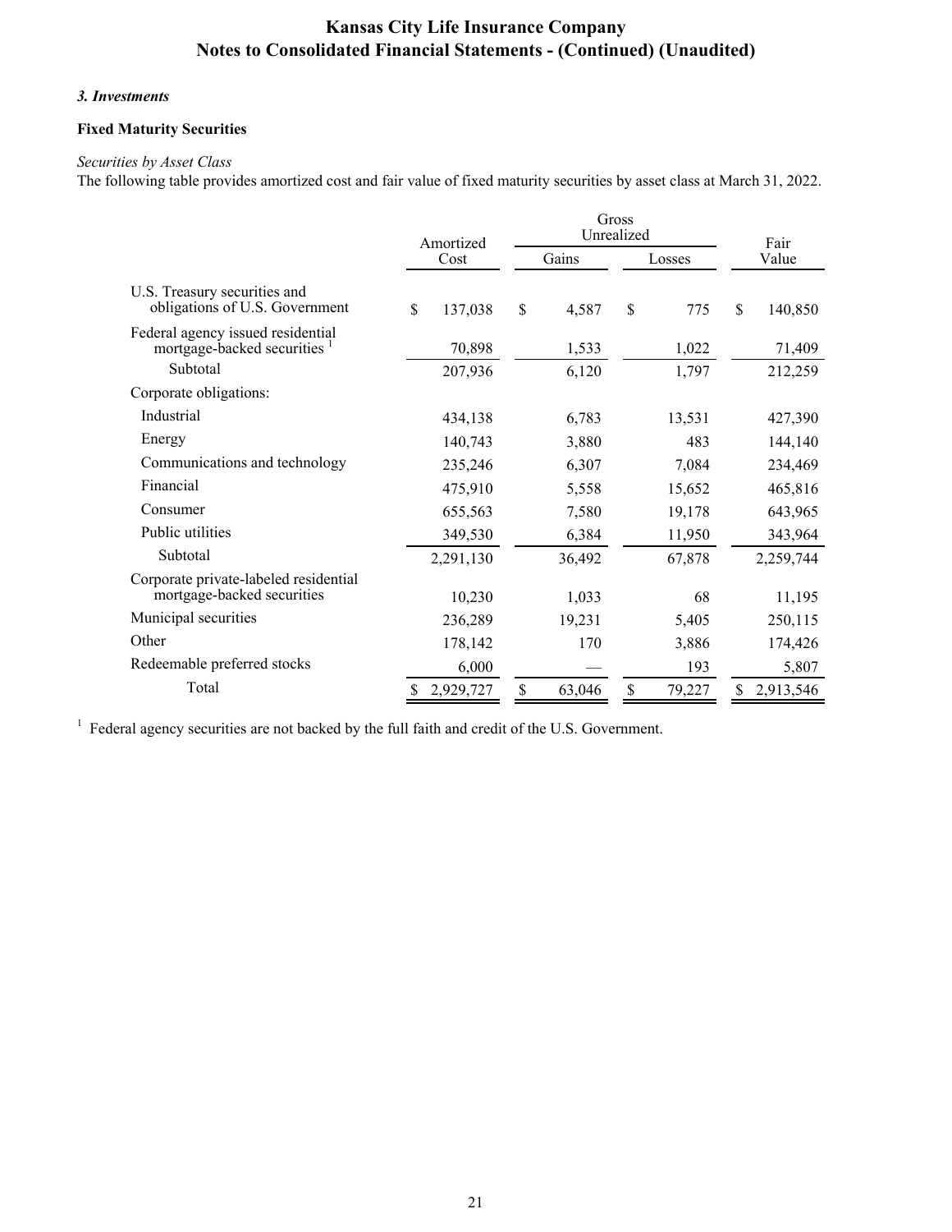### *3. Investments*

**Fixed Maturity Securities**

*Securities by Asset Class*

The following table provides amortized cost and fair value of fixed maturity securities by asset class at March 31, 2022.

| | Amortized Cost | Gross Unrealized Gains | Gross Unrealized Losses | Fair Value |
|---|---|---|---|---|
| U.S. Treasury securities and obligations of U.S. Government | $ 137,038 | $ 4,587 | $ 775 | $ 140,850 |
| Federal agency issued residential mortgage-backed securities [1] | 70,898 | 1,533 | 1,022 | 71,409 |
| Subtotal | 207,936 | 6,120 | 1,797 | 212,259 |
| Corporate obligations: | | | | |
| Industrial | 434,138 | 6,783 | 13,531 | 427,390 |
| Energy | 140,743 | 3,880 | 483 | 144,140 |
| Communications and technology | 235,246 | 6,307 | 7,084 | 234,469 |
| Financial | 475,910 | 5,558 | 15,652 | 465,816 |
| Consumer | 655,563 | 7,580 | 19,178 | 643,965 |
| Public utilities | 349,530 | 6,384 | 11,950 | 343,964 |
| Subtotal | 2,291,130 | 36,492 | 67,878 | 2,259,744 |
| Corporate private-labeled residential mortgage-backed securities | 10,230 | 1,033 | 68 | 11,195 |
| Municipal securities | 236,289 | 19,231 | 5,405 | 250,115 |
| Other | 178,142 | 170 | 3,886 | 174,426 |
| Redeemable preferred stocks | 6,000 | — | 193 | 5,807 |
| Total | $ 2,929,727 | $ 63,046 | $ 79,227 | $ 2,913,546 |

[1] Federal agency securities are not backed by the full faith and credit of the U.S. Government.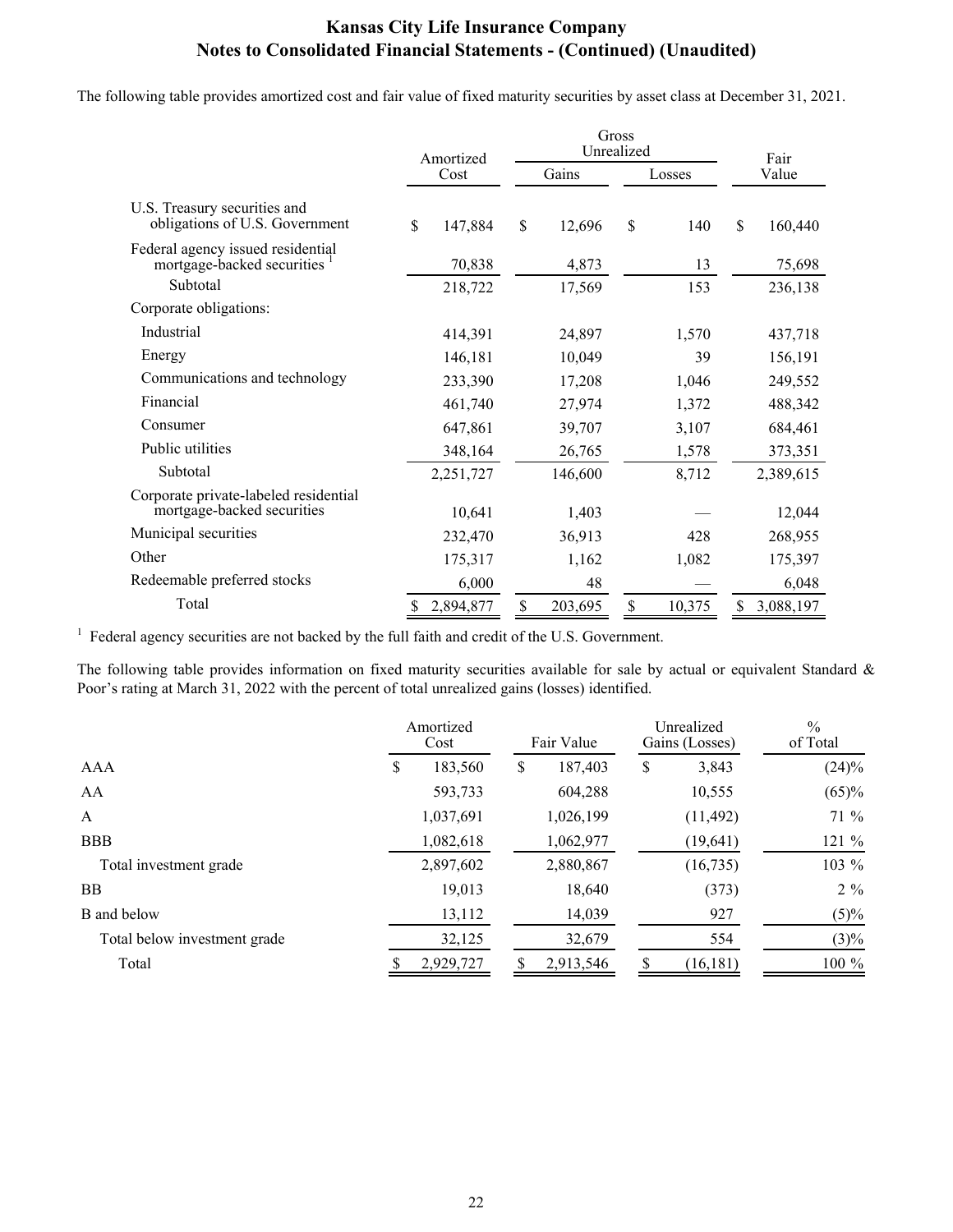# Kansas City Life Insurance Company
## Notes to Consolidated Financial Statements - (Continued) (Unaudited)

The following table provides amortized cost and fair value of fixed maturity securities by asset class at December 31, 2021.

| | Amortized Cost | Gross Unrealized | | Fair Value |
|---|---|---|---|---|
| | | Gains | Losses | |
| U.S. Treasury securities and obligations of U.S. Government | $ 147,884 | $ 12,696 | $ 140 | $ 160,440 |
| Federal agency issued residential mortgage-backed securities [1] | 70,838 | 4,873 | 13 | 75,698 |
| Subtotal | 218,722 | 17,569 | 153 | 236,138 |
| Corporate obligations: | | | | |
| Industrial | 414,391 | 24,897 | 1,570 | 437,718 |
| Energy | 146,181 | 10,049 | 39 | 156,191 |
| Communications and technology | 233,390 | 17,208 | 1,046 | 249,552 |
| Financial | 461,740 | 27,974 | 1,372 | 488,342 |
| Consumer | 647,861 | 39,707 | 3,107 | 684,461 |
| Public utilities | 348,164 | 26,765 | 1,578 | 373,351 |
| Subtotal | 2,251,727 | 146,600 | 8,712 | 2,389,615 |
| Corporate private-labeled residential mortgage-backed securities | 10,641 | 1,403 | — | 12,044 |
| Municipal securities | 232,470 | 36,913 | 428 | 268,955 |
| Other | 175,317 | 1,162 | 1,082 | 175,397 |
| Redeemable preferred stocks | 6,000 | 48 | — | 6,048 |
| Total | $ 2,894,877 | $ 203,695 | $ 10,375 | $ 3,088,197 |

[1] Federal agency securities are not backed by the full faith and credit of the U.S. Government.

The following table provides information on fixed maturity securities available for sale by actual or equivalent Standard & Poor's rating at March 31, 2022 with the percent of total unrealized gains (losses) identified.

| | Amortized Cost | Fair Value | Unrealized Gains (Losses) | % of Total |
|---|---|---|---|---|
| AAA | $ 183,560 | $ 187,403 | $ 3,843 | (24)% |
| AA | 593,733 | 604,288 | 10,555 | (65)% |
| A | 1,037,691 | 1,026,199 | (11,492) | 71 % |
| BBB | 1,082,618 | 1,062,977 | (19,641) | 121 % |
| Total investment grade | 2,897,602 | 2,880,867 | (16,735) | 103 % |
| BB | 19,013 | 18,640 | (373) | 2 % |
| B and below | 13,112 | 14,039 | 927 | (5)% |
| Total below investment grade | 32,125 | 32,679 | 554 | (3)% |
| Total | $ 2,929,727 | $ 2,913,546 | $ (16,181) | 100 % |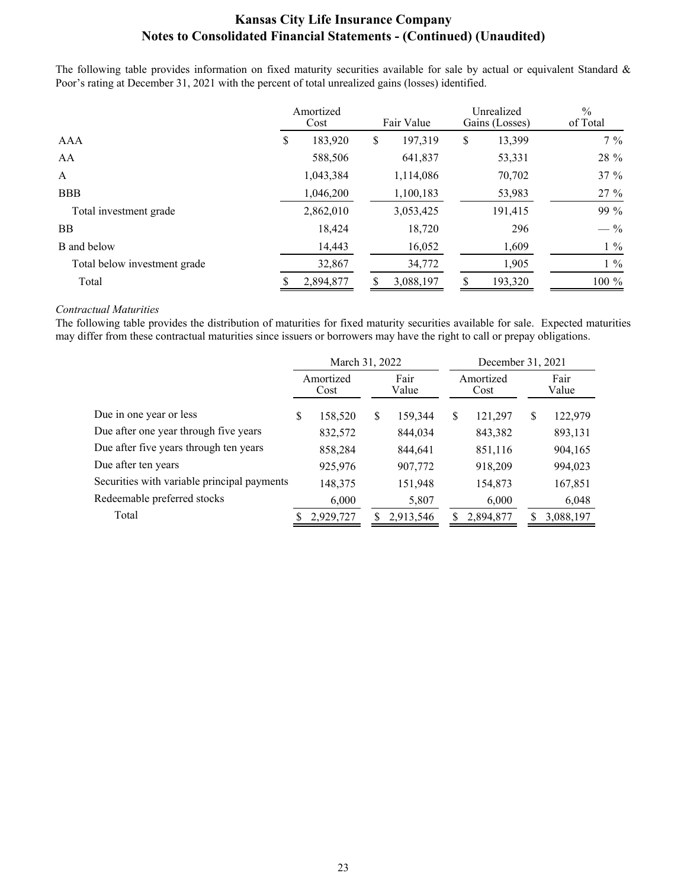# Kansas City Life Insurance Company
## Notes to Consolidated Financial Statements - (Continued) (Unaudited)

The following table provides information on fixed maturity securities available for sale by actual or equivalent Standard & Poor's rating at December 31, 2021 with the percent of total unrealized gains (losses) identified.

| | Amortized Cost | Fair Value | Unrealized Gains (Losses) | % of Total |
|---|---|---|---|---|
| AAA | $ 183,920 | $ 197,319 | $ 13,399 | 7 % |
| AA | 588,506 | 641,837 | 53,331 | 28 % |
| A | 1,043,384 | 1,114,086 | 70,702 | 37 % |
| BBB | 1,046,200 | 1,100,183 | 53,983 | 27 % |
| Total investment grade | 2,862,010 | 3,053,425 | 191,415 | 99 % |
| BB | 18,424 | 18,720 | 296 | — % |
| B and below | 14,443 | 16,052 | 1,609 | 1 % |
| Total below investment grade | 32,867 | 34,772 | 1,905 | 1 % |
| Total | $ 2,894,877 | $ 3,088,197 | $ 193,320 | 100 % |

*Contractual Maturities*

The following table provides the distribution of maturities for fixed maturity securities available for sale. Expected maturities may differ from these contractual maturities since issuers or borrowers may have the right to call or prepay obligations.

| | March 31, 2022 | | December 31, 2021 | |
|---|---|---|---|---|
| | Amortized Cost | Fair Value | Amortized Cost | Fair Value |
| Due in one year or less | $ 158,520 | $ 159,344 | $ 121,297 | $ 122,979 |
| Due after one year through five years | 832,572 | 844,034 | 843,382 | 893,131 |
| Due after five years through ten years | 858,284 | 844,641 | 851,116 | 904,165 |
| Due after ten years | 925,976 | 907,772 | 918,209 | 994,023 |
| Securities with variable principal payments | 148,375 | 151,948 | 154,873 | 167,851 |
| Redeemable preferred stocks | 6,000 | 5,807 | 6,000 | 6,048 |
| Total | $ 2,929,727 | $ 2,913,546 | $ 2,894,877 | $ 3,088,197 |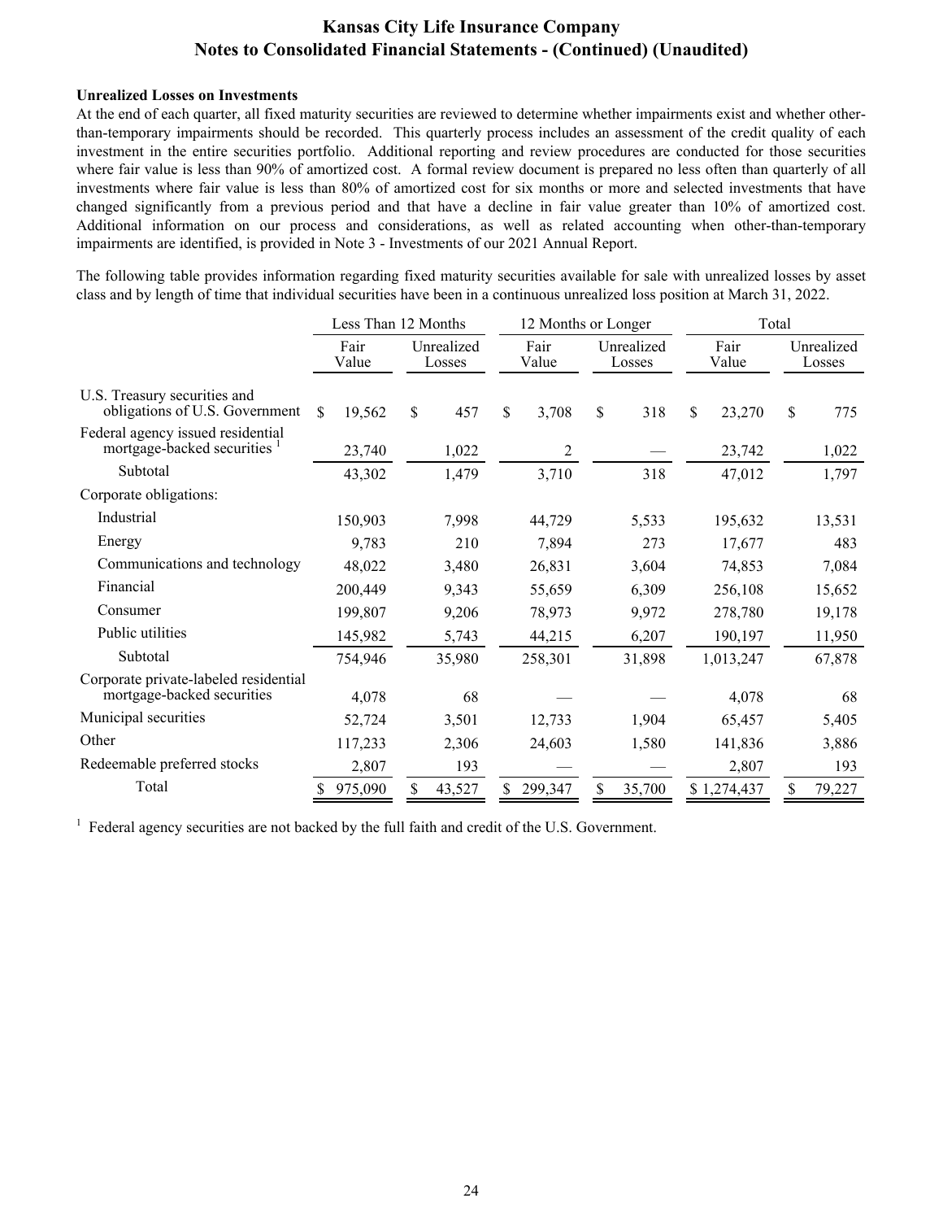**Unrealized Losses on Investments**

At the end of each quarter, all fixed maturity securities are reviewed to determine whether impairments exist and whether other-than-temporary impairments should be recorded. This quarterly process includes an assessment of the credit quality of each investment in the entire securities portfolio. Additional reporting and review procedures are conducted for those securities where fair value is less than 90% of amortized cost. A formal review document is prepared no less often than quarterly of all investments where fair value is less than 80% of amortized cost for six months or more and selected investments that have changed significantly from a previous period and that have a decline in fair value greater than 10% of amortized cost. Additional information on our process and considerations, as well as related accounting when other-than-temporary impairments are identified, is provided in Note 3 - Investments of our 2021 Annual Report.

The following table provides information regarding fixed maturity securities available for sale with unrealized losses by asset class and by length of time that individual securities have been in a continuous unrealized loss position at March 31, 2022.

| | Less Than 12 Months | | 12 Months or Longer | | Total | |
|---|---|---|---|---|---|---|
| | Fair Value | Unrealized Losses | Fair Value | Unrealized Losses | Fair Value | Unrealized Losses |
| U.S. Treasury securities and obligations of U.S. Government | $ 19,562 | $ 457 | $ 3,708 | $ 318 | $ 23,270 | $ 775 |
| Federal agency issued residential mortgage-backed securities [1] | 23,740 | 1,022 | 2 | — | 23,742 | 1,022 |
| Subtotal | 43,302 | 1,479 | 3,710 | 318 | 47,012 | 1,797 |
| Corporate obligations: | | | | | | |
| Industrial | 150,903 | 7,998 | 44,729 | 5,533 | 195,632 | 13,531 |
| Energy | 9,783 | 210 | 7,894 | 273 | 17,677 | 483 |
| Communications and technology | 48,022 | 3,480 | 26,831 | 3,604 | 74,853 | 7,084 |
| Financial | 200,449 | 9,343 | 55,659 | 6,309 | 256,108 | 15,652 |
| Consumer | 199,807 | 9,206 | 78,973 | 9,972 | 278,780 | 19,178 |
| Public utilities | 145,982 | 5,743 | 44,215 | 6,207 | 190,197 | 11,950 |
| Subtotal | 754,946 | 35,980 | 258,301 | 31,898 | 1,013,247 | 67,878 |
| Corporate private-labeled residential mortgage-backed securities | 4,078 | 68 | — | — | 4,078 | 68 |
| Municipal securities | 52,724 | 3,501 | 12,733 | 1,904 | 65,457 | 5,405 |
| Other | 117,233 | 2,306 | 24,603 | 1,580 | 141,836 | 3,886 |
| Redeemable preferred stocks | 2,807 | 193 | — | — | 2,807 | 193 |
| Total | $ 975,090 | $ 43,527 | $ 299,347 | $ 35,700 | $ 1,274,437 | $ 79,227 |

[1] Federal agency securities are not backed by the full faith and credit of the U.S. Government.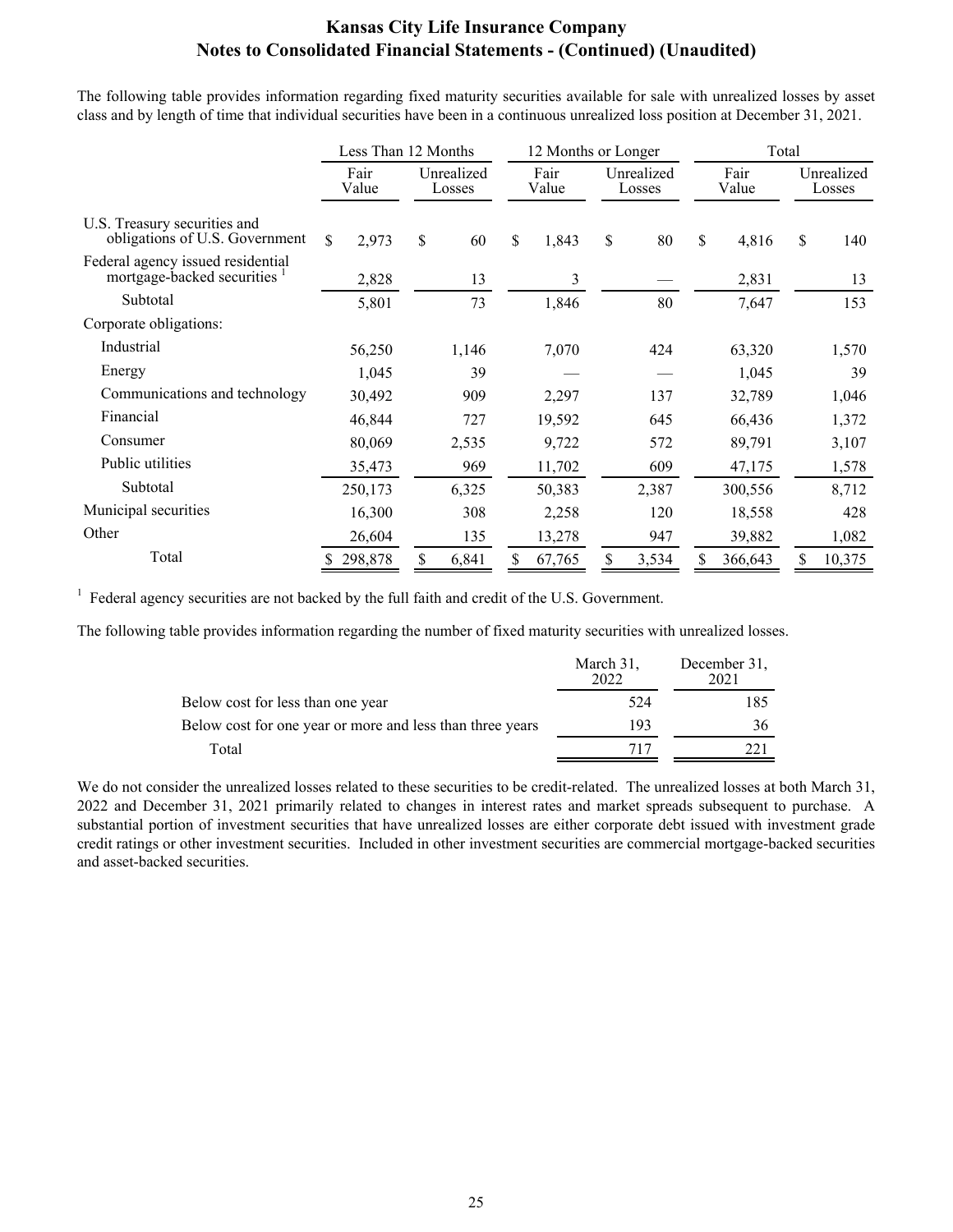The following table provides information regarding fixed maturity securities available for sale with unrealized losses by asset class and by length of time that individual securities have been in a continuous unrealized loss position at December 31, 2021.

| | Less Than 12 Months | | 12 Months or Longer | | Total | |
|---|---|---|---|---|---|---|
| | Fair Value | Unrealized Losses | Fair Value | Unrealized Losses | Fair Value | Unrealized Losses |
| U.S. Treasury securities and obligations of U.S. Government | $ 2,973 | $ 60 | $ 1,843 | $ 80 | $ 4,816 | $ 140 |
| Federal agency issued residential mortgage-backed securities [1] | 2,828 | 13 | 3 | — | 2,831 | 13 |
| Subtotal | 5,801 | 73 | 1,846 | 80 | 7,647 | 153 |
| Corporate obligations: | | | | | | |
| Industrial | 56,250 | 1,146 | 7,070 | 424 | 63,320 | 1,570 |
| Energy | 1,045 | 39 | — | — | 1,045 | 39 |
| Communications and technology | 30,492 | 909 | 2,297 | 137 | 32,789 | 1,046 |
| Financial | 46,844 | 727 | 19,592 | 645 | 66,436 | 1,372 |
| Consumer | 80,069 | 2,535 | 9,722 | 572 | 89,791 | 3,107 |
| Public utilities | 35,473 | 969 | 11,702 | 609 | 47,175 | 1,578 |
| Subtotal | 250,173 | 6,325 | 50,383 | 2,387 | 300,556 | 8,712 |
| Municipal securities | 16,300 | 308 | 2,258 | 120 | 18,558 | 428 |
| Other | 26,604 | 135 | 13,278 | 947 | 39,882 | 1,082 |
| Total | $ 298,878 | $ 6,841 | $ 67,765 | $ 3,534 | $ 366,643 | $ 10,375 |

[1] Federal agency securities are not backed by the full faith and credit of the U.S. Government.

The following table provides information regarding the number of fixed maturity securities with unrealized losses.

| | March 31, 2022 | December 31, 2021 |
|---|---|---|
| Below cost for less than one year | 524 | 185 |
| Below cost for one year or more and less than three years | 193 | 36 |
| Total | 717 | 221 |

We do not consider the unrealized losses related to these securities to be credit-related. The unrealized losses at both March 31, 2022 and December 31, 2021 primarily related to changes in interest rates and market spreads subsequent to purchase. A substantial portion of investment securities that have unrealized losses are either corporate debt issued with investment grade credit ratings or other investment securities. Included in other investment securities are commercial mortgage-backed securities and asset-backed securities.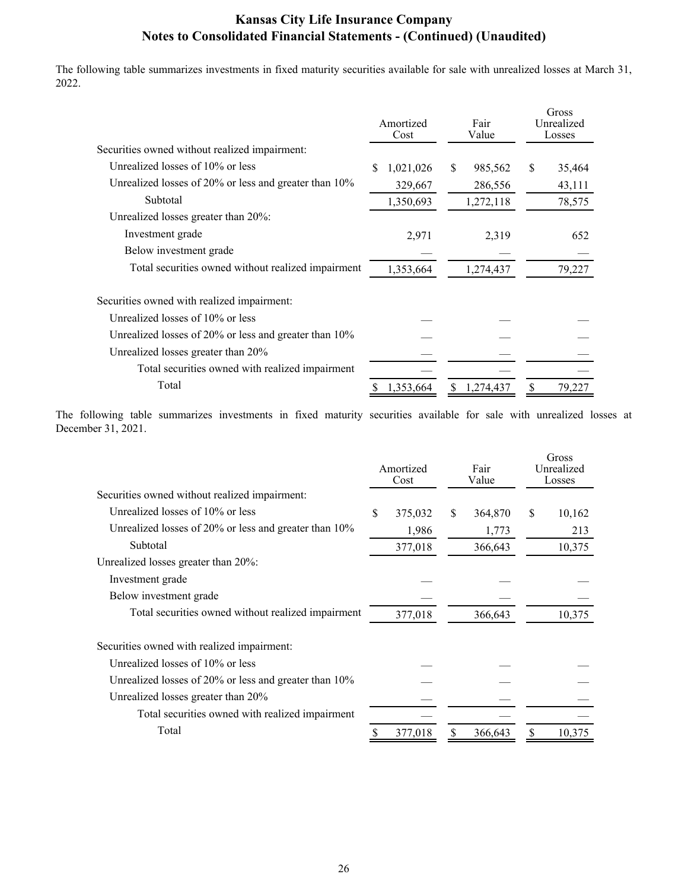# Kansas City Life Insurance Company
## Notes to Consolidated Financial Statements - (Continued) (Unaudited)

The following table summarizes investments in fixed maturity securities available for sale with unrealized losses at March 31, 2022.

| | Amortized Cost | Fair Value | Gross Unrealized Losses |
|---|---|---|---|
| Securities owned without realized impairment: | | | |
| Unrealized losses of 10% or less | $ 1,021,026 | $ 985,562 | $ 35,464 |
| Unrealized losses of 20% or less and greater than 10% | 329,667 | 286,556 | 43,111 |
| Subtotal | 1,350,693 | 1,272,118 | 78,575 |
| Unrealized losses greater than 20%: | | | |
| Investment grade | 2,971 | 2,319 | 652 |
| Below investment grade | — | — | — |
| Total securities owned without realized impairment | 1,353,664 | 1,274,437 | 79,227 |
| Securities owned with realized impairment: | | | |
| Unrealized losses of 10% or less | — | — | — |
| Unrealized losses of 20% or less and greater than 10% | — | — | — |
| Unrealized losses greater than 20% | — | — | — |
| Total securities owned with realized impairment | — | — | — |
| Total | $ 1,353,664 | $ 1,274,437 | $ 79,227 |

The following table summarizes investments in fixed maturity securities available for sale with unrealized losses at December 31, 2021.

| | Amortized Cost | Fair Value | Gross Unrealized Losses |
|---|---|---|---|
| Securities owned without realized impairment: | | | |
| Unrealized losses of 10% or less | $ 375,032 | $ 364,870 | $ 10,162 |
| Unrealized losses of 20% or less and greater than 10% | 1,986 | 1,773 | 213 |
| Subtotal | 377,018 | 366,643 | 10,375 |
| Unrealized losses greater than 20%: | | | |
| Investment grade | — | — | — |
| Below investment grade | — | — | — |
| Total securities owned without realized impairment | 377,018 | 366,643 | 10,375 |
| Securities owned with realized impairment: | | | |
| Unrealized losses of 10% or less | — | — | — |
| Unrealized losses of 20% or less and greater than 10% | — | — | — |
| Unrealized losses greater than 20% | — | — | — |
| Total securities owned with realized impairment | — | — | — |
| Total | $ 377,018 | $ 366,643 | $ 10,375 |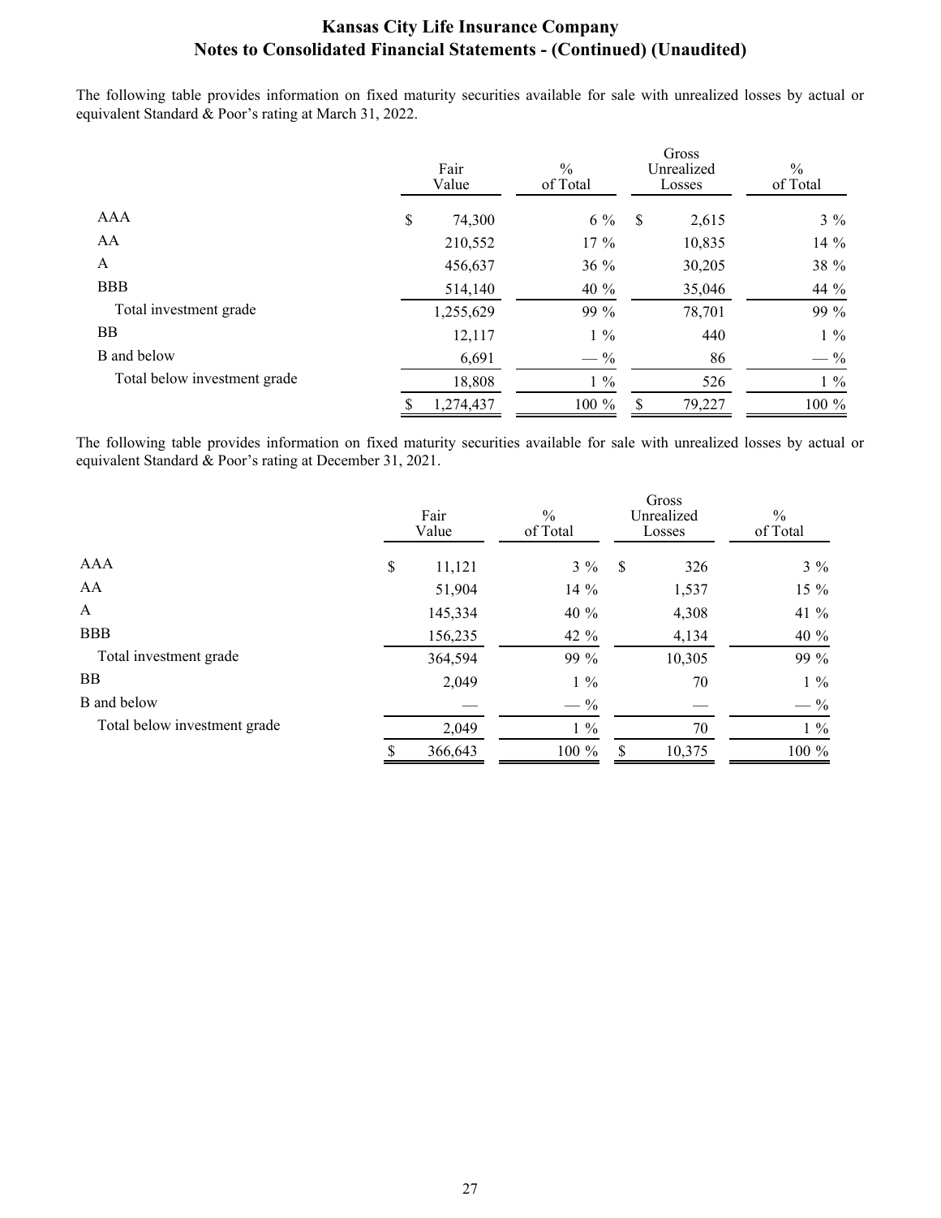# Kansas City Life Insurance Company
## Notes to Consolidated Financial Statements - (Continued) (Unaudited)

The following table provides information on fixed maturity securities available for sale with unrealized losses by actual or equivalent Standard & Poor's rating at March 31, 2022.

| | Fair Value | % of Total | Gross Unrealized Losses | % of Total |
|---|---|---|---|---|
| AAA | $ 74,300 | 6 % | $ 2,615 | 3 % |
| AA | 210,552 | 17 % | 10,835 | 14 % |
| A | 456,637 | 36 % | 30,205 | 38 % |
| BBB | 514,140 | 40 % | 35,046 | 44 % |
| Total investment grade | 1,255,629 | 99 % | 78,701 | 99 % |
| BB | 12,117 | 1 % | 440 | 1 % |
| B and below | 6,691 | — % | 86 | — % |
| Total below investment grade | 18,808 | 1 % | 526 | 1 % |
| | $ 1,274,437 | 100 % | $ 79,227 | 100 % |

The following table provides information on fixed maturity securities available for sale with unrealized losses by actual or equivalent Standard & Poor's rating at December 31, 2021.

| | Fair Value | % of Total | Gross Unrealized Losses | % of Total |
|---|---|---|---|---|
| AAA | $ 11,121 | 3 % | $ 326 | 3 % |
| AA | 51,904 | 14 % | 1,537 | 15 % |
| A | 145,334 | 40 % | 4,308 | 41 % |
| BBB | 156,235 | 42 % | 4,134 | 40 % |
| Total investment grade | 364,594 | 99 % | 10,305 | 99 % |
| BB | 2,049 | 1 % | 70 | 1 % |
| B and below | — | — % | — | — % |
| Total below investment grade | 2,049 | 1 % | 70 | 1 % |
| | $ 366,643 | 100 % | $ 10,375 | 100 % |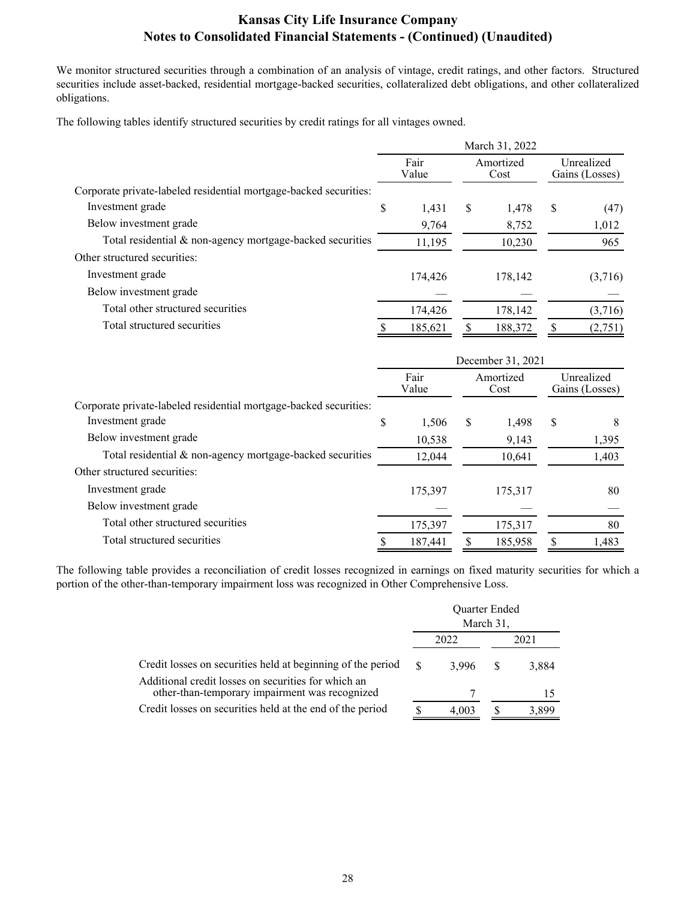# Kansas City Life Insurance Company
## Notes to Consolidated Financial Statements - (Continued) (Unaudited)

We monitor structured securities through a combination of an analysis of vintage, credit ratings, and other factors. Structured securities include asset-backed, residential mortgage-backed securities, collateralized debt obligations, and other collateralized obligations.

The following tables identify structured securities by credit ratings for all vintages owned.

| | March 31, 2022 | | |
|---|---|---|---|
| | Fair Value | Amortized Cost | Unrealized Gains (Losses) |
| Corporate private-labeled residential mortgage-backed securities: | | | |
| Investment grade | $ 1,431 | $ 1,478 | $ (47) |
| Below investment grade | 9,764 | 8,752 | 1,012 |
| Total residential & non-agency mortgage-backed securities | 11,195 | 10,230 | 965 |
| Other structured securities: | | | |
| Investment grade | 174,426 | 178,142 | (3,716) |
| Below investment grade | — | — | — |
| Total other structured securities | 174,426 | 178,142 | (3,716) |
| Total structured securities | $ 185,621 | $ 188,372 | $ (2,751) |

| | December 31, 2021 | | |
|---|---|---|---|
| | Fair Value | Amortized Cost | Unrealized Gains (Losses) |
| Corporate private-labeled residential mortgage-backed securities: | | | |
| Investment grade | $ 1,506 | $ 1,498 | $ 8 |
| Below investment grade | 10,538 | 9,143 | 1,395 |
| Total residential & non-agency mortgage-backed securities | 12,044 | 10,641 | 1,403 |
| Other structured securities: | | | |
| Investment grade | 175,397 | 175,317 | 80 |
| Below investment grade | — | — | — |
| Total other structured securities | 175,397 | 175,317 | 80 |
| Total structured securities | $ 187,441 | $ 185,958 | $ 1,483 |

The following table provides a reconciliation of credit losses recognized in earnings on fixed maturity securities for which a portion of the other-than-temporary impairment loss was recognized in Other Comprehensive Loss.

| | Quarter Ended March 31, | |
|---|---|---|
| | 2022 | 2021 |
| Credit losses on securities held at beginning of the period | $ 3,996 | $ 3,884 |
| Additional credit losses on securities for which an other-than-temporary impairment was recognized | 7 | 15 |
| Credit losses on securities held at the end of the period | $ 4,003 | $ 3,899 |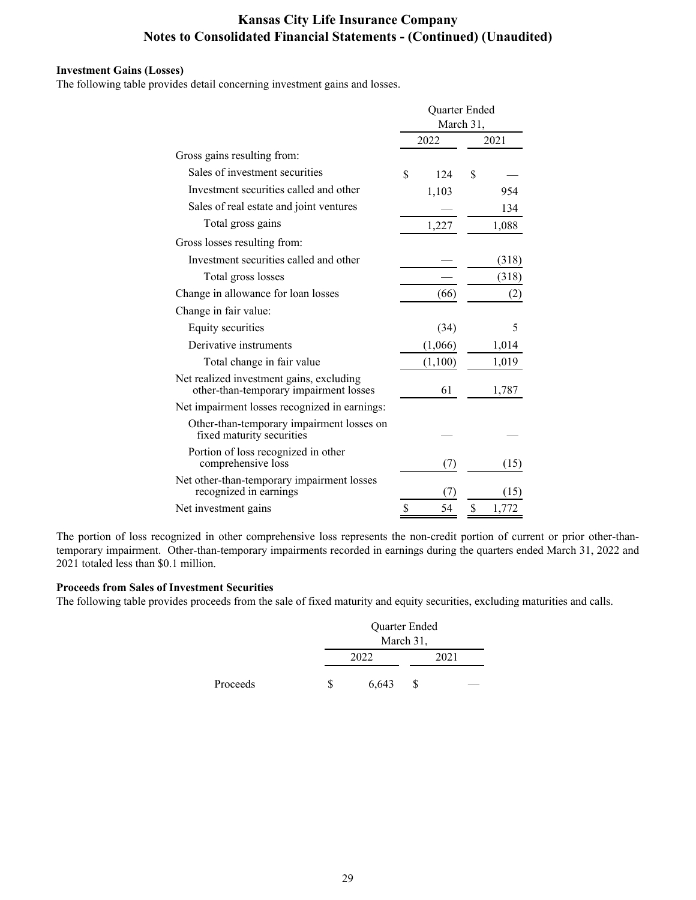**Kansas City Life Insurance Company**
**Notes to Consolidated Financial Statements - (Continued) (Unaudited)**

**Investment Gains (Losses)**

The following table provides detail concerning investment gains and losses.

| | Quarter Ended March 31, | |
|---|---|---|
| | 2022 | 2021 |
| Gross gains resulting from: | | |
| Sales of investment securities | $ 124 | $ — |
| Investment securities called and other | 1,103 | 954 |
| Sales of real estate and joint ventures | — | 134 |
| Total gross gains | 1,227 | 1,088 |
| Gross losses resulting from: | | |
| Investment securities called and other | — | (318) |
| Total gross losses | — | (318) |
| Change in allowance for loan losses | (66) | (2) |
| Change in fair value: | | |
| Equity securities | (34) | 5 |
| Derivative instruments | (1,066) | 1,014 |
| Total change in fair value | (1,100) | 1,019 |
| Net realized investment gains, excluding other-than-temporary impairment losses | 61 | 1,787 |
| Net impairment losses recognized in earnings: | | |
| Other-than-temporary impairment losses on fixed maturity securities | — | — |
| Portion of loss recognized in other comprehensive loss | (7) | (15) |
| Net other-than-temporary impairment losses recognized in earnings | (7) | (15) |
| Net investment gains | $ 54 | $ 1,772 |

The portion of loss recognized in other comprehensive loss represents the non-credit portion of current or prior other-than-temporary impairment. Other-than-temporary impairments recorded in earnings during the quarters ended March 31, 2022 and 2021 totaled less than $0.1 million.

**Proceeds from Sales of Investment Securities**

The following table provides proceeds from the sale of fixed maturity and equity securities, excluding maturities and calls.

| | Quarter Ended March 31, | |
|---|---|---|
| | 2022 | 2021 |
| Proceeds | $ 6,643 | $ — |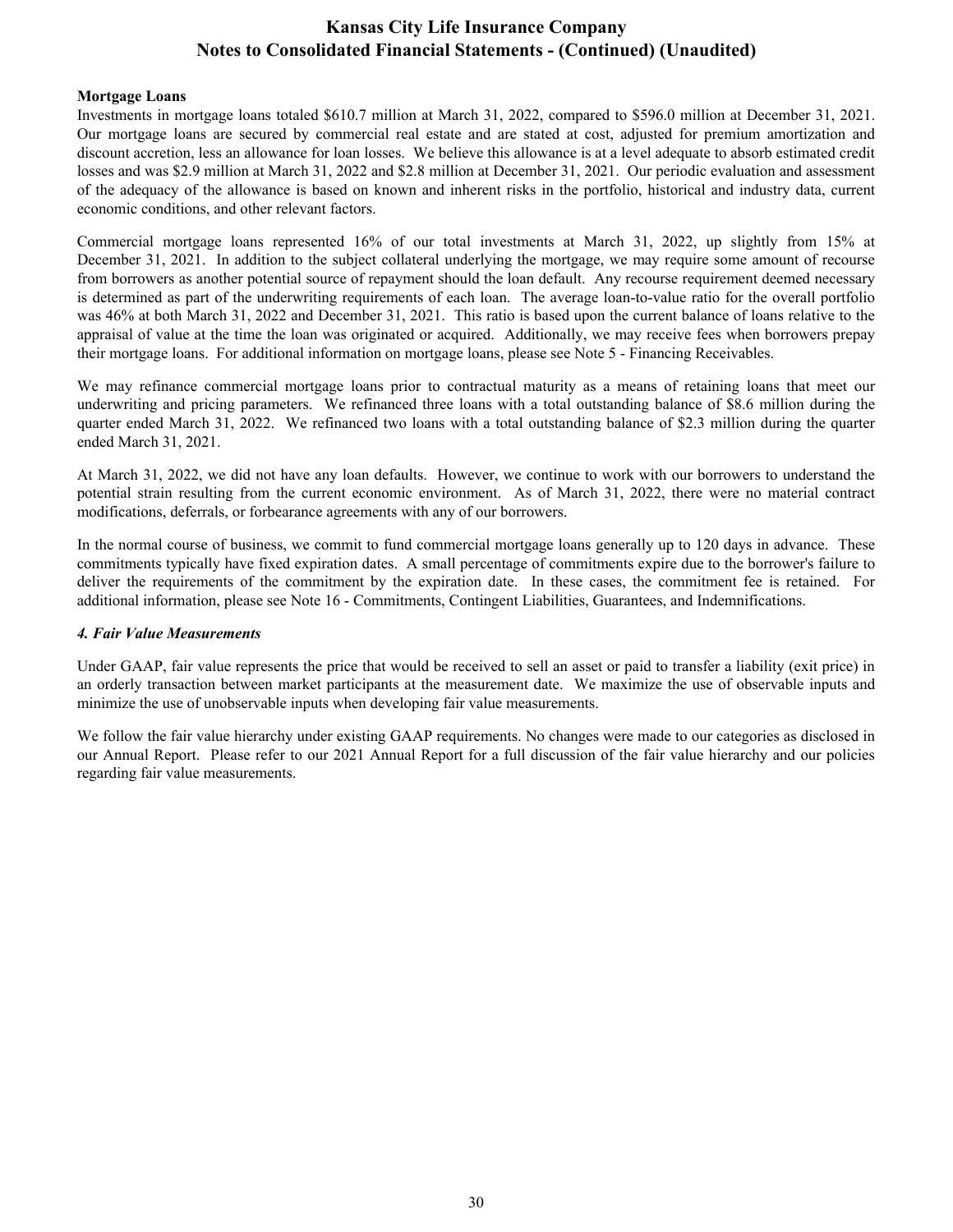**Mortgage Loans**

Investments in mortgage loans totaled $610.7 million at March 31, 2022, compared to $596.0 million at December 31, 2021. Our mortgage loans are secured by commercial real estate and are stated at cost, adjusted for premium amortization and discount accretion, less an allowance for loan losses. We believe this allowance is at a level adequate to absorb estimated credit losses and was $2.9 million at March 31, 2022 and $2.8 million at December 31, 2021. Our periodic evaluation and assessment of the adequacy of the allowance is based on known and inherent risks in the portfolio, historical and industry data, current economic conditions, and other relevant factors.

Commercial mortgage loans represented 16% of our total investments at March 31, 2022, up slightly from 15% at December 31, 2021. In addition to the subject collateral underlying the mortgage, we may require some amount of recourse from borrowers as another potential source of repayment should the loan default. Any recourse requirement deemed necessary is determined as part of the underwriting requirements of each loan. The average loan-to-value ratio for the overall portfolio was 46% at both March 31, 2022 and December 31, 2021. This ratio is based upon the current balance of loans relative to the appraisal of value at the time the loan was originated or acquired. Additionally, we may receive fees when borrowers prepay their mortgage loans. For additional information on mortgage loans, please see Note 5 - Financing Receivables.

We may refinance commercial mortgage loans prior to contractual maturity as a means of retaining loans that meet our underwriting and pricing parameters. We refinanced three loans with a total outstanding balance of $8.6 million during the quarter ended March 31, 2022. We refinanced two loans with a total outstanding balance of $2.3 million during the quarter ended March 31, 2021.

At March 31, 2022, we did not have any loan defaults. However, we continue to work with our borrowers to understand the potential strain resulting from the current economic environment. As of March 31, 2022, there were no material contract modifications, deferrals, or forbearance agreements with any of our borrowers.

In the normal course of business, we commit to fund commercial mortgage loans generally up to 120 days in advance. These commitments typically have fixed expiration dates. A small percentage of commitments expire due to the borrower's failure to deliver the requirements of the commitment by the expiration date. In these cases, the commitment fee is retained. For additional information, please see Note 16 - Commitments, Contingent Liabilities, Guarantees, and Indemnifications.

### *4. Fair Value Measurements*

Under GAAP, fair value represents the price that would be received to sell an asset or paid to transfer a liability (exit price) in an orderly transaction between market participants at the measurement date. We maximize the use of observable inputs and minimize the use of unobservable inputs when developing fair value measurements.

We follow the fair value hierarchy under existing GAAP requirements. No changes were made to our categories as disclosed in our Annual Report. Please refer to our 2021 Annual Report for a full discussion of the fair value hierarchy and our policies regarding fair value measurements.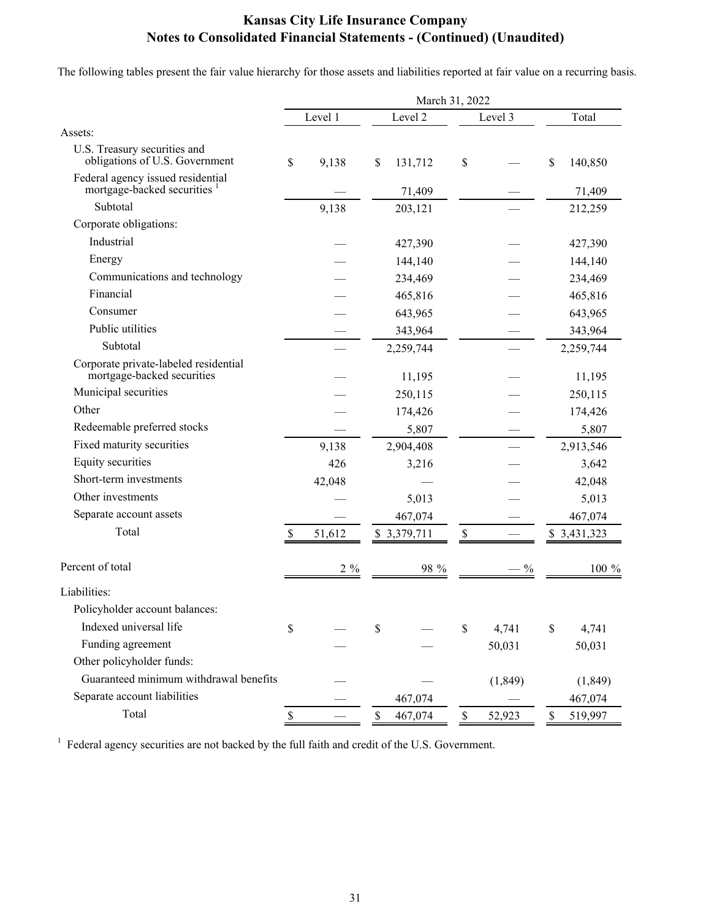# Kansas City Life Insurance Company
## Notes to Consolidated Financial Statements - (Continued) (Unaudited)

The following tables present the fair value hierarchy for those assets and liabilities reported at fair value on a recurring basis.

| | March 31, 2022 | | | |
|---|---|---|---|---|
| | Level 1 | Level 2 | Level 3 | Total |
| Assets: | | | | |
| U.S. Treasury securities and obligations of U.S. Government | $ 9,138 | $ 131,712 | $ — | $ 140,850 |
| Federal agency issued residential mortgage-backed securities [1] | — | 71,409 | — | 71,409 |
| Subtotal | 9,138 | 203,121 | — | 212,259 |
| Corporate obligations: | | | | |
| Industrial | — | 427,390 | — | 427,390 |
| Energy | — | 144,140 | — | 144,140 |
| Communications and technology | — | 234,469 | — | 234,469 |
| Financial | — | 465,816 | — | 465,816 |
| Consumer | — | 643,965 | — | 643,965 |
| Public utilities | — | 343,964 | — | 343,964 |
| Subtotal | — | 2,259,744 | — | 2,259,744 |
| Corporate private-labeled residential mortgage-backed securities | — | 11,195 | — | 11,195 |
| Municipal securities | — | 250,115 | — | 250,115 |
| Other | — | 174,426 | — | 174,426 |
| Redeemable preferred stocks | — | 5,807 | — | 5,807 |
| Fixed maturity securities | 9,138 | 2,904,408 | — | 2,913,546 |
| Equity securities | 426 | 3,216 | — | 3,642 |
| Short-term investments | 42,048 | — | — | 42,048 |
| Other investments | — | 5,013 | — | 5,013 |
| Separate account assets | — | 467,074 | — | 467,074 |
| Total | $ 51,612 | $ 3,379,711 | $ — | $ 3,431,323 |
| Percent of total | 2 % | 98 % | — % | 100 % |
| Liabilities: | | | | |
| Policyholder account balances: | | | | |
| Indexed universal life | $ — | $ — | $ 4,741 | $ 4,741 |
| Funding agreement | — | — | 50,031 | 50,031 |
| Other policyholder funds: | | | | |
| Guaranteed minimum withdrawal benefits | — | — | (1,849) | (1,849) |
| Separate account liabilities | — | 467,074 | — | 467,074 |
| Total | $ — | $ 467,074 | $ 52,923 | $ 519,997 |

[1] Federal agency securities are not backed by the full faith and credit of the U.S. Government.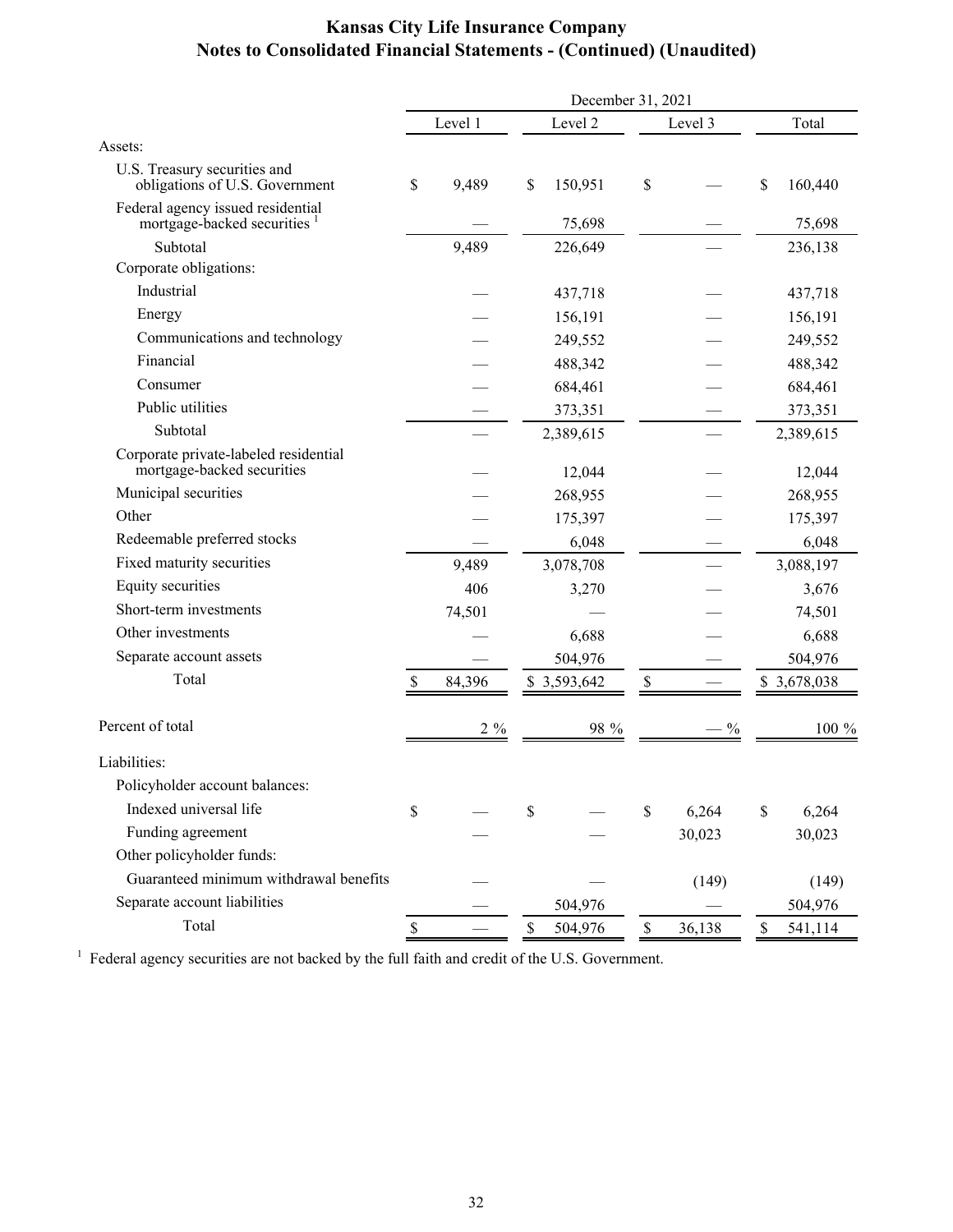# Kansas City Life Insurance Company
## Notes to Consolidated Financial Statements - (Continued) (Unaudited)

| | December 31, 2021 | | | |
|---|---|---|---|---|
| | Level 1 | Level 2 | Level 3 | Total |
| Assets: | | | | |
| U.S. Treasury securities and obligations of U.S. Government | $ 9,489 | $ 150,951 | $ — | $ 160,440 |
| Federal agency issued residential mortgage-backed securities [1] | — | 75,698 | — | 75,698 |
| Subtotal | 9,489 | 226,649 | — | 236,138 |
| Corporate obligations: | | | | |
| Industrial | — | 437,718 | — | 437,718 |
| Energy | — | 156,191 | — | 156,191 |
| Communications and technology | — | 249,552 | — | 249,552 |
| Financial | — | 488,342 | — | 488,342 |
| Consumer | — | 684,461 | — | 684,461 |
| Public utilities | — | 373,351 | — | 373,351 |
| Subtotal | — | 2,389,615 | — | 2,389,615 |
| Corporate private-labeled residential mortgage-backed securities | — | 12,044 | — | 12,044 |
| Municipal securities | — | 268,955 | — | 268,955 |
| Other | — | 175,397 | — | 175,397 |
| Redeemable preferred stocks | — | 6,048 | — | 6,048 |
| Fixed maturity securities | 9,489 | 3,078,708 | — | 3,088,197 |
| Equity securities | 406 | 3,270 | — | 3,676 |
| Short-term investments | 74,501 | — | — | 74,501 |
| Other investments | — | 6,688 | — | 6,688 |
| Separate account assets | — | 504,976 | — | 504,976 |
| Total | $ 84,396 | $ 3,593,642 | $ — | $ 3,678,038 |
| Percent of total | 2 % | 98 % | — % | 100 % |
| Liabilities: | | | | |
| Policyholder account balances: | | | | |
| Indexed universal life | $ — | $ — | $ 6,264 | $ 6,264 |
| Funding agreement | — | — | 30,023 | 30,023 |
| Other policyholder funds: | | | | |
| Guaranteed minimum withdrawal benefits | — | — | (149) | (149) |
| Separate account liabilities | — | 504,976 | — | 504,976 |
| Total | $ — | $ 504,976 | $ 36,138 | $ 541,114 |

[1] Federal agency securities are not backed by the full faith and credit of the U.S. Government.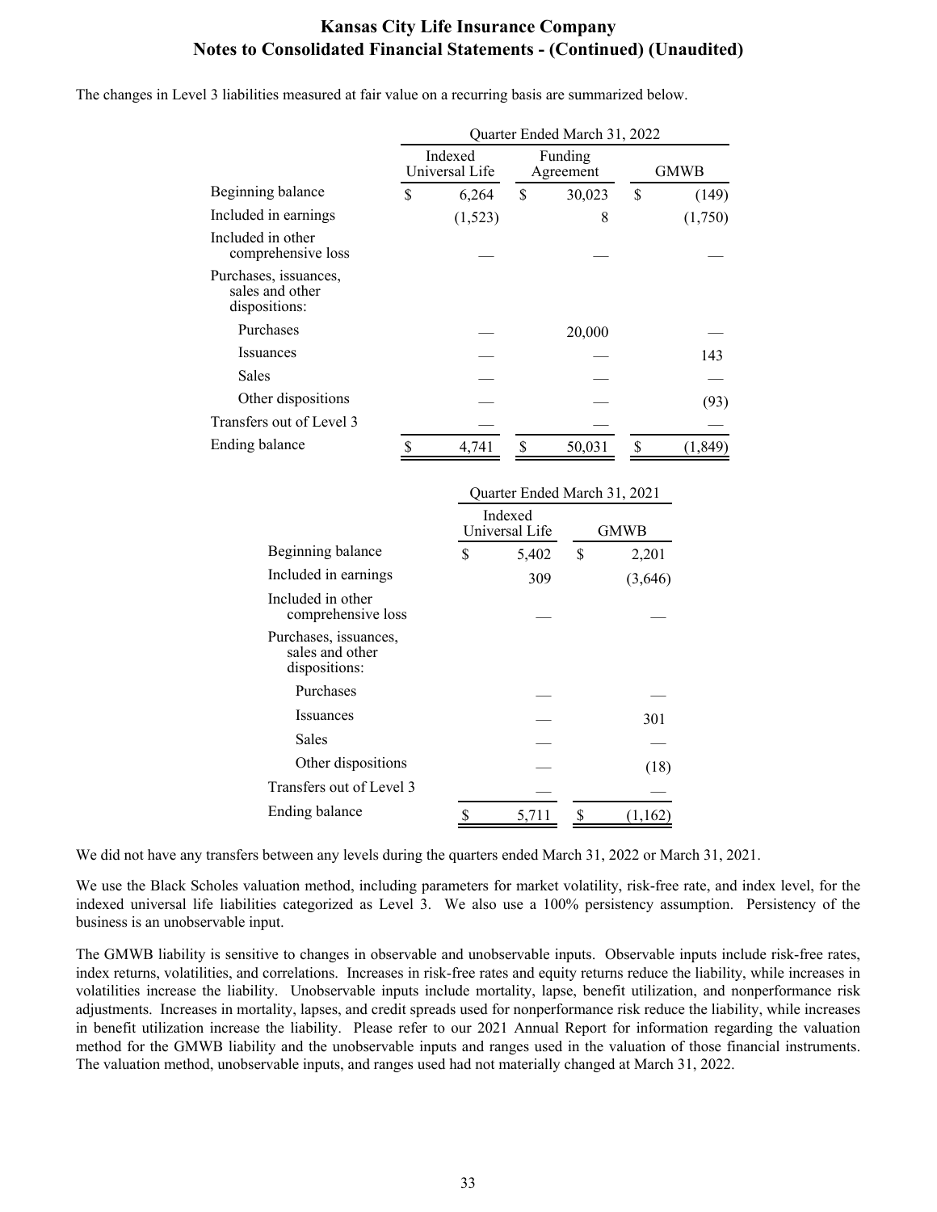The changes in Level 3 liabilities measured at fair value on a recurring basis are summarized below.

| | Quarter Ended March 31, 2022 | | |
|---|---|---|---|
| | Indexed Universal Life | Funding Agreement | GMWB |
| Beginning balance | $ 6,264 | $ 30,023 | $ (149) |
| Included in earnings | (1,523) | 8 | (1,750) |
| Included in other comprehensive loss | — | — | — |
| Purchases, issuances, sales and other dispositions: | | | |
| Purchases | — | 20,000 | — |
| Issuances | — | — | 143 |
| Sales | — | — | — |
| Other dispositions | — | — | (93) |
| Transfers out of Level 3 | — | — | — |
| Ending balance | $ 4,741 | $ 50,031 | $ (1,849) |

| | Quarter Ended March 31, 2021 | |
|---|---|---|
| | Indexed Universal Life | GMWB |
| Beginning balance | $ 5,402 | $ 2,201 |
| Included in earnings | 309 | (3,646) |
| Included in other comprehensive loss | — | — |
| Purchases, issuances, sales and other dispositions: | | |
| Purchases | — | — |
| Issuances | — | 301 |
| Sales | — | — |
| Other dispositions | — | (18) |
| Transfers out of Level 3 | — | — |
| Ending balance | $ 5,711 | $ (1,162) |

We did not have any transfers between any levels during the quarters ended March 31, 2022 or March 31, 2021.

We use the Black Scholes valuation method, including parameters for market volatility, risk-free rate, and index level, for the indexed universal life liabilities categorized as Level 3. We also use a 100% persistency assumption. Persistency of the business is an unobservable input.

The GMWB liability is sensitive to changes in observable and unobservable inputs. Observable inputs include risk-free rates, index returns, volatilities, and correlations. Increases in risk-free rates and equity returns reduce the liability, while increases in volatilities increase the liability. Unobservable inputs include mortality, lapse, benefit utilization, and nonperformance risk adjustments. Increases in mortality, lapses, and credit spreads used for nonperformance risk reduce the liability, while increases in benefit utilization increase the liability. Please refer to our 2021 Annual Report for information regarding the valuation method for the GMWB liability and the unobservable inputs and ranges used in the valuation of those financial instruments. The valuation method, unobservable inputs, and ranges used had not materially changed at March 31, 2022.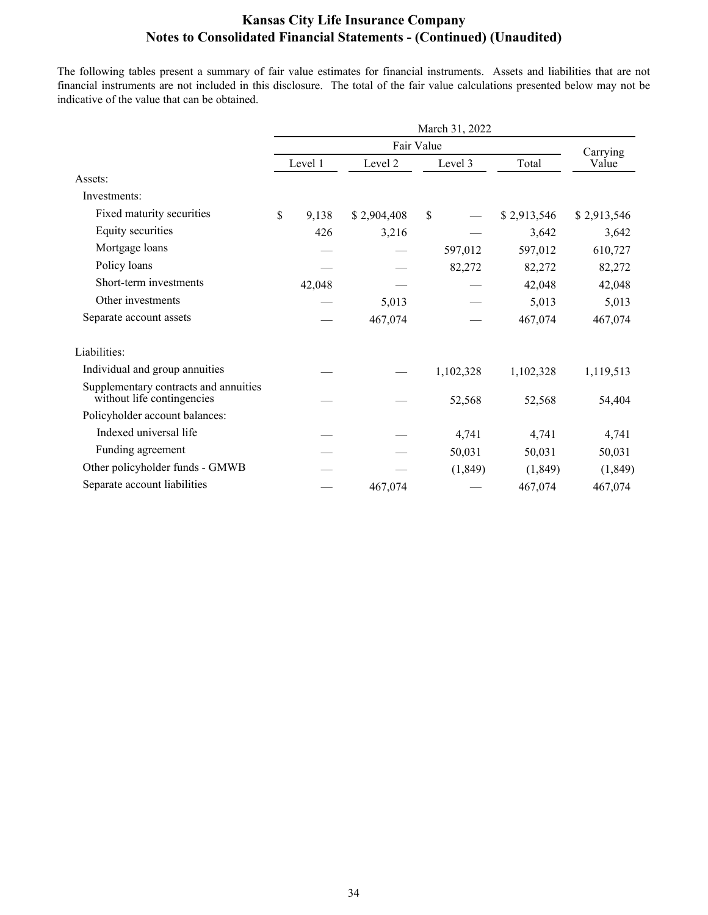# Kansas City Life Insurance Company
## Notes to Consolidated Financial Statements - (Continued) (Unaudited)

The following tables present a summary of fair value estimates for financial instruments. Assets and liabilities that are not financial instruments are not included in this disclosure. The total of the fair value calculations presented below may not be indicative of the value that can be obtained.

| | March 31, 2022 | | | | |
|---|---|---|---|---|---|
| | Fair Value | | | | Carrying Value |
| | Level 1 | Level 2 | Level 3 | Total | |
| Assets: | | | | | |
| Investments: | | | | | |
| Fixed maturity securities | $ 9,138 | $ 2,904,408 | $ — | $ 2,913,546 | $ 2,913,546 |
| Equity securities | 426 | 3,216 | — | 3,642 | 3,642 |
| Mortgage loans | — | — | 597,012 | 597,012 | 610,727 |
| Policy loans | — | — | 82,272 | 82,272 | 82,272 |
| Short-term investments | 42,048 | — | — | 42,048 | 42,048 |
| Other investments | — | 5,013 | — | 5,013 | 5,013 |
| Separate account assets | — | 467,074 | — | 467,074 | 467,074 |
| | | | | | |
| Liabilities: | | | | | |
| Individual and group annuities | — | — | 1,102,328 | 1,102,328 | 1,119,513 |
| Supplementary contracts and annuities without life contingencies | — | — | 52,568 | 52,568 | 54,404 |
| Policyholder account balances: | | | | | |
| Indexed universal life | — | — | 4,741 | 4,741 | 4,741 |
| Funding agreement | — | — | 50,031 | 50,031 | 50,031 |
| Other policyholder funds - GMWB | — | — | (1,849) | (1,849) | (1,849) |
| Separate account liabilities | — | 467,074 | — | 467,074 | 467,074 |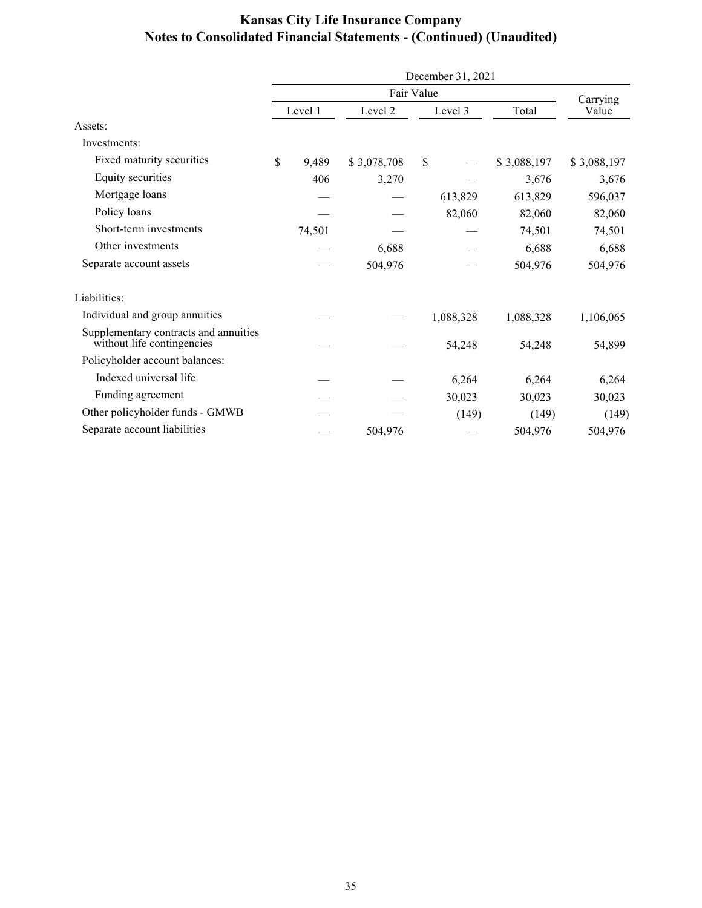# Kansas City Life Insurance Company
## Notes to Consolidated Financial Statements - (Continued) (Unaudited)

| | December 31, 2021 | | | | |
|---|---|---|---|---|---|
| | Fair Value | | | | Carrying Value |
| | Level 1 | Level 2 | Level 3 | Total | |
| Assets: | | | | | |
| Investments: | | | | | |
| Fixed maturity securities | $ 9,489 | $ 3,078,708 | $ — | $ 3,088,197 | $ 3,088,197 |
| Equity securities | 406 | 3,270 | — | 3,676 | 3,676 |
| Mortgage loans | — | — | 613,829 | 613,829 | 596,037 |
| Policy loans | — | — | 82,060 | 82,060 | 82,060 |
| Short-term investments | 74,501 | — | — | 74,501 | 74,501 |
| Other investments | — | 6,688 | — | 6,688 | 6,688 |
| Separate account assets | — | 504,976 | — | 504,976 | 504,976 |
| | | | | | |
| Liabilities: | | | | | |
| Individual and group annuities | — | — | 1,088,328 | 1,088,328 | 1,106,065 |
| Supplementary contracts and annuities without life contingencies | — | — | 54,248 | 54,248 | 54,899 |
| Policyholder account balances: | | | | | |
| Indexed universal life | — | — | 6,264 | 6,264 | 6,264 |
| Funding agreement | — | — | 30,023 | 30,023 | 30,023 |
| Other policyholder funds - GMWB | — | — | (149) | (149) | (149) |
| Separate account liabilities | — | 504,976 | — | 504,976 | 504,976 |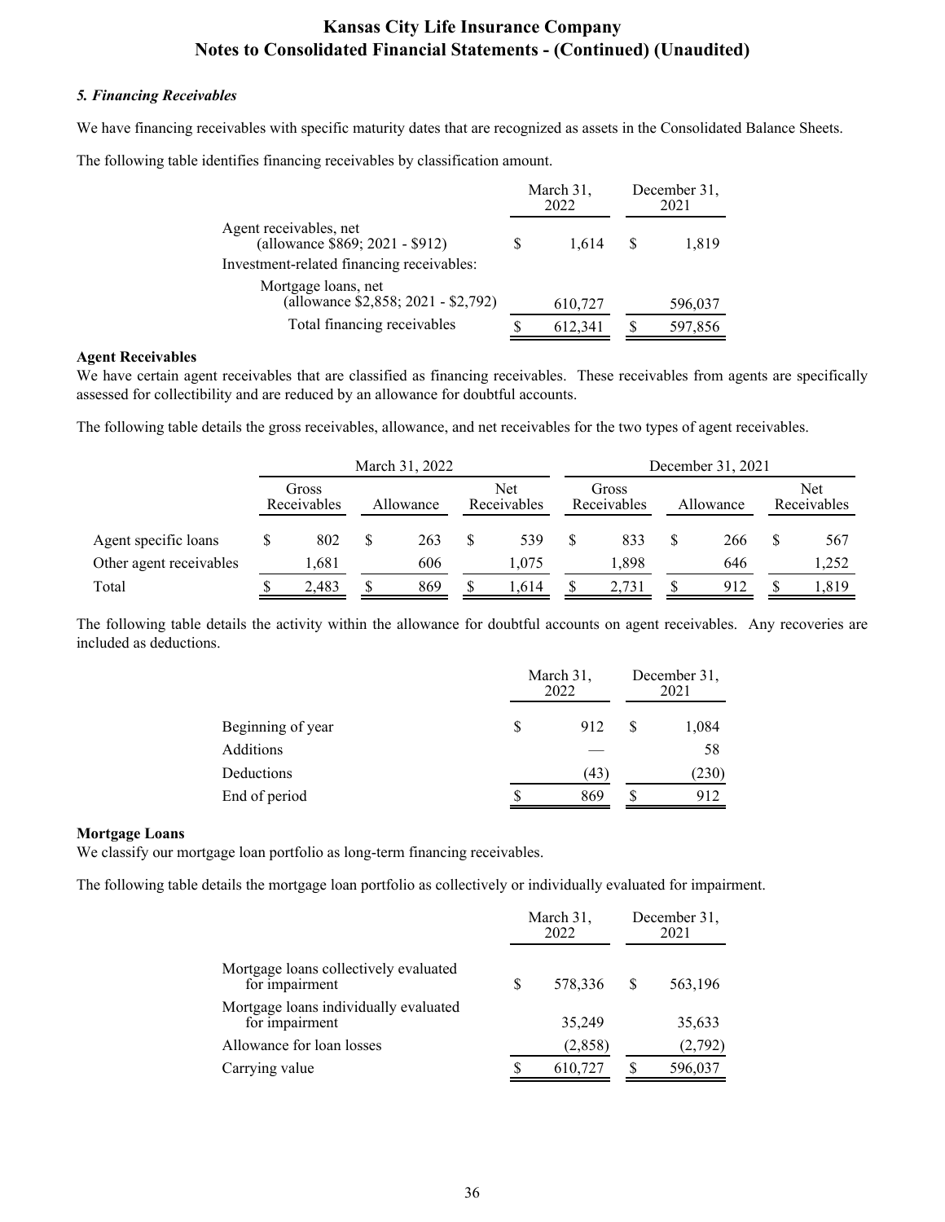### *5. Financing Receivables*

We have financing receivables with specific maturity dates that are recognized as assets in the Consolidated Balance Sheets.

The following table identifies financing receivables by classification amount.

| | March 31, 2022 | December 31, 2021 |
|---|---|---|
| Agent receivables, net (allowance $869; 2021 - $912) | $ 1,614 | $ 1,819 |
| Investment-related financing receivables: | | |
| Mortgage loans, net (allowance $2,858; 2021 - $2,792) | 610,727 | 596,037 |
| Total financing receivables | $ 612,341 | $ 597,856 |

**Agent Receivables**

We have certain agent receivables that are classified as financing receivables. These receivables from agents are specifically assessed for collectibility and are reduced by an allowance for doubtful accounts.

The following table details the gross receivables, allowance, and net receivables for the two types of agent receivables.

| | March 31, 2022 | | | December 31, 2021 | | |
|---|---|---|---|---|---|---|
| | Gross Receivables | Allowance | Net Receivables | Gross Receivables | Allowance | Net Receivables |
| Agent specific loans | $ 802 | $ 263 | $ 539 | $ 833 | $ 266 | $ 567 |
| Other agent receivables | 1,681 | 606 | 1,075 | 1,898 | 646 | 1,252 |
| Total | $ 2,483 | $ 869 | $ 1,614 | $ 2,731 | $ 912 | $ 1,819 |

The following table details the activity within the allowance for doubtful accounts on agent receivables. Any recoveries are included as deductions.

| | March 31, 2022 | December 31, 2021 |
|---|---|---|
| Beginning of year | $ 912 | $ 1,084 |
| Additions | — | 58 |
| Deductions | (43) | (230) |
| End of period | $ 869 | $ 912 |

**Mortgage Loans**

We classify our mortgage loan portfolio as long-term financing receivables.

The following table details the mortgage loan portfolio as collectively or individually evaluated for impairment.

| | March 31, 2022 | December 31, 2021 |
|---|---|---|
| Mortgage loans collectively evaluated for impairment | $ 578,336 | $ 563,196 |
| Mortgage loans individually evaluated for impairment | 35,249 | 35,633 |
| Allowance for loan losses | (2,858) | (2,792) |
| Carrying value | $ 610,727 | $ 596,037 |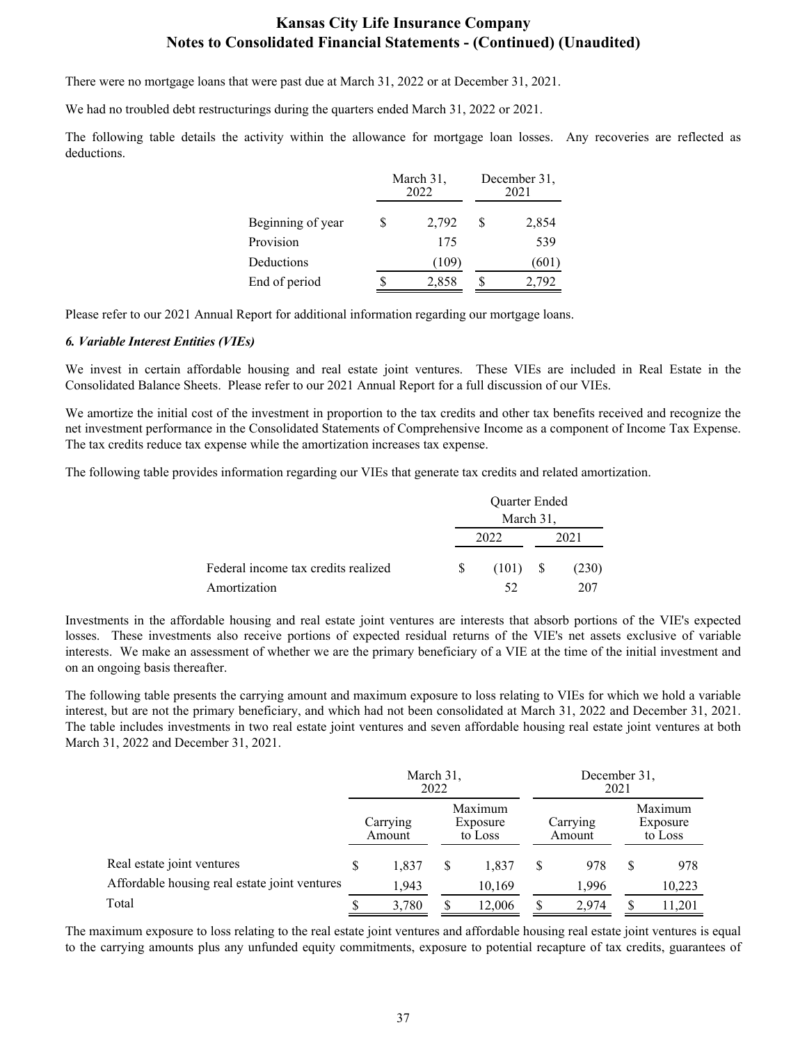There were no mortgage loans that were past due at March 31, 2022 or at December 31, 2021.

We had no troubled debt restructurings during the quarters ended March 31, 2022 or 2021.

The following table details the activity within the allowance for mortgage loan losses. Any recoveries are reflected as deductions.

| | March 31, 2022 | December 31, 2021 |
|---|---|---|
| Beginning of year | $ 2,792 | $ 2,854 |
| Provision | 175 | 539 |
| Deductions | (109) | (601) |
| End of period | $ 2,858 | $ 2,792 |

Please refer to our 2021 Annual Report for additional information regarding our mortgage loans.

***6. Variable Interest Entities (VIEs)***

We invest in certain affordable housing and real estate joint ventures. These VIEs are included in Real Estate in the Consolidated Balance Sheets. Please refer to our 2021 Annual Report for a full discussion of our VIEs.

We amortize the initial cost of the investment in proportion to the tax credits and other tax benefits received and recognize the net investment performance in the Consolidated Statements of Comprehensive Income as a component of Income Tax Expense. The tax credits reduce tax expense while the amortization increases tax expense.

The following table provides information regarding our VIEs that generate tax credits and related amortization.

| | Quarter Ended March 31, | |
|---|---|---|
| | 2022 | 2021 |
| Federal income tax credits realized | $ (101) | $ (230) |
| Amortization | 52 | 207 |

Investments in the affordable housing and real estate joint ventures are interests that absorb portions of the VIE's expected losses. These investments also receive portions of expected residual returns of the VIE's net assets exclusive of variable interests. We make an assessment of whether we are the primary beneficiary of a VIE at the time of the initial investment and on an ongoing basis thereafter.

The following table presents the carrying amount and maximum exposure to loss relating to VIEs for which we hold a variable interest, but are not the primary beneficiary, and which had not been consolidated at March 31, 2022 and December 31, 2021. The table includes investments in two real estate joint ventures and seven affordable housing real estate joint ventures at both March 31, 2022 and December 31, 2021.

| | March 31, 2022 | | December 31, 2021 | |
|---|---|---|---|---|
| | Carrying Amount | Maximum Exposure to Loss | Carrying Amount | Maximum Exposure to Loss |
| Real estate joint ventures | $ 1,837 | $ 1,837 | $ 978 | $ 978 |
| Affordable housing real estate joint ventures | 1,943 | 10,169 | 1,996 | 10,223 |
| Total | $ 3,780 | $ 12,006 | $ 2,974 | $ 11,201 |

The maximum exposure to loss relating to the real estate joint ventures and affordable housing real estate joint ventures is equal to the carrying amounts plus any unfunded equity commitments, exposure to potential recapture of tax credits, guarantees of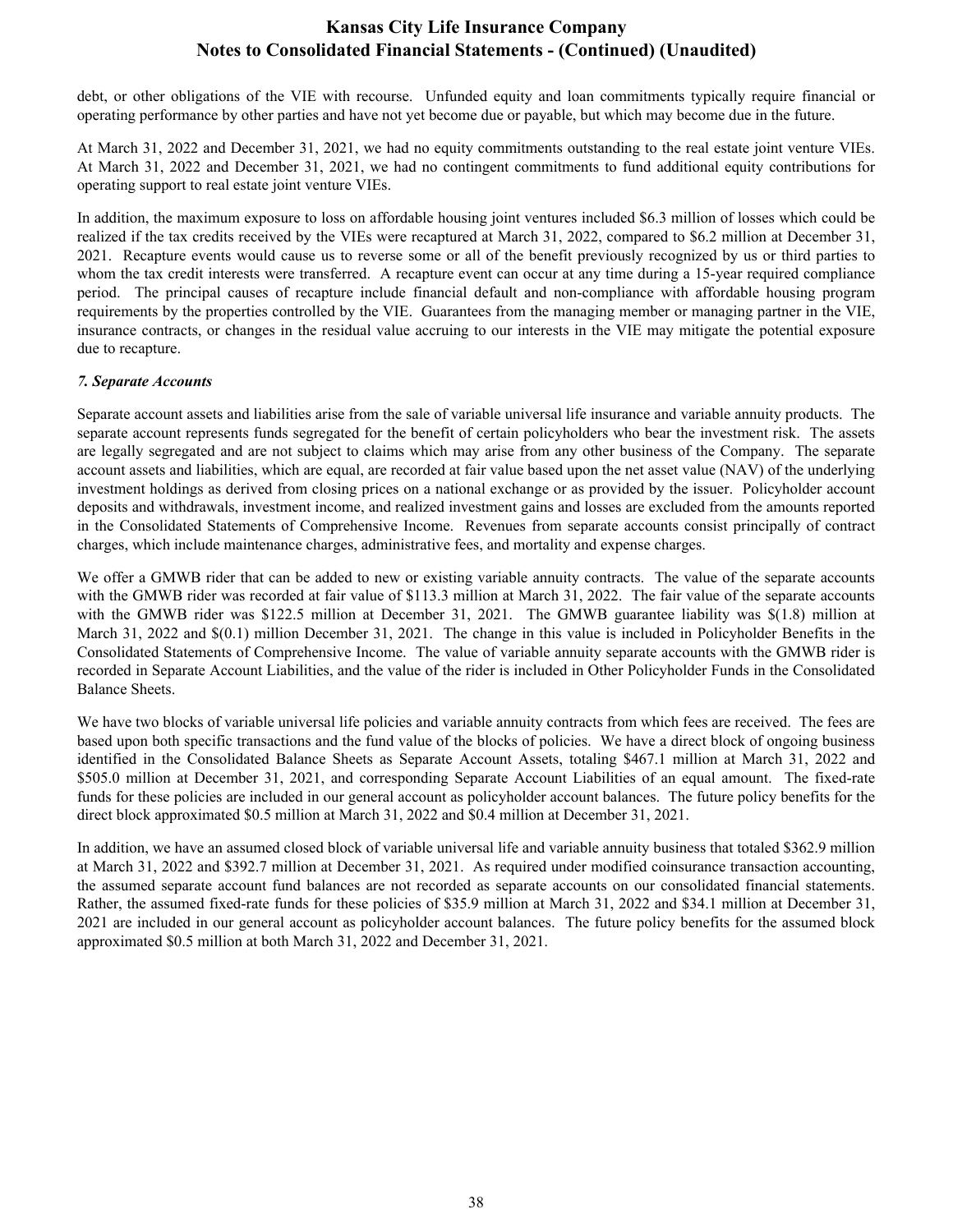debt, or other obligations of the VIE with recourse. Unfunded equity and loan commitments typically require financial or operating performance by other parties and have not yet become due or payable, but which may become due in the future.

At March 31, 2022 and December 31, 2021, we had no equity commitments outstanding to the real estate joint venture VIEs. At March 31, 2022 and December 31, 2021, we had no contingent commitments to fund additional equity contributions for operating support to real estate joint venture VIEs.

In addition, the maximum exposure to loss on affordable housing joint ventures included $6.3 million of losses which could be realized if the tax credits received by the VIEs were recaptured at March 31, 2022, compared to $6.2 million at December 31, 2021. Recapture events would cause us to reverse some or all of the benefit previously recognized by us or third parties to whom the tax credit interests were transferred. A recapture event can occur at any time during a 15-year required compliance period. The principal causes of recapture include financial default and non-compliance with affordable housing program requirements by the properties controlled by the VIE. Guarantees from the managing member or managing partner in the VIE, insurance contracts, or changes in the residual value accruing to our interests in the VIE may mitigate the potential exposure due to recapture.

***7. Separate Accounts***

Separate account assets and liabilities arise from the sale of variable universal life insurance and variable annuity products. The separate account represents funds segregated for the benefit of certain policyholders who bear the investment risk. The assets are legally segregated and are not subject to claims which may arise from any other business of the Company. The separate account assets and liabilities, which are equal, are recorded at fair value based upon the net asset value (NAV) of the underlying investment holdings as derived from closing prices on a national exchange or as provided by the issuer. Policyholder account deposits and withdrawals, investment income, and realized investment gains and losses are excluded from the amounts reported in the Consolidated Statements of Comprehensive Income. Revenues from separate accounts consist principally of contract charges, which include maintenance charges, administrative fees, and mortality and expense charges.

We offer a GMWB rider that can be added to new or existing variable annuity contracts. The value of the separate accounts with the GMWB rider was recorded at fair value of $113.3 million at March 31, 2022. The fair value of the separate accounts with the GMWB rider was $122.5 million at December 31, 2021. The GMWB guarantee liability was $(1.8) million at March 31, 2022 and $(0.1) million December 31, 2021. The change in this value is included in Policyholder Benefits in the Consolidated Statements of Comprehensive Income. The value of variable annuity separate accounts with the GMWB rider is recorded in Separate Account Liabilities, and the value of the rider is included in Other Policyholder Funds in the Consolidated Balance Sheets.

We have two blocks of variable universal life policies and variable annuity contracts from which fees are received. The fees are based upon both specific transactions and the fund value of the blocks of policies. We have a direct block of ongoing business identified in the Consolidated Balance Sheets as Separate Account Assets, totaling $467.1 million at March 31, 2022 and $505.0 million at December 31, 2021, and corresponding Separate Account Liabilities of an equal amount. The fixed-rate funds for these policies are included in our general account as policyholder account balances. The future policy benefits for the direct block approximated $0.5 million at March 31, 2022 and $0.4 million at December 31, 2021.

In addition, we have an assumed closed block of variable universal life and variable annuity business that totaled $362.9 million at March 31, 2022 and $392.7 million at December 31, 2021. As required under modified coinsurance transaction accounting, the assumed separate account fund balances are not recorded as separate accounts on our consolidated financial statements. Rather, the assumed fixed-rate funds for these policies of $35.9 million at March 31, 2022 and $34.1 million at December 31, 2021 are included in our general account as policyholder account balances. The future policy benefits for the assumed block approximated $0.5 million at both March 31, 2022 and December 31, 2021.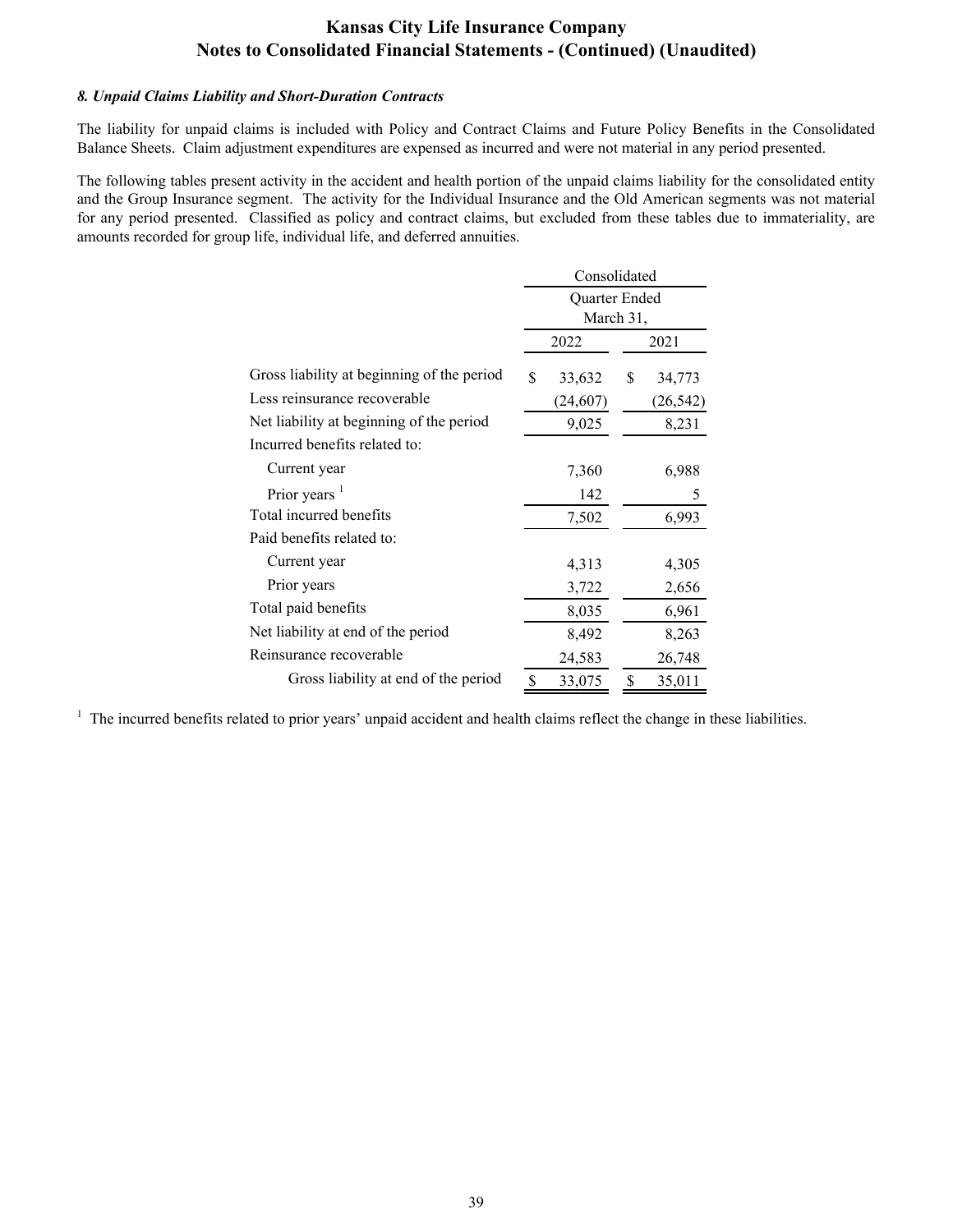### *8. Unpaid Claims Liability and Short-Duration Contracts*

The liability for unpaid claims is included with Policy and Contract Claims and Future Policy Benefits in the Consolidated Balance Sheets. Claim adjustment expenditures are expensed as incurred and were not material in any period presented.

The following tables present activity in the accident and health portion of the unpaid claims liability for the consolidated entity and the Group Insurance segment. The activity for the Individual Insurance and the Old American segments was not material for any period presented. Classified as policy and contract claims, but excluded from these tables due to immateriality, are amounts recorded for group life, individual life, and deferred annuities.

| | Consolidated | |
|---|---|---|
| | Quarter Ended March 31, | |
| | 2022 | 2021 |
| Gross liability at beginning of the period | $ 33,632 | $ 34,773 |
| Less reinsurance recoverable | (24,607) | (26,542) |
| Net liability at beginning of the period | 9,025 | 8,231 |
| Incurred benefits related to: | | |
| Current year | 7,360 | 6,988 |
| Prior years [1] | 142 | 5 |
| Total incurred benefits | 7,502 | 6,993 |
| Paid benefits related to: | | |
| Current year | 4,313 | 4,305 |
| Prior years | 3,722 | 2,656 |
| Total paid benefits | 8,035 | 6,961 |
| Net liability at end of the period | 8,492 | 8,263 |
| Reinsurance recoverable | 24,583 | 26,748 |
| Gross liability at end of the period | $ 33,075 | $ 35,011 |

[1] The incurred benefits related to prior years' unpaid accident and health claims reflect the change in these liabilities.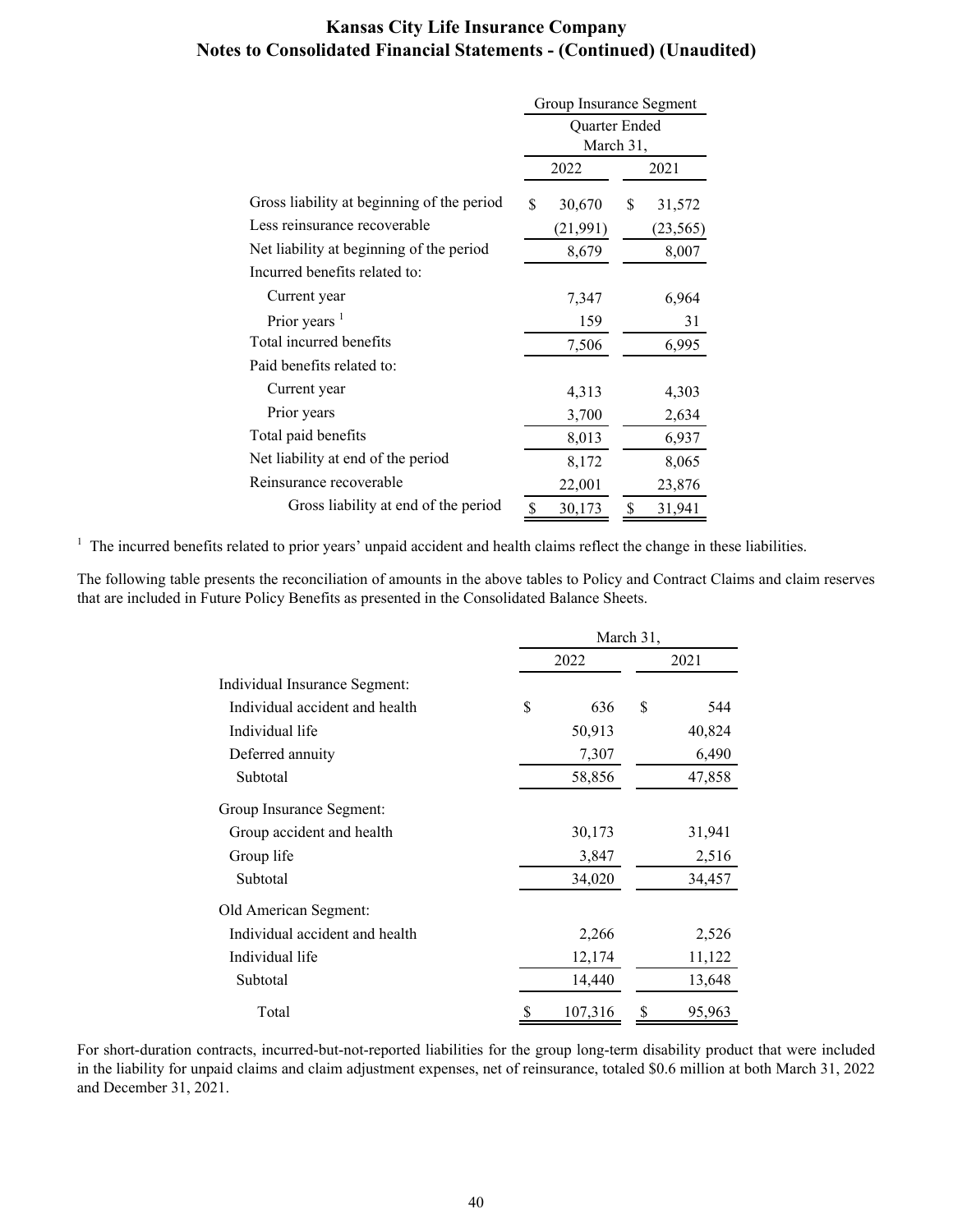# Kansas City Life Insurance Company
## Notes to Consolidated Financial Statements - (Continued) (Unaudited)

| | Group Insurance Segment | |
|---|---|---|
| | Quarter Ended March 31, | |
| | 2022 | 2021 |
| Gross liability at beginning of the period | $ 30,670 | $ 31,572 |
| Less reinsurance recoverable | (21,991) | (23,565) |
| Net liability at beginning of the period | 8,679 | 8,007 |
| Incurred benefits related to: | | |
| Current year | 7,347 | 6,964 |
| Prior years [1] | 159 | 31 |
| Total incurred benefits | 7,506 | 6,995 |
| Paid benefits related to: | | |
| Current year | 4,313 | 4,303 |
| Prior years | 3,700 | 2,634 |
| Total paid benefits | 8,013 | 6,937 |
| Net liability at end of the period | 8,172 | 8,065 |
| Reinsurance recoverable | 22,001 | 23,876 |
| Gross liability at end of the period | $ 30,173 | $ 31,941 |

[1] The incurred benefits related to prior years' unpaid accident and health claims reflect the change in these liabilities.

The following table presents the reconciliation of amounts in the above tables to Policy and Contract Claims and claim reserves that are included in Future Policy Benefits as presented in the Consolidated Balance Sheets.

| | March 31, | |
|---|---|---|
| | 2022 | 2021 |
| Individual Insurance Segment: | | |
| Individual accident and health | $ 636 | $ 544 |
| Individual life | 50,913 | 40,824 |
| Deferred annuity | 7,307 | 6,490 |
| Subtotal | 58,856 | 47,858 |
| Group Insurance Segment: | | |
| Group accident and health | 30,173 | 31,941 |
| Group life | 3,847 | 2,516 |
| Subtotal | 34,020 | 34,457 |
| Old American Segment: | | |
| Individual accident and health | 2,266 | 2,526 |
| Individual life | 12,174 | 11,122 |
| Subtotal | 14,440 | 13,648 |
| Total | $ 107,316 | $ 95,963 |

For short-duration contracts, incurred-but-not-reported liabilities for the group long-term disability product that were included in the liability for unpaid claims and claim adjustment expenses, net of reinsurance, totaled $0.6 million at both March 31, 2022 and December 31, 2021.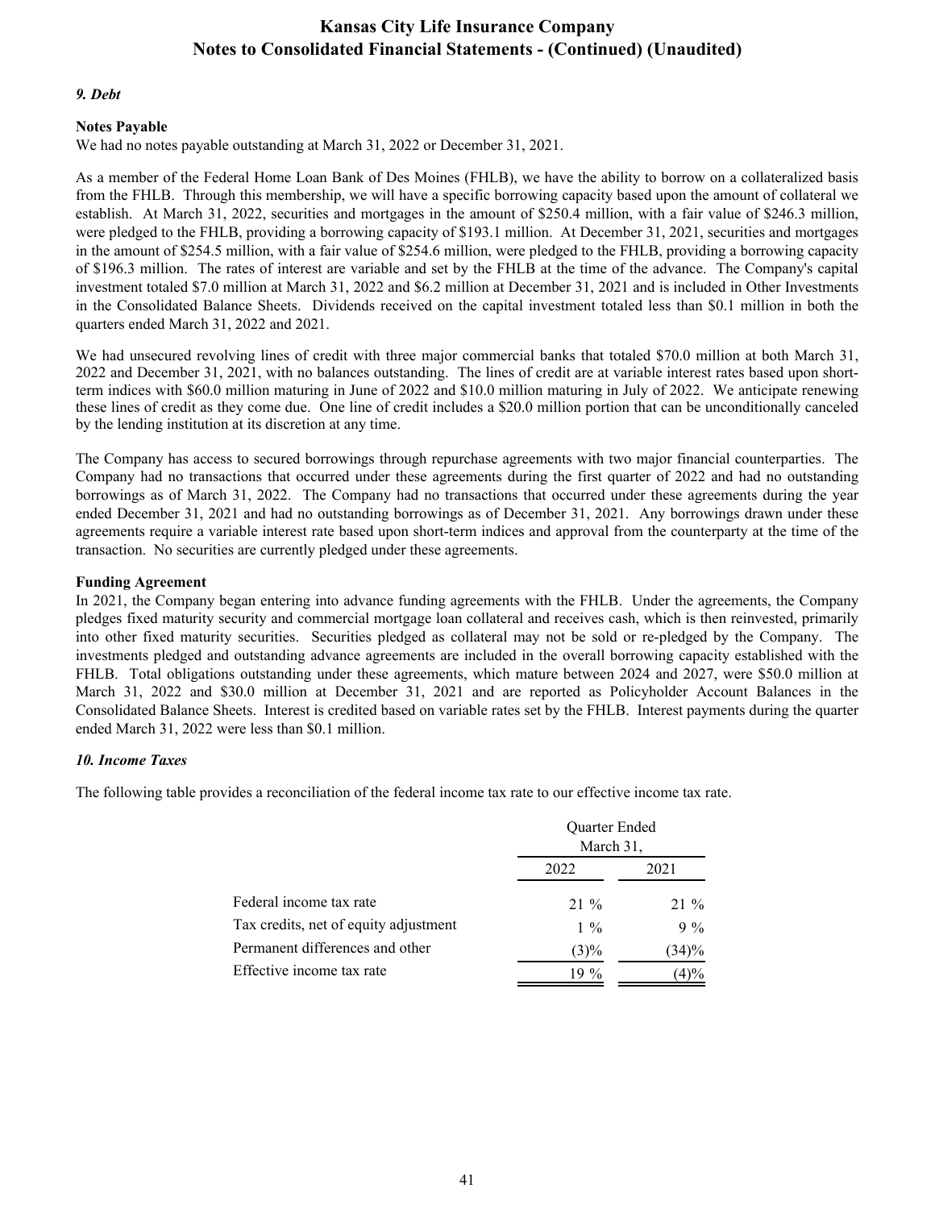*9. Debt*

**Notes Payable**

We had no notes payable outstanding at March 31, 2022 or December 31, 2021.

As a member of the Federal Home Loan Bank of Des Moines (FHLB), we have the ability to borrow on a collateralized basis from the FHLB. Through this membership, we will have a specific borrowing capacity based upon the amount of collateral we establish. At March 31, 2022, securities and mortgages in the amount of $250.4 million, with a fair value of $246.3 million, were pledged to the FHLB, providing a borrowing capacity of $193.1 million. At December 31, 2021, securities and mortgages in the amount of $254.5 million, with a fair value of $254.6 million, were pledged to the FHLB, providing a borrowing capacity of $196.3 million. The rates of interest are variable and set by the FHLB at the time of the advance. The Company's capital investment totaled $7.0 million at March 31, 2022 and $6.2 million at December 31, 2021 and is included in Other Investments in the Consolidated Balance Sheets. Dividends received on the capital investment totaled less than $0.1 million in both the quarters ended March 31, 2022 and 2021.

We had unsecured revolving lines of credit with three major commercial banks that totaled $70.0 million at both March 31, 2022 and December 31, 2021, with no balances outstanding. The lines of credit are at variable interest rates based upon short-term indices with $60.0 million maturing in June of 2022 and $10.0 million maturing in July of 2022. We anticipate renewing these lines of credit as they come due. One line of credit includes a $20.0 million portion that can be unconditionally canceled by the lending institution at its discretion at any time.

The Company has access to secured borrowings through repurchase agreements with two major financial counterparties. The Company had no transactions that occurred under these agreements during the first quarter of 2022 and had no outstanding borrowings as of March 31, 2022. The Company had no transactions that occurred under these agreements during the year ended December 31, 2021 and had no outstanding borrowings as of December 31, 2021. Any borrowings drawn under these agreements require a variable interest rate based upon short-term indices and approval from the counterparty at the time of the transaction. No securities are currently pledged under these agreements.

**Funding Agreement**

In 2021, the Company began entering into advance funding agreements with the FHLB. Under the agreements, the Company pledges fixed maturity security and commercial mortgage loan collateral and receives cash, which is then reinvested, primarily into other fixed maturity securities. Securities pledged as collateral may not be sold or re-pledged by the Company. The investments pledged and outstanding advance agreements are included in the overall borrowing capacity established with the FHLB. Total obligations outstanding under these agreements, which mature between 2024 and 2027, were $50.0 million at March 31, 2022 and $30.0 million at December 31, 2021 and are reported as Policyholder Account Balances in the Consolidated Balance Sheets. Interest is credited based on variable rates set by the FHLB. Interest payments during the quarter ended March 31, 2022 were less than $0.1 million.

*10. Income Taxes*

The following table provides a reconciliation of the federal income tax rate to our effective income tax rate.

| | Quarter Ended March 31, | |
|---|---|---|
| | 2022 | 2021 |
| Federal income tax rate | 21 % | 21 % |
| Tax credits, net of equity adjustment | 1 % | 9 % |
| Permanent differences and other | (3)% | (34)% |
| Effective income tax rate | 19 % | (4)% |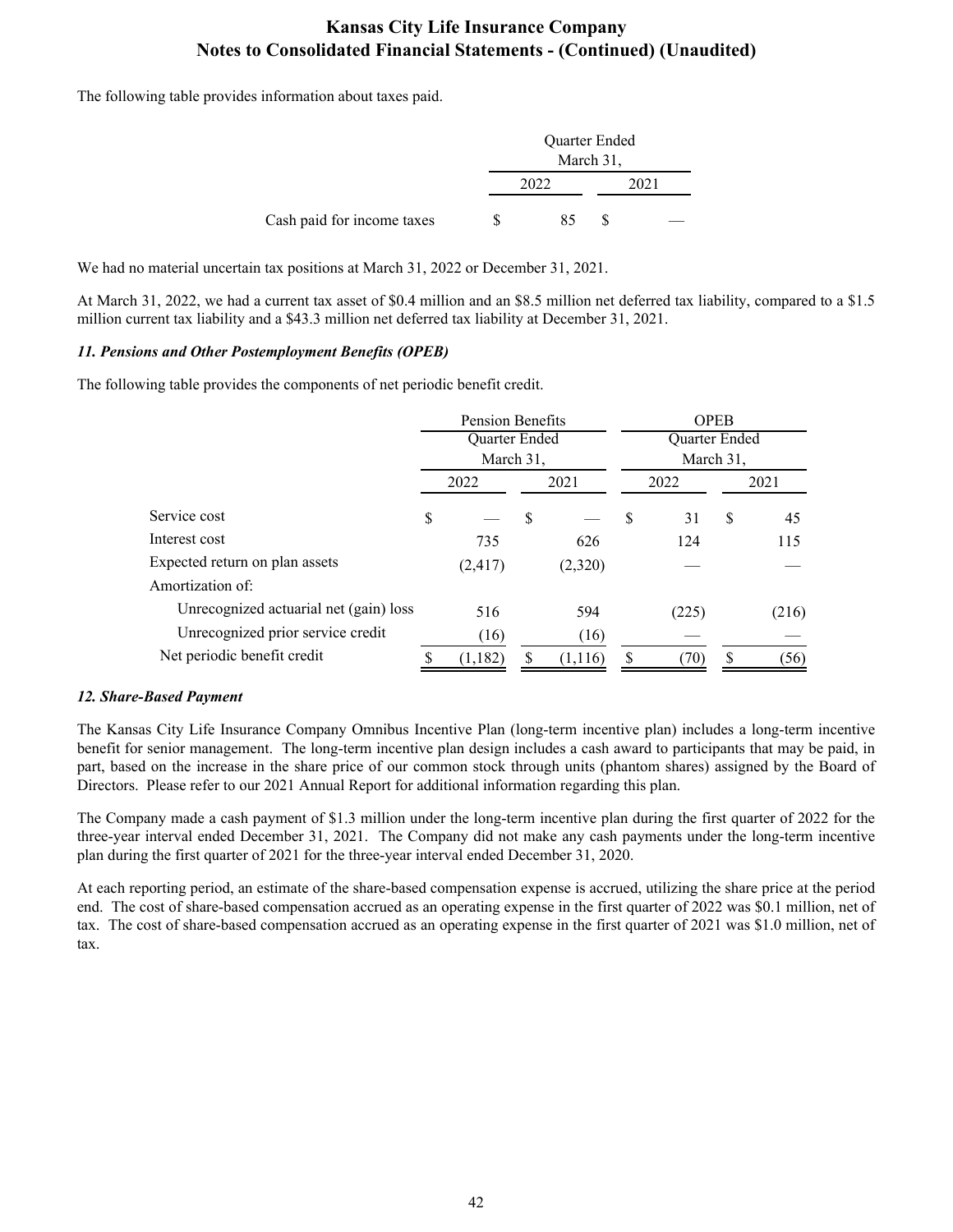The following table provides information about taxes paid.

| | Quarter Ended March 31, | |
|---|---|---|
| | 2022 | 2021 |
| Cash paid for income taxes | $ 85 | $ — |

We had no material uncertain tax positions at March 31, 2022 or December 31, 2021.

At March 31, 2022, we had a current tax asset of $0.4 million and an $8.5 million net deferred tax liability, compared to a $1.5 million current tax liability and a $43.3 million net deferred tax liability at December 31, 2021.

***11. Pensions and Other Postemployment Benefits (OPEB)***

The following table provides the components of net periodic benefit credit.

| | Pension Benefits | | OPEB | |
|---|---|---|---|---|
| | Quarter Ended March 31, | | Quarter Ended March 31, | |
| | 2022 | 2021 | 2022 | 2021 |
| Service cost | $ — | $ — | $ 31 | $ 45 |
| Interest cost | 735 | 626 | 124 | 115 |
| Expected return on plan assets | (2,417) | (2,320) | — | — |
| Amortization of: | | | | |
| Unrecognized actuarial net (gain) loss | 516 | 594 | (225) | (216) |
| Unrecognized prior service credit | (16) | (16) | — | — |
| Net periodic benefit credit | $ (1,182) | $ (1,116) | $ (70) | $ (56) |

***12. Share-Based Payment***

The Kansas City Life Insurance Company Omnibus Incentive Plan (long-term incentive plan) includes a long-term incentive benefit for senior management. The long-term incentive plan design includes a cash award to participants that may be paid, in part, based on the increase in the share price of our common stock through units (phantom shares) assigned by the Board of Directors. Please refer to our 2021 Annual Report for additional information regarding this plan.

The Company made a cash payment of $1.3 million under the long-term incentive plan during the first quarter of 2022 for the three-year interval ended December 31, 2021. The Company did not make any cash payments under the long-term incentive plan during the first quarter of 2021 for the three-year interval ended December 31, 2020.

At each reporting period, an estimate of the share-based compensation expense is accrued, utilizing the share price at the period end. The cost of share-based compensation accrued as an operating expense in the first quarter of 2022 was $0.1 million, net of tax. The cost of share-based compensation accrued as an operating expense in the first quarter of 2021 was $1.0 million, net of tax.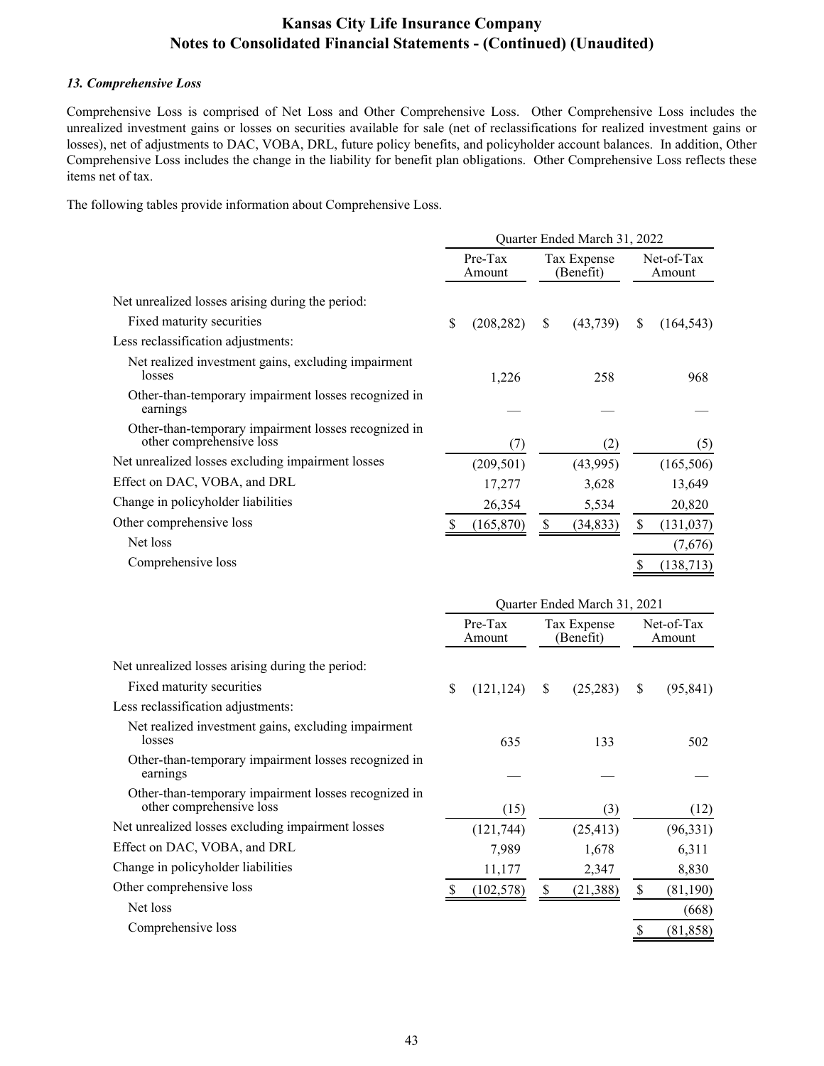### 13. Comprehensive Loss

Comprehensive Loss is comprised of Net Loss and Other Comprehensive Loss. Other Comprehensive Loss includes the unrealized investment gains or losses on securities available for sale (net of reclassifications for realized investment gains or losses), net of adjustments to DAC, VOBA, DRL, future policy benefits, and policyholder account balances. In addition, Other Comprehensive Loss includes the change in the liability for benefit plan obligations. Other Comprehensive Loss reflects these items net of tax.

The following tables provide information about Comprehensive Loss.

| | Quarter Ended March 31, 2022 | | |
|---|---|---|---|
| | Pre-Tax Amount | Tax Expense (Benefit) | Net-of-Tax Amount |
| Net unrealized losses arising during the period: | | | |
| Fixed maturity securities | $ (208,282) | $ (43,739) | $ (164,543) |
| Less reclassification adjustments: | | | |
| Net realized investment gains, excluding impairment losses | 1,226 | 258 | 968 |
| Other-than-temporary impairment losses recognized in earnings | — | — | — |
| Other-than-temporary impairment losses recognized in other comprehensive loss | (7) | (2) | (5) |
| Net unrealized losses excluding impairment losses | (209,501) | (43,995) | (165,506) |
| Effect on DAC, VOBA, and DRL | 17,277 | 3,628 | 13,649 |
| Change in policyholder liabilities | 26,354 | 5,534 | 20,820 |
| Other comprehensive loss | $ (165,870) | $ (34,833) | $ (131,037) |
| Net loss | | | (7,676) |
| Comprehensive loss | | | $ (138,713) |

| | Quarter Ended March 31, 2021 | | |
|---|---|---|---|
| | Pre-Tax Amount | Tax Expense (Benefit) | Net-of-Tax Amount |
| Net unrealized losses arising during the period: | | | |
| Fixed maturity securities | $ (121,124) | $ (25,283) | $ (95,841) |
| Less reclassification adjustments: | | | |
| Net realized investment gains, excluding impairment losses | 635 | 133 | 502 |
| Other-than-temporary impairment losses recognized in earnings | — | — | — |
| Other-than-temporary impairment losses recognized in other comprehensive loss | (15) | (3) | (12) |
| Net unrealized losses excluding impairment losses | (121,744) | (25,413) | (96,331) |
| Effect on DAC, VOBA, and DRL | 7,989 | 1,678 | 6,311 |
| Change in policyholder liabilities | 11,177 | 2,347 | 8,830 |
| Other comprehensive loss | $ (102,578) | $ (21,388) | $ (81,190) |
| Net loss | | | (668) |
| Comprehensive loss | | | $ (81,858) |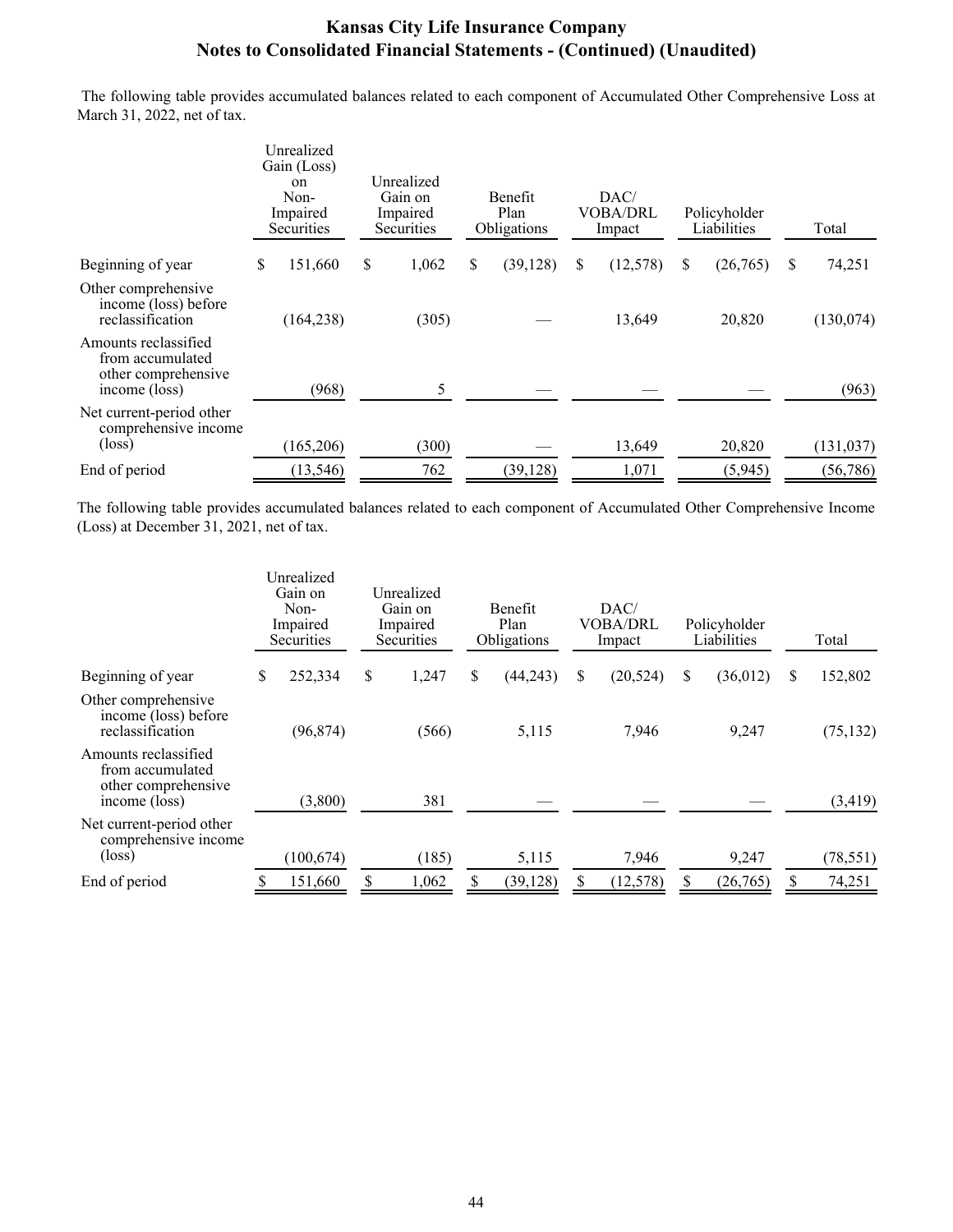# Kansas City Life Insurance Company
## Notes to Consolidated Financial Statements - (Continued) (Unaudited)

The following table provides accumulated balances related to each component of Accumulated Other Comprehensive Loss at March 31, 2022, net of tax.

| | Unrealized Gain (Loss) on Non-Impaired Securities | Unrealized Gain on Impaired Securities | Benefit Plan Obligations | DAC/ VOBA/DRL Impact | Policyholder Liabilities | Total |
|---|---|---|---|---|---|---|
| Beginning of year | $ 151,660 | $ 1,062 | $ (39,128) | $ (12,578) | $ (26,765) | $ 74,251 |
| Other comprehensive income (loss) before reclassification | (164,238) | (305) | — | 13,649 | 20,820 | (130,074) |
| Amounts reclassified from accumulated other comprehensive income (loss) | (968) | 5 | — | — | — | (963) |
| Net current-period other comprehensive income (loss) | (165,206) | (300) | — | 13,649 | 20,820 | (131,037) |
| End of period | (13,546) | 762 | (39,128) | 1,071 | (5,945) | (56,786) |

The following table provides accumulated balances related to each component of Accumulated Other Comprehensive Income (Loss) at December 31, 2021, net of tax.

| | Unrealized Gain on Non-Impaired Securities | Unrealized Gain on Impaired Securities | Benefit Plan Obligations | DAC/ VOBA/DRL Impact | Policyholder Liabilities | Total |
|---|---|---|---|---|---|---|
| Beginning of year | $ 252,334 | $ 1,247 | $ (44,243) | $ (20,524) | $ (36,012) | $ 152,802 |
| Other comprehensive income (loss) before reclassification | (96,874) | (566) | 5,115 | 7,946 | 9,247 | (75,132) |
| Amounts reclassified from accumulated other comprehensive income (loss) | (3,800) | 381 | — | — | — | (3,419) |
| Net current-period other comprehensive income (loss) | (100,674) | (185) | 5,115 | 7,946 | 9,247 | (78,551) |
| End of period | $ 151,660 | $ 1,062 | $ (39,128) | $ (12,578) | $ (26,765) | $ 74,251 |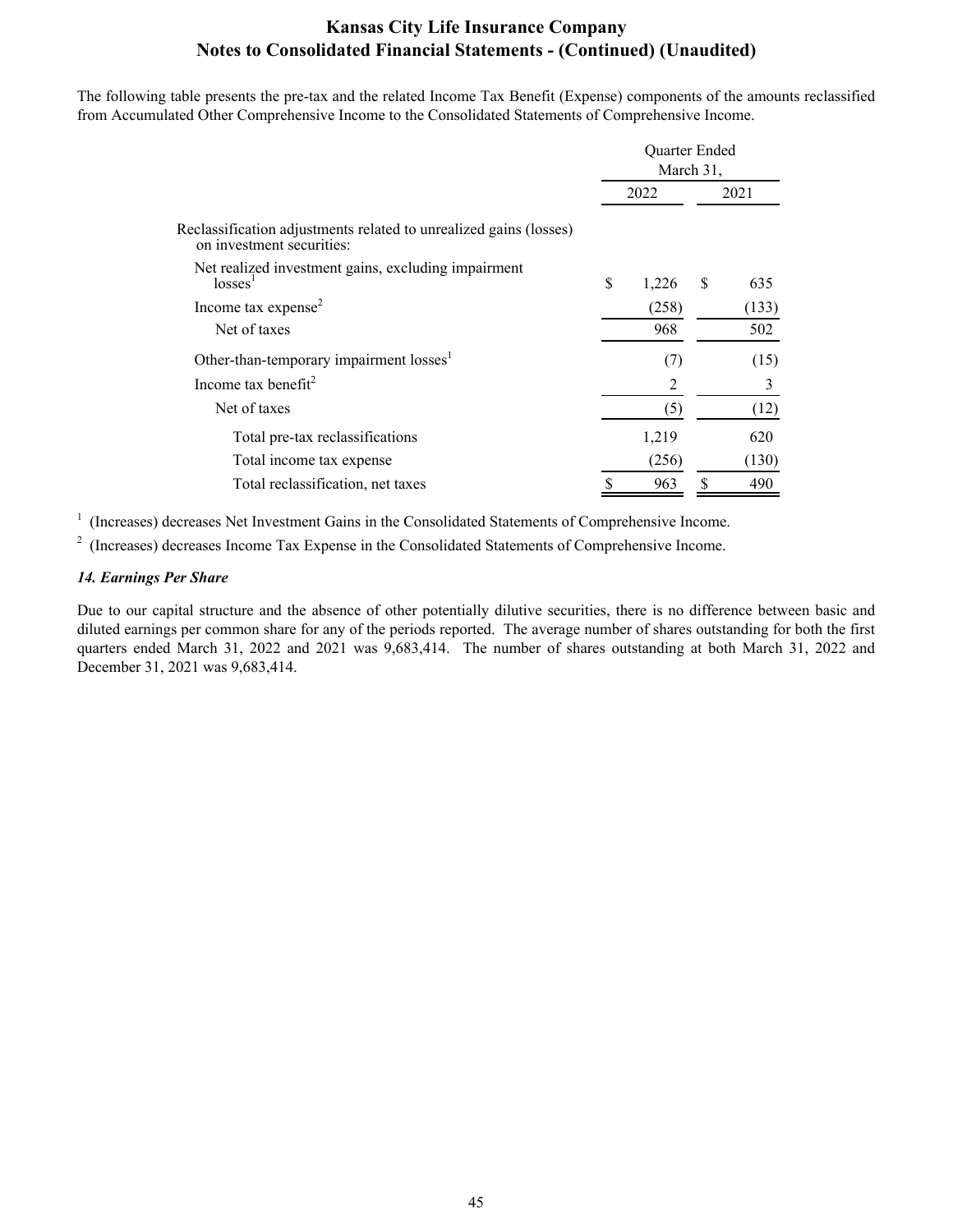# Kansas City Life Insurance Company
## Notes to Consolidated Financial Statements - (Continued) (Unaudited)

The following table presents the pre-tax and the related Income Tax Benefit (Expense) components of the amounts reclassified from Accumulated Other Comprehensive Income to the Consolidated Statements of Comprehensive Income.

| | Quarter Ended March 31, | |
|---|---|---|
| | 2022 | 2021 |
| Reclassification adjustments related to unrealized gains (losses) on investment securities: | | |
| Net realized investment gains, excluding impairment losses[1] | $ 1,226 | $ 635 |
| Income tax expense[2] | (258) | (133) |
| Net of taxes | 968 | 502 |
| Other-than-temporary impairment losses[1] | (7) | (15) |
| Income tax benefit[2] | 2 | 3 |
| Net of taxes | (5) | (12) |
| Total pre-tax reclassifications | 1,219 | 620 |
| Total income tax expense | (256) | (130) |
| Total reclassification, net taxes | $ 963 | $ 490 |

[1] (Increases) decreases Net Investment Gains in the Consolidated Statements of Comprehensive Income.

[2] (Increases) decreases Income Tax Expense in the Consolidated Statements of Comprehensive Income.

### *14. Earnings Per Share*

Due to our capital structure and the absence of other potentially dilutive securities, there is no difference between basic and diluted earnings per common share for any of the periods reported. The average number of shares outstanding for both the first quarters ended March 31, 2022 and 2021 was 9,683,414. The number of shares outstanding at both March 31, 2022 and December 31, 2021 was 9,683,414.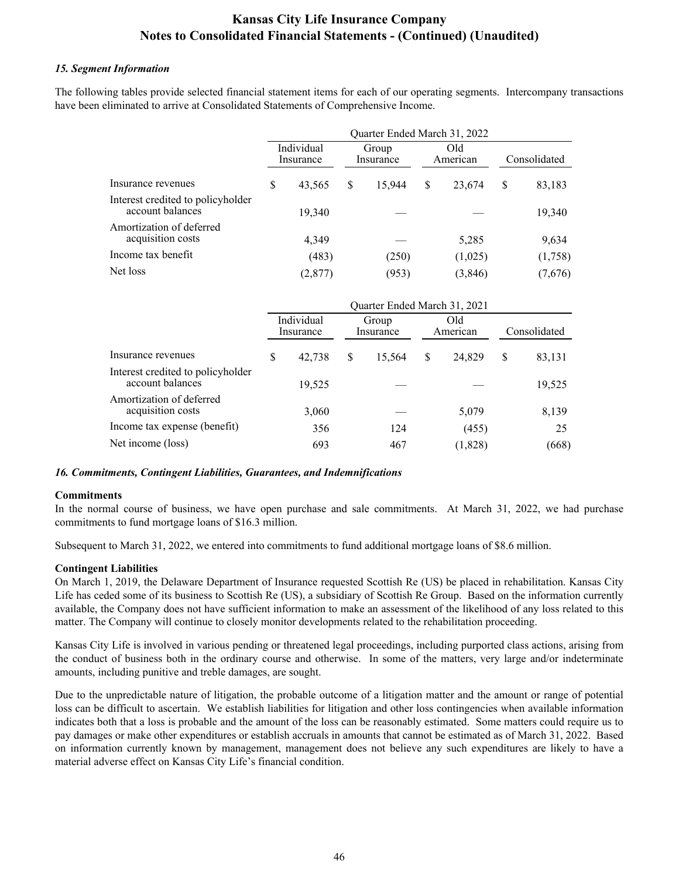### 15. Segment Information

The following tables provide selected financial statement items for each of our operating segments. Intercompany transactions have been eliminated to arrive at Consolidated Statements of Comprehensive Income.

| | Quarter Ended March 31, 2022 | | | |
|---|---|---|---|---|
| | Individual Insurance | Group Insurance | Old American | Consolidated |
| Insurance revenues | $ 43,565 | $ 15,944 | $ 23,674 | $ 83,183 |
| Interest credited to policyholder account balances | 19,340 | — | — | 19,340 |
| Amortization of deferred acquisition costs | 4,349 | — | 5,285 | 9,634 |
| Income tax benefit | (483) | (250) | (1,025) | (1,758) |
| Net loss | (2,877) | (953) | (3,846) | (7,676) |

| | Quarter Ended March 31, 2021 | | | |
|---|---|---|---|---|
| | Individual Insurance | Group Insurance | Old American | Consolidated |
| Insurance revenues | $ 42,738 | $ 15,564 | $ 24,829 | $ 83,131 |
| Interest credited to policyholder account balances | 19,525 | — | — | 19,525 |
| Amortization of deferred acquisition costs | 3,060 | — | 5,079 | 8,139 |
| Income tax expense (benefit) | 356 | 124 | (455) | 25 |
| Net income (loss) | 693 | 467 | (1,828) | (668) |

### 16. Commitments, Contingent Liabilities, Guarantees, and Indemnifications

**Commitments**

In the normal course of business, we have open purchase and sale commitments. At March 31, 2022, we had purchase commitments to fund mortgage loans of $16.3 million.

Subsequent to March 31, 2022, we entered into commitments to fund additional mortgage loans of $8.6 million.

**Contingent Liabilities**

On March 1, 2019, the Delaware Department of Insurance requested Scottish Re (US) be placed in rehabilitation. Kansas City Life has ceded some of its business to Scottish Re (US), a subsidiary of Scottish Re Group. Based on the information currently available, the Company does not have sufficient information to make an assessment of the likelihood of any loss related to this matter. The Company will continue to closely monitor developments related to the rehabilitation proceeding.

Kansas City Life is involved in various pending or threatened legal proceedings, including purported class actions, arising from the conduct of business both in the ordinary course and otherwise. In some of the matters, very large and/or indeterminate amounts, including punitive and treble damages, are sought.

Due to the unpredictable nature of litigation, the probable outcome of a litigation matter and the amount or range of potential loss can be difficult to ascertain. We establish liabilities for litigation and other loss contingencies when available information indicates both that a loss is probable and the amount of the loss can be reasonably estimated. Some matters could require us to pay damages or make other expenditures or establish accruals in amounts that cannot be estimated as of March 31, 2022. Based on information currently known by management, management does not believe any such expenditures are likely to have a material adverse effect on Kansas City Life's financial condition.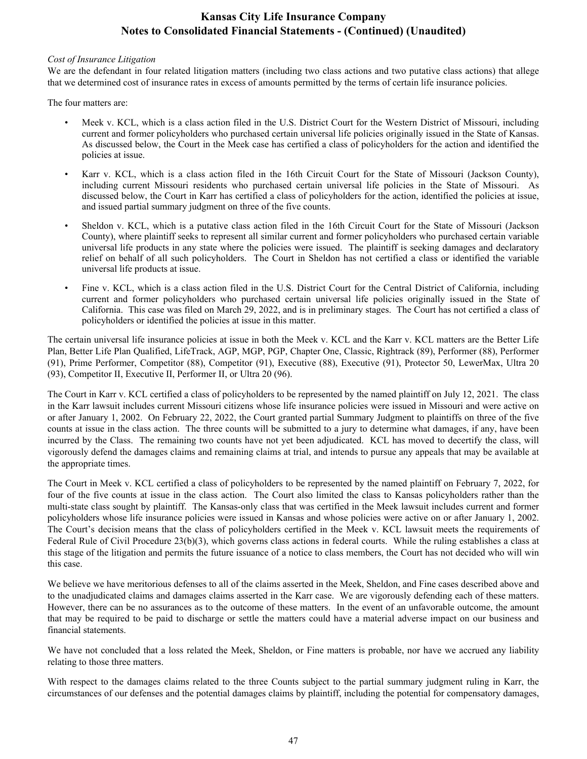*Cost of Insurance Litigation*

We are the defendant in four related litigation matters (including two class actions and two putative class actions) that allege that we determined cost of insurance rates in excess of amounts permitted by the terms of certain life insurance policies.

The four matters are:

- Meek v. KCL, which is a class action filed in the U.S. District Court for the Western District of Missouri, including current and former policyholders who purchased certain universal life policies originally issued in the State of Kansas. As discussed below, the Court in the Meek case has certified a class of policyholders for the action and identified the policies at issue.
- Karr v. KCL, which is a class action filed in the 16th Circuit Court for the State of Missouri (Jackson County), including current Missouri residents who purchased certain universal life policies in the State of Missouri. As discussed below, the Court in Karr has certified a class of policyholders for the action, identified the policies at issue, and issued partial summary judgment on three of the five counts.
- Sheldon v. KCL, which is a putative class action filed in the 16th Circuit Court for the State of Missouri (Jackson County), where plaintiff seeks to represent all similar current and former policyholders who purchased certain variable universal life products in any state where the policies were issued. The plaintiff is seeking damages and declaratory relief on behalf of all such policyholders. The Court in Sheldon has not certified a class or identified the variable universal life products at issue.
- Fine v. KCL, which is a class action filed in the U.S. District Court for the Central District of California, including current and former policyholders who purchased certain universal life policies originally issued in the State of California. This case was filed on March 29, 2022, and is in preliminary stages. The Court has not certified a class of policyholders or identified the policies at issue in this matter.

The certain universal life insurance policies at issue in both the Meek v. KCL and the Karr v. KCL matters are the Better Life Plan, Better Life Plan Qualified, LifeTrack, AGP, MGP, PGP, Chapter One, Classic, Rightrack (89), Performer (88), Performer (91), Prime Performer, Competitor (88), Competitor (91), Executive (88), Executive (91), Protector 50, LewerMax, Ultra 20 (93), Competitor II, Executive II, Performer II, or Ultra 20 (96).

The Court in Karr v. KCL certified a class of policyholders to be represented by the named plaintiff on July 12, 2021. The class in the Karr lawsuit includes current Missouri citizens whose life insurance policies were issued in Missouri and were active on or after January 1, 2002. On February 22, 2022, the Court granted partial Summary Judgment to plaintiffs on three of the five counts at issue in the class action. The three counts will be submitted to a jury to determine what damages, if any, have been incurred by the Class. The remaining two counts have not yet been adjudicated. KCL has moved to decertify the class, will vigorously defend the damages claims and remaining claims at trial, and intends to pursue any appeals that may be available at the appropriate times.

The Court in Meek v. KCL certified a class of policyholders to be represented by the named plaintiff on February 7, 2022, for four of the five counts at issue in the class action. The Court also limited the class to Kansas policyholders rather than the multi-state class sought by plaintiff. The Kansas-only class that was certified in the Meek lawsuit includes current and former policyholders whose life insurance policies were issued in Kansas and whose policies were active on or after January 1, 2002. The Court's decision means that the class of policyholders certified in the Meek v. KCL lawsuit meets the requirements of Federal Rule of Civil Procedure 23(b)(3), which governs class actions in federal courts. While the ruling establishes a class at this stage of the litigation and permits the future issuance of a notice to class members, the Court has not decided who will win this case.

We believe we have meritorious defenses to all of the claims asserted in the Meek, Sheldon, and Fine cases described above and to the unadjudicated claims and damages claims asserted in the Karr case. We are vigorously defending each of these matters. However, there can be no assurances as to the outcome of these matters. In the event of an unfavorable outcome, the amount that may be required to be paid to discharge or settle the matters could have a material adverse impact on our business and financial statements.

We have not concluded that a loss related the Meek, Sheldon, or Fine matters is probable, nor have we accrued any liability relating to those three matters.

With respect to the damages claims related to the three Counts subject to the partial summary judgment ruling in Karr, the circumstances of our defenses and the potential damages claims by plaintiff, including the potential for compensatory damages,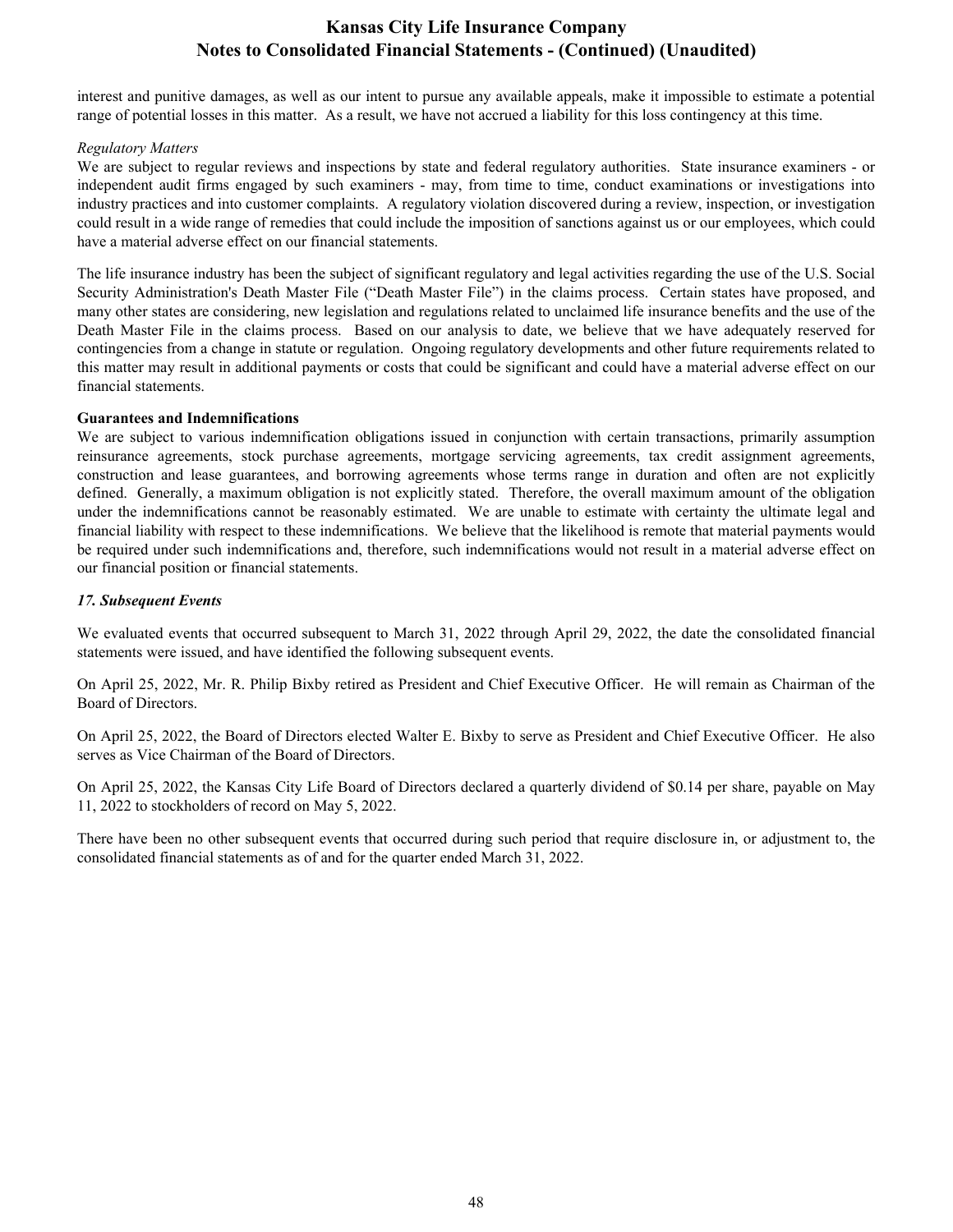interest and punitive damages, as well as our intent to pursue any available appeals, make it impossible to estimate a potential range of potential losses in this matter. As a result, we have not accrued a liability for this loss contingency at this time.

*Regulatory Matters*

We are subject to regular reviews and inspections by state and federal regulatory authorities. State insurance examiners - or independent audit firms engaged by such examiners - may, from time to time, conduct examinations or investigations into industry practices and into customer complaints. A regulatory violation discovered during a review, inspection, or investigation could result in a wide range of remedies that could include the imposition of sanctions against us or our employees, which could have a material adverse effect on our financial statements.

The life insurance industry has been the subject of significant regulatory and legal activities regarding the use of the U.S. Social Security Administration's Death Master File ("Death Master File") in the claims process. Certain states have proposed, and many other states are considering, new legislation and regulations related to unclaimed life insurance benefits and the use of the Death Master File in the claims process. Based on our analysis to date, we believe that we have adequately reserved for contingencies from a change in statute or regulation. Ongoing regulatory developments and other future requirements related to this matter may result in additional payments or costs that could be significant and could have a material adverse effect on our financial statements.

**Guarantees and Indemnifications**

We are subject to various indemnification obligations issued in conjunction with certain transactions, primarily assumption reinsurance agreements, stock purchase agreements, mortgage servicing agreements, tax credit assignment agreements, construction and lease guarantees, and borrowing agreements whose terms range in duration and often are not explicitly defined. Generally, a maximum obligation is not explicitly stated. Therefore, the overall maximum amount of the obligation under the indemnifications cannot be reasonably estimated. We are unable to estimate with certainty the ultimate legal and financial liability with respect to these indemnifications. We believe that the likelihood is remote that material payments would be required under such indemnifications and, therefore, such indemnifications would not result in a material adverse effect on our financial position or financial statements.

### *17. Subsequent Events*

We evaluated events that occurred subsequent to March 31, 2022 through April 29, 2022, the date the consolidated financial statements were issued, and have identified the following subsequent events.

On April 25, 2022, Mr. R. Philip Bixby retired as President and Chief Executive Officer. He will remain as Chairman of the Board of Directors.

On April 25, 2022, the Board of Directors elected Walter E. Bixby to serve as President and Chief Executive Officer. He also serves as Vice Chairman of the Board of Directors.

On April 25, 2022, the Kansas City Life Board of Directors declared a quarterly dividend of $0.14 per share, payable on May 11, 2022 to stockholders of record on May 5, 2022.

There have been no other subsequent events that occurred during such period that require disclosure in, or adjustment to, the consolidated financial statements as of and for the quarter ended March 31, 2022.